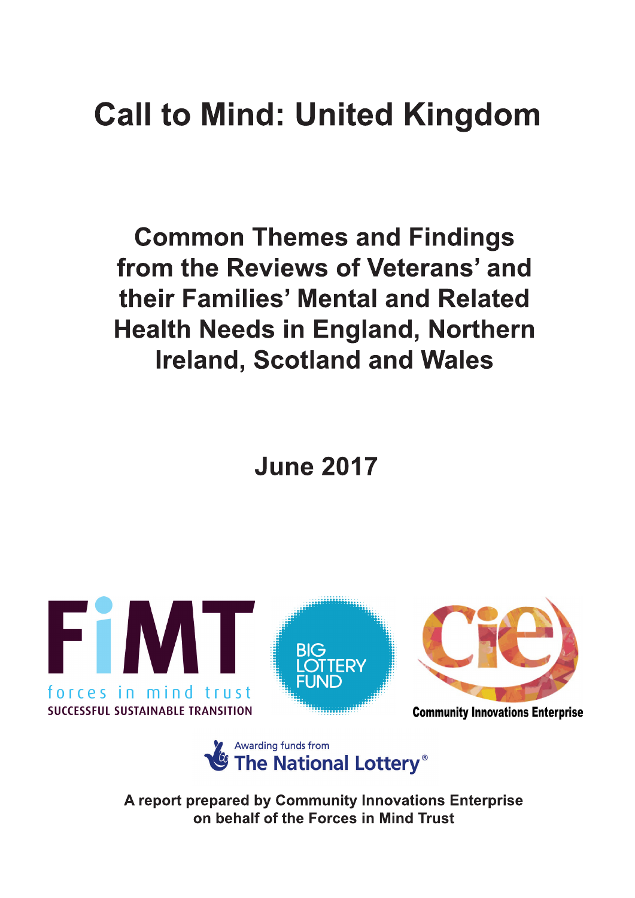# Call to Mind: United Kingdom

## Common Themes and Findings from the Reviews of Veterans' and their Families' Mental and Related Health Needs in England, Northern Ireland, Scotland and Wales

**June 2017**

FiMT
forces in mind trust
SUCCESSFUL SUSTAINABLE TRANSITION

BIG LOTTERY FUND

Community Innovations Enterprise

Awarding funds from The National Lottery®

**A report prepared by Community Innovations Enterprise on behalf of the Forces in Mind Trust**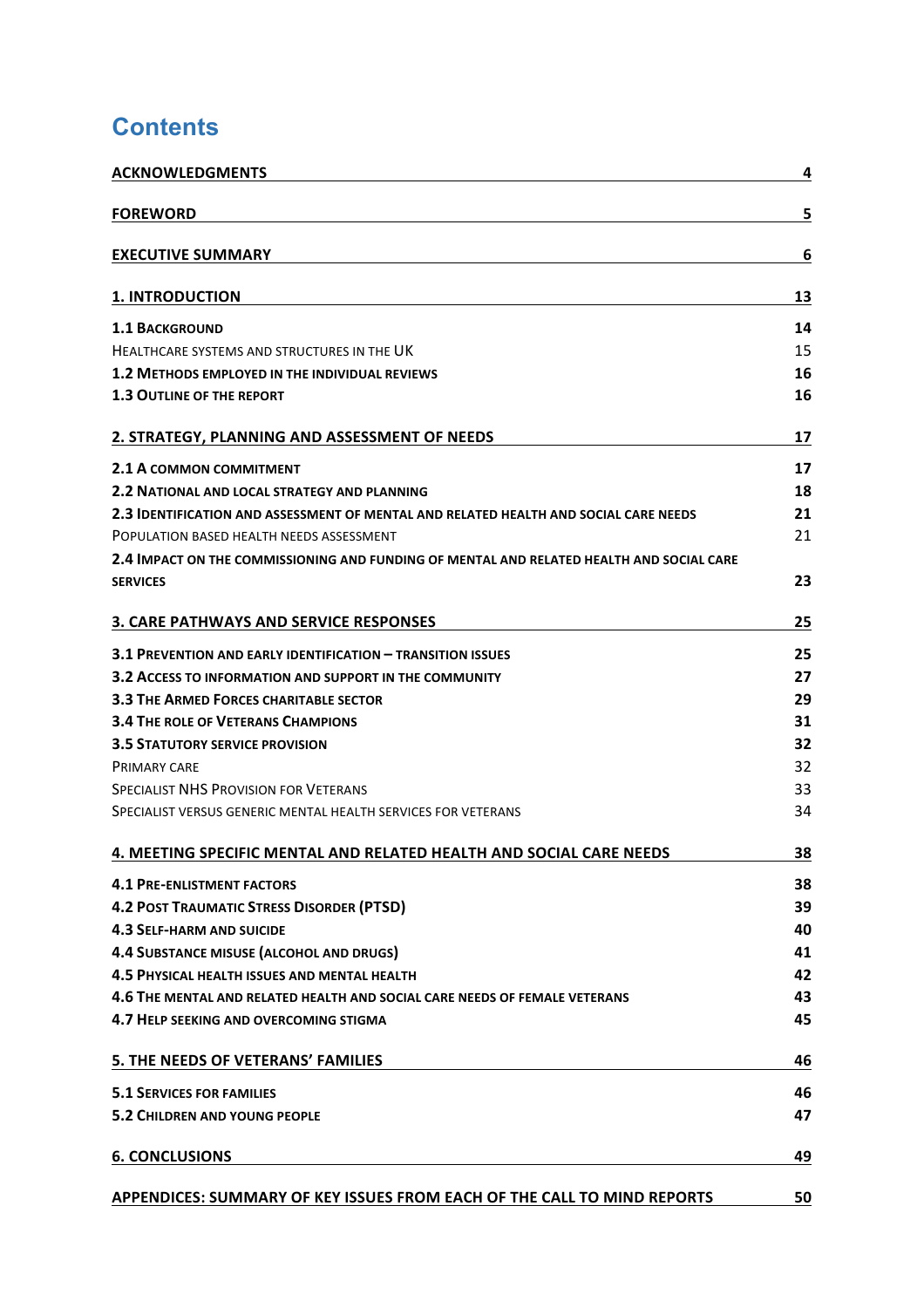# Contents

| | |
|---|---|
| **ACKNOWLEDGMENTS** | **4** |
| **FOREWORD** | **5** |
| **EXECUTIVE SUMMARY** | **6** |
| **1. INTRODUCTION** | **13** |
| **1.1 BACKGROUND** | **14** |
| HEALTHCARE SYSTEMS AND STRUCTURES IN THE UK | 15 |
| **1.2 METHODS EMPLOYED IN THE INDIVIDUAL REVIEWS** | **16** |
| **1.3 OUTLINE OF THE REPORT** | **16** |
| **2. STRATEGY, PLANNING AND ASSESSMENT OF NEEDS** | **17** |
| **2.1 A COMMON COMMITMENT** | **17** |
| **2.2 NATIONAL AND LOCAL STRATEGY AND PLANNING** | **18** |
| **2.3 IDENTIFICATION AND ASSESSMENT OF MENTAL AND RELATED HEALTH AND SOCIAL CARE NEEDS** | **21** |
| POPULATION BASED HEALTH NEEDS ASSESSMENT | 21 |
| **2.4 IMPACT ON THE COMMISSIONING AND FUNDING OF MENTAL AND RELATED HEALTH AND SOCIAL CARE SERVICES** | **23** |
| **3. CARE PATHWAYS AND SERVICE RESPONSES** | **25** |
| **3.1 PREVENTION AND EARLY IDENTIFICATION – TRANSITION ISSUES** | **25** |
| **3.2 ACCESS TO INFORMATION AND SUPPORT IN THE COMMUNITY** | **27** |
| **3.3 THE ARMED FORCES CHARITABLE SECTOR** | **29** |
| **3.4 THE ROLE OF VETERANS CHAMPIONS** | **31** |
| **3.5 STATUTORY SERVICE PROVISION** | **32** |
| PRIMARY CARE | 32 |
| SPECIALIST NHS PROVISION FOR VETERANS | 33 |
| SPECIALIST VERSUS GENERIC MENTAL HEALTH SERVICES FOR VETERANS | 34 |
| **4. MEETING SPECIFIC MENTAL AND RELATED HEALTH AND SOCIAL CARE NEEDS** | **38** |
| **4.1 PRE-ENLISTMENT FACTORS** | **38** |
| **4.2 POST TRAUMATIC STRESS DISORDER (PTSD)** | **39** |
| **4.3 SELF-HARM AND SUICIDE** | **40** |
| **4.4 SUBSTANCE MISUSE (ALCOHOL AND DRUGS)** | **41** |
| **4.5 PHYSICAL HEALTH ISSUES AND MENTAL HEALTH** | **42** |
| **4.6 THE MENTAL AND RELATED HEALTH AND SOCIAL CARE NEEDS OF FEMALE VETERANS** | **43** |
| **4.7 HELP SEEKING AND OVERCOMING STIGMA** | **45** |
| **5. THE NEEDS OF VETERANS' FAMILIES** | **46** |
| **5.1 SERVICES FOR FAMILIES** | **46** |
| **5.2 CHILDREN AND YOUNG PEOPLE** | **47** |
| **6. CONCLUSIONS** | **49** |
| **APPENDICES: SUMMARY OF KEY ISSUES FROM EACH OF THE CALL TO MIND REPORTS** | **50** |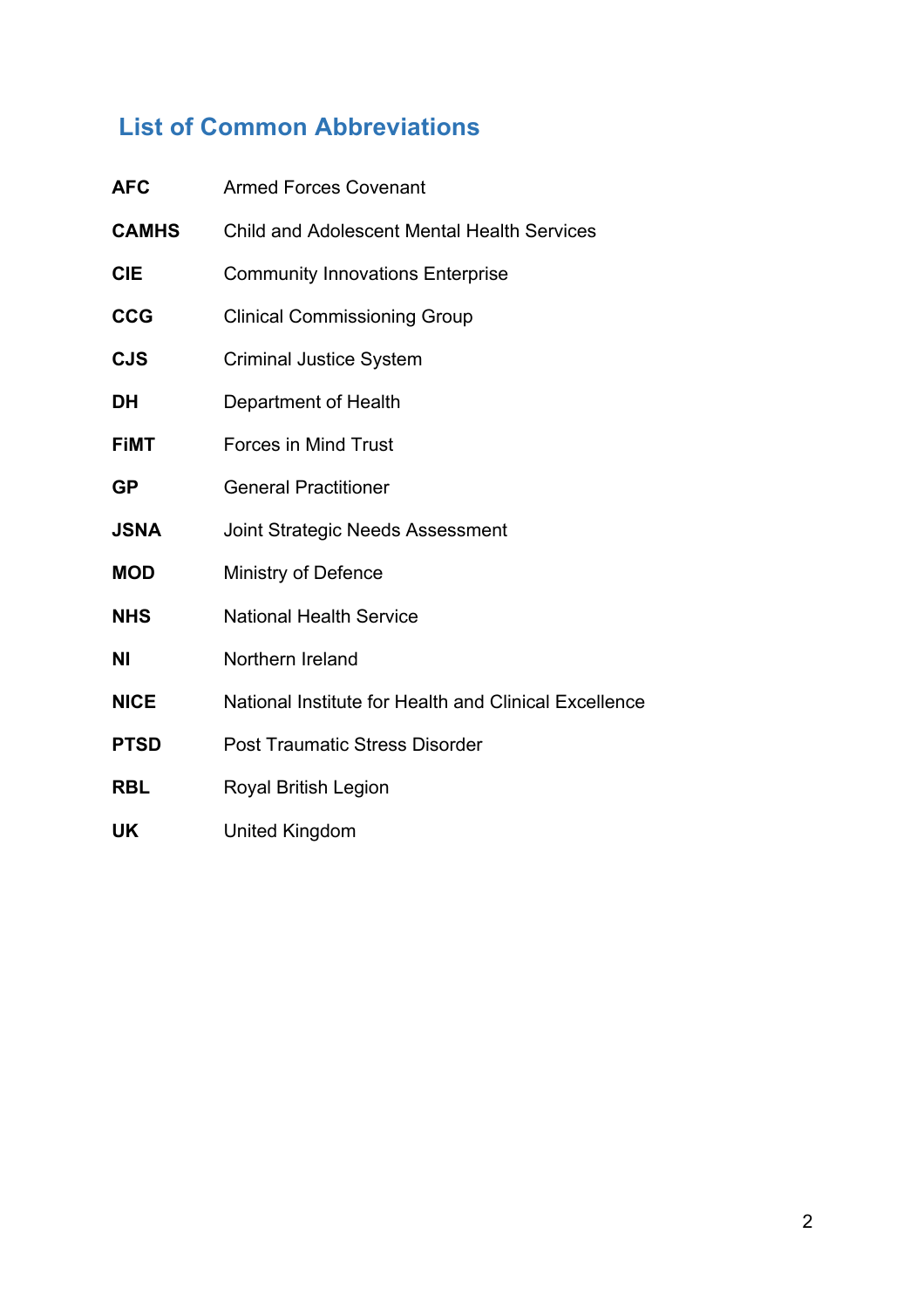## List of Common Abbreviations

| | |
|---|---|
| **AFC** | Armed Forces Covenant |
| **CAMHS** | Child and Adolescent Mental Health Services |
| **CIE** | Community Innovations Enterprise |
| **CCG** | Clinical Commissioning Group |
| **CJS** | Criminal Justice System |
| **DH** | Department of Health |
| **FiMT** | Forces in Mind Trust |
| **GP** | General Practitioner |
| **JSNA** | Joint Strategic Needs Assessment |
| **MOD** | Ministry of Defence |
| **NHS** | National Health Service |
| **NI** | Northern Ireland |
| **NICE** | National Institute for Health and Clinical Excellence |
| **PTSD** | Post Traumatic Stress Disorder |
| **RBL** | Royal British Legion |
| **UK** | United Kingdom |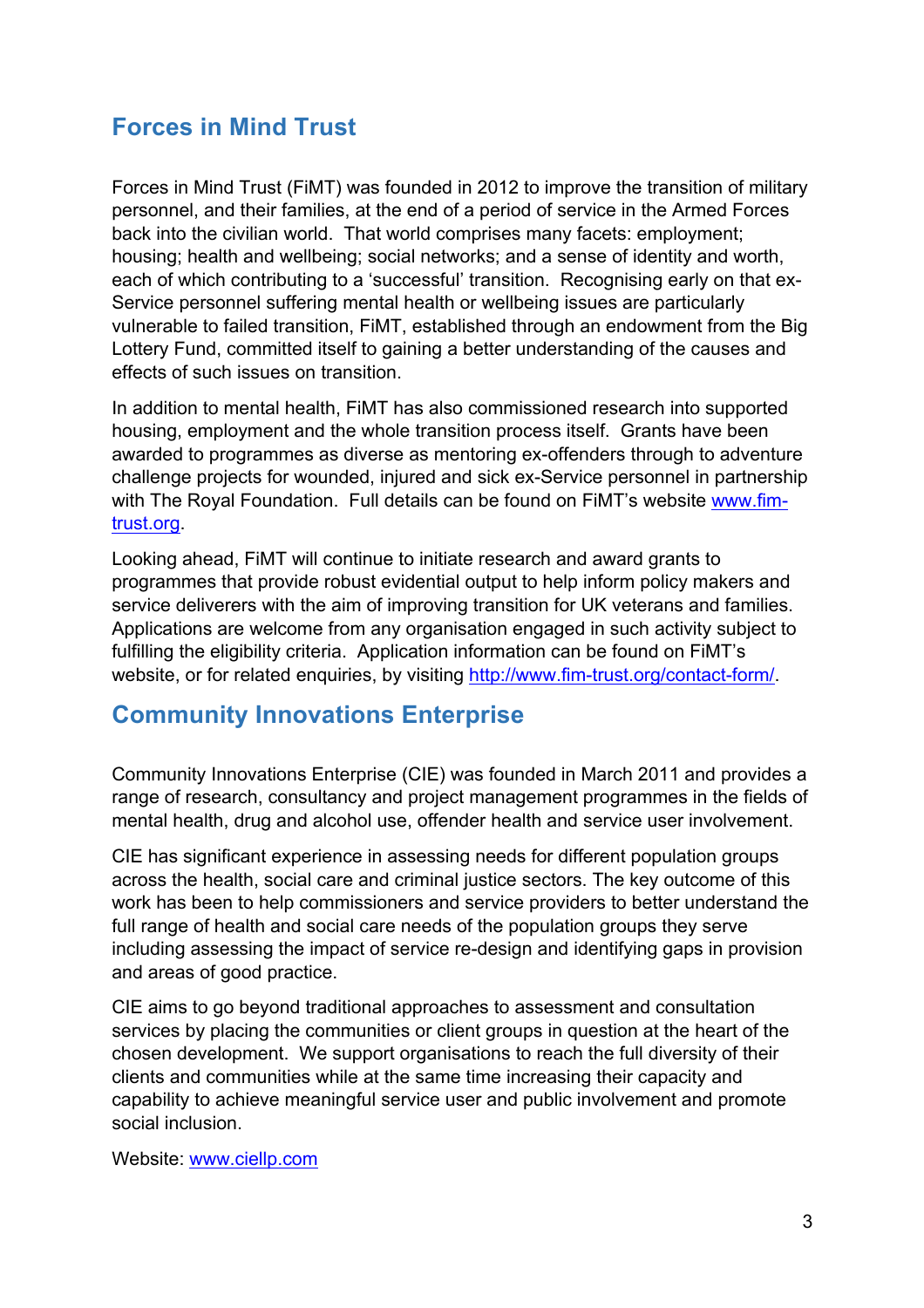## Forces in Mind Trust

Forces in Mind Trust (FiMT) was founded in 2012 to improve the transition of military personnel, and their families, at the end of a period of service in the Armed Forces back into the civilian world. That world comprises many facets: employment; housing; health and wellbeing; social networks; and a sense of identity and worth, each of which contributing to a 'successful' transition. Recognising early on that ex-Service personnel suffering mental health or wellbeing issues are particularly vulnerable to failed transition, FiMT, established through an endowment from the Big Lottery Fund, committed itself to gaining a better understanding of the causes and effects of such issues on transition.

In addition to mental health, FiMT has also commissioned research into supported housing, employment and the whole transition process itself. Grants have been awarded to programmes as diverse as mentoring ex-offenders through to adventure challenge projects for wounded, injured and sick ex-Service personnel in partnership with The Royal Foundation. Full details can be found on FiMT's website [www.fim-trust.org](http://www.fim-trust.org).

Looking ahead, FiMT will continue to initiate research and award grants to programmes that provide robust evidential output to help inform policy makers and service deliverers with the aim of improving transition for UK veterans and families. Applications are welcome from any organisation engaged in such activity subject to fulfilling the eligibility criteria. Application information can be found on FiMT's website, or for related enquiries, by visiting [http://www.fim-trust.org/contact-form/](http://www.fim-trust.org/contact-form/).

## Community Innovations Enterprise

Community Innovations Enterprise (CIE) was founded in March 2011 and provides a range of research, consultancy and project management programmes in the fields of mental health, drug and alcohol use, offender health and service user involvement.

CIE has significant experience in assessing needs for different population groups across the health, social care and criminal justice sectors. The key outcome of this work has been to help commissioners and service providers to better understand the full range of health and social care needs of the population groups they serve including assessing the impact of service re-design and identifying gaps in provision and areas of good practice.

CIE aims to go beyond traditional approaches to assessment and consultation services by placing the communities or client groups in question at the heart of the chosen development. We support organisations to reach the full diversity of their clients and communities while at the same time increasing their capacity and capability to achieve meaningful service user and public involvement and promote social inclusion.

Website: [www.ciellp.com](http://www.ciellp.com)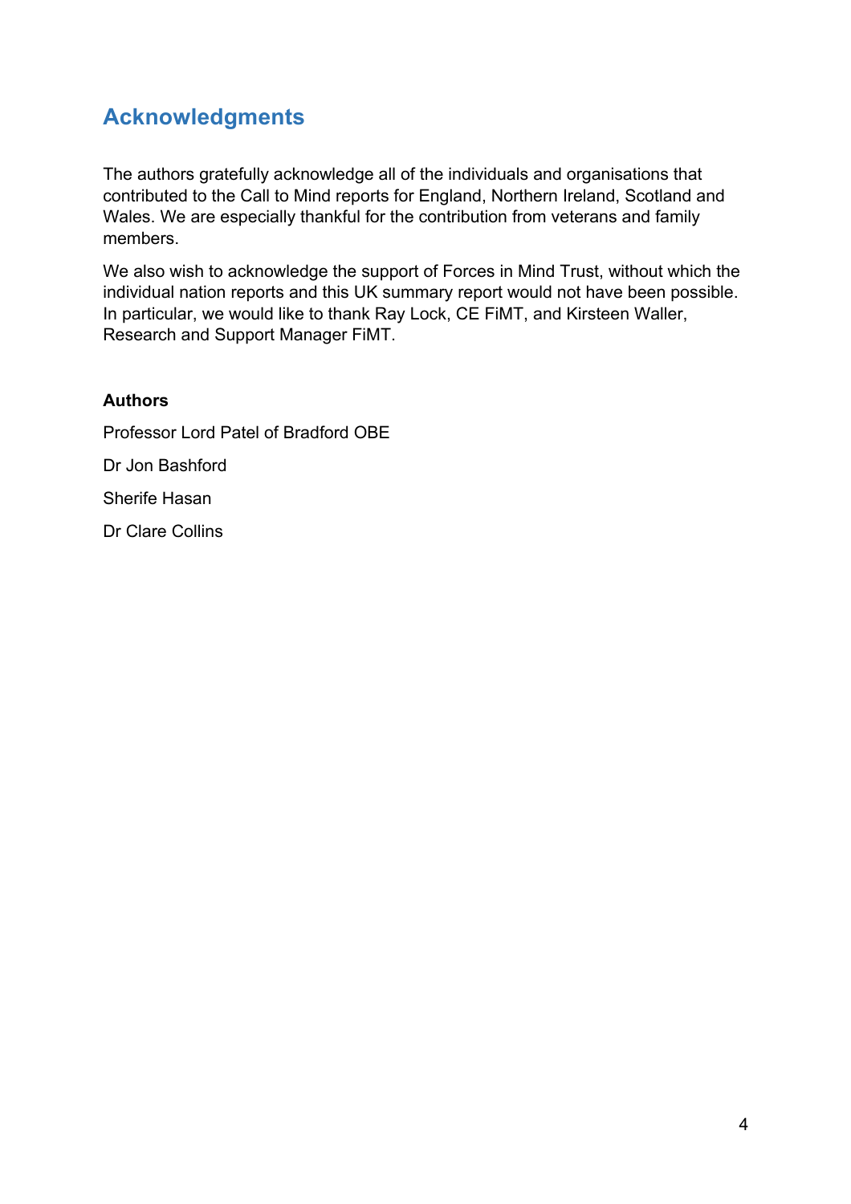## Acknowledgments

The authors gratefully acknowledge all of the individuals and organisations that contributed to the Call to Mind reports for England, Northern Ireland, Scotland and Wales. We are especially thankful for the contribution from veterans and family members.

We also wish to acknowledge the support of Forces in Mind Trust, without which the individual nation reports and this UK summary report would not have been possible. In particular, we would like to thank Ray Lock, CE FiMT, and Kirsteen Waller, Research and Support Manager FiMT.

**Authors**

Professor Lord Patel of Bradford OBE

Dr Jon Bashford

Sherife Hasan

Dr Clare Collins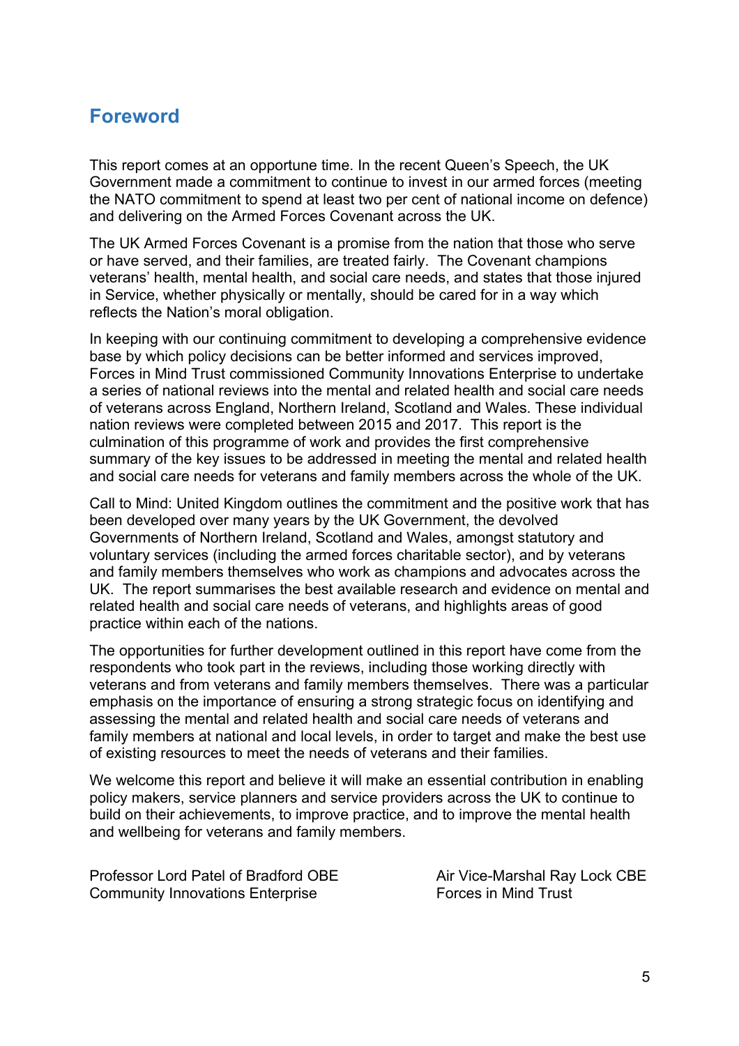## Foreword

This report comes at an opportune time. In the recent Queen's Speech, the UK Government made a commitment to continue to invest in our armed forces (meeting the NATO commitment to spend at least two per cent of national income on defence) and delivering on the Armed Forces Covenant across the UK.

The UK Armed Forces Covenant is a promise from the nation that those who serve or have served, and their families, are treated fairly. The Covenant champions veterans' health, mental health, and social care needs, and states that those injured in Service, whether physically or mentally, should be cared for in a way which reflects the Nation's moral obligation.

In keeping with our continuing commitment to developing a comprehensive evidence base by which policy decisions can be better informed and services improved, Forces in Mind Trust commissioned Community Innovations Enterprise to undertake a series of national reviews into the mental and related health and social care needs of veterans across England, Northern Ireland, Scotland and Wales. These individual nation reviews were completed between 2015 and 2017. This report is the culmination of this programme of work and provides the first comprehensive summary of the key issues to be addressed in meeting the mental and related health and social care needs for veterans and family members across the whole of the UK.

Call to Mind: United Kingdom outlines the commitment and the positive work that has been developed over many years by the UK Government, the devolved Governments of Northern Ireland, Scotland and Wales, amongst statutory and voluntary services (including the armed forces charitable sector), and by veterans and family members themselves who work as champions and advocates across the UK. The report summarises the best available research and evidence on mental and related health and social care needs of veterans, and highlights areas of good practice within each of the nations.

The opportunities for further development outlined in this report have come from the respondents who took part in the reviews, including those working directly with veterans and from veterans and family members themselves. There was a particular emphasis on the importance of ensuring a strong strategic focus on identifying and assessing the mental and related health and social care needs of veterans and family members at national and local levels, in order to target and make the best use of existing resources to meet the needs of veterans and their families.

We welcome this report and believe it will make an essential contribution in enabling policy makers, service planners and service providers across the UK to continue to build on their achievements, to improve practice, and to improve the mental health and wellbeing for veterans and family members.

Professor Lord Patel of Bradford OBE
Community Innovations Enterprise

Air Vice-Marshal Ray Lock CBE
Forces in Mind Trust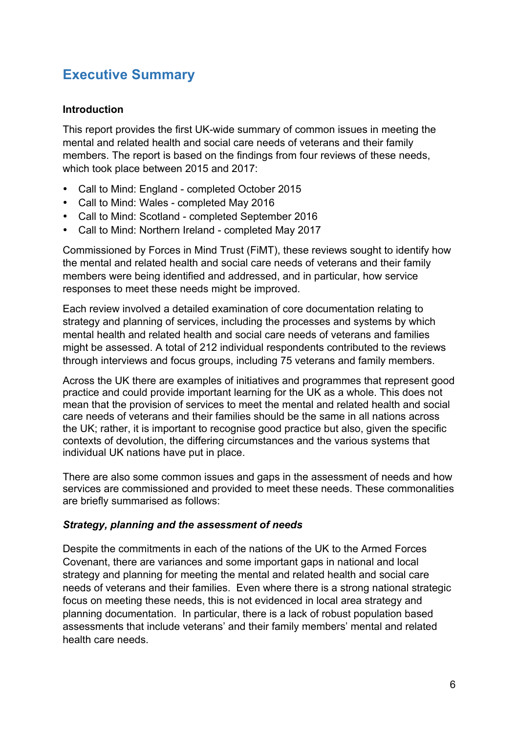# Executive Summary

**Introduction**

This report provides the first UK-wide summary of common issues in meeting the mental and related health and social care needs of veterans and their family members. The report is based on the findings from four reviews of these needs, which took place between 2015 and 2017:

- Call to Mind: England - completed October 2015
- Call to Mind: Wales - completed May 2016
- Call to Mind: Scotland - completed September 2016
- Call to Mind: Northern Ireland - completed May 2017

Commissioned by Forces in Mind Trust (FiMT), these reviews sought to identify how the mental and related health and social care needs of veterans and their family members were being identified and addressed, and in particular, how service responses to meet these needs might be improved.

Each review involved a detailed examination of core documentation relating to strategy and planning of services, including the processes and systems by which mental health and related health and social care needs of veterans and families might be assessed. A total of 212 individual respondents contributed to the reviews through interviews and focus groups, including 75 veterans and family members.

Across the UK there are examples of initiatives and programmes that represent good practice and could provide important learning for the UK as a whole. This does not mean that the provision of services to meet the mental and related health and social care needs of veterans and their families should be the same in all nations across the UK; rather, it is important to recognise good practice but also, given the specific contexts of devolution, the differing circumstances and the various systems that individual UK nations have put in place.

There are also some common issues and gaps in the assessment of needs and how services are commissioned and provided to meet these needs. These commonalities are briefly summarised as follows:

***Strategy, planning and the assessment of needs***

Despite the commitments in each of the nations of the UK to the Armed Forces Covenant, there are variances and some important gaps in national and local strategy and planning for meeting the mental and related health and social care needs of veterans and their families. Even where there is a strong national strategic focus on meeting these needs, this is not evidenced in local area strategy and planning documentation. In particular, there is a lack of robust population based assessments that include veterans' and their family members' mental and related health care needs.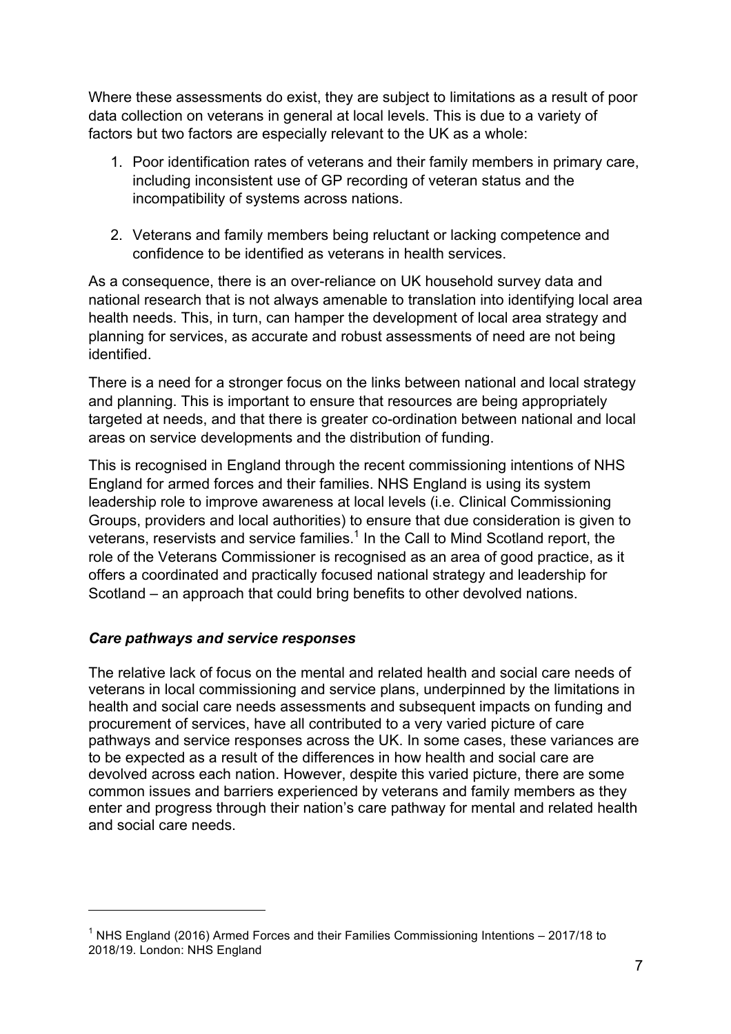Where these assessments do exist, they are subject to limitations as a result of poor data collection on veterans in general at local levels. This is due to a variety of factors but two factors are especially relevant to the UK as a whole:

1. Poor identification rates of veterans and their family members in primary care, including inconsistent use of GP recording of veteran status and the incompatibility of systems across nations.

2. Veterans and family members being reluctant or lacking competence and confidence to be identified as veterans in health services.

As a consequence, there is an over-reliance on UK household survey data and national research that is not always amenable to translation into identifying local area health needs. This, in turn, can hamper the development of local area strategy and planning for services, as accurate and robust assessments of need are not being identified.

There is a need for a stronger focus on the links between national and local strategy and planning. This is important to ensure that resources are being appropriately targeted at needs, and that there is greater co-ordination between national and local areas on service developments and the distribution of funding.

This is recognised in England through the recent commissioning intentions of NHS England for armed forces and their families. NHS England is using its system leadership role to improve awareness at local levels (i.e. Clinical Commissioning Groups, providers and local authorities) to ensure that due consideration is given to veterans, reservists and service families.[1] In the Call to Mind Scotland report, the role of the Veterans Commissioner is recognised as an area of good practice, as it offers a coordinated and practically focused national strategy and leadership for Scotland – an approach that could bring benefits to other devolved nations.

### *Care pathways and service responses*

The relative lack of focus on the mental and related health and social care needs of veterans in local commissioning and service plans, underpinned by the limitations in health and social care needs assessments and subsequent impacts on funding and procurement of services, have all contributed to a very varied picture of care pathways and service responses across the UK. In some cases, these variances are to be expected as a result of the differences in how health and social care are devolved across each nation. However, despite this varied picture, there are some common issues and barriers experienced by veterans and family members as they enter and progress through their nation's care pathway for mental and related health and social care needs.

---

[1] NHS England (2016) Armed Forces and their Families Commissioning Intentions – 2017/18 to 2018/19. London: NHS England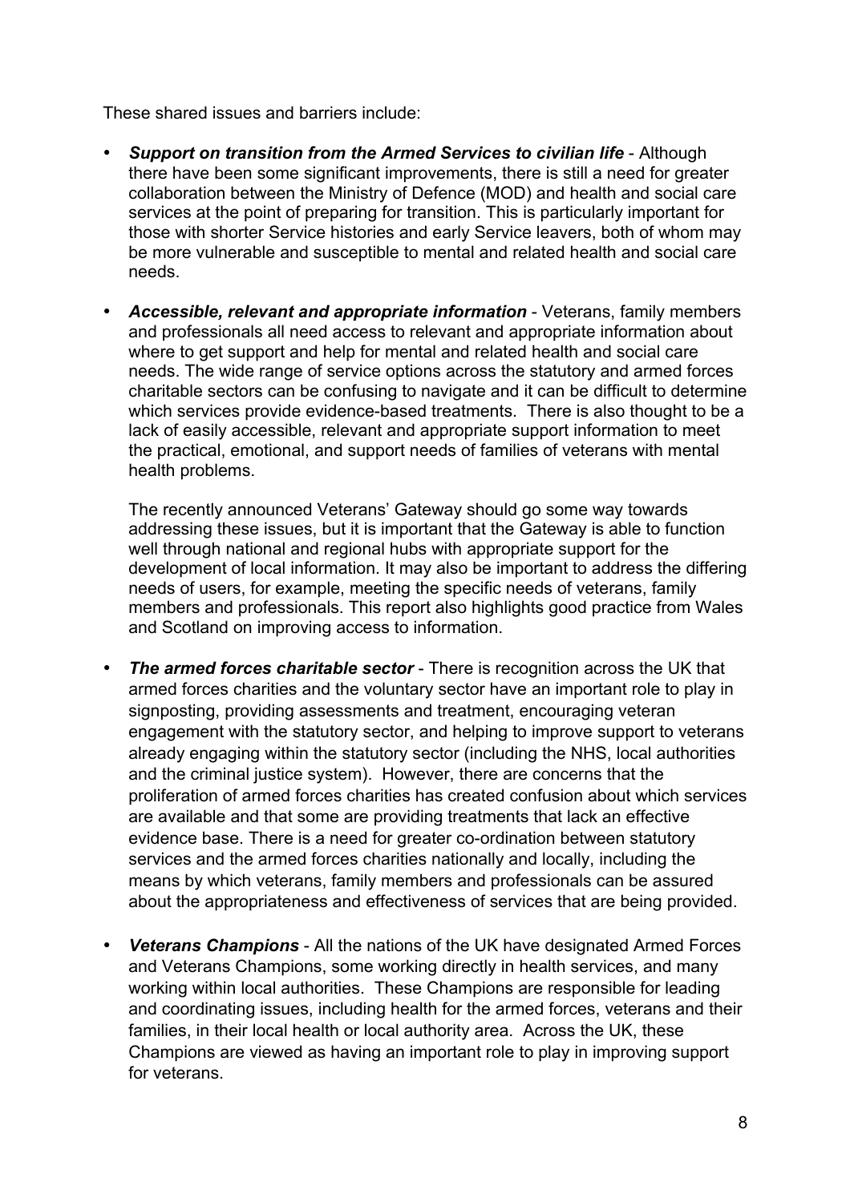These shared issues and barriers include:

- ***Support on transition from the Armed Services to civilian life*** - Although there have been some significant improvements, there is still a need for greater collaboration between the Ministry of Defence (MOD) and health and social care services at the point of preparing for transition. This is particularly important for those with shorter Service histories and early Service leavers, both of whom may be more vulnerable and susceptible to mental and related health and social care needs.

- ***Accessible, relevant and appropriate information*** - Veterans, family members and professionals all need access to relevant and appropriate information about where to get support and help for mental and related health and social care needs. The wide range of service options across the statutory and armed forces charitable sectors can be confusing to navigate and it can be difficult to determine which services provide evidence-based treatments. There is also thought to be a lack of easily accessible, relevant and appropriate support information to meet the practical, emotional, and support needs of families of veterans with mental health problems.

  The recently announced Veterans' Gateway should go some way towards addressing these issues, but it is important that the Gateway is able to function well through national and regional hubs with appropriate support for the development of local information. It may also be important to address the differing needs of users, for example, meeting the specific needs of veterans, family members and professionals. This report also highlights good practice from Wales and Scotland on improving access to information.

- ***The armed forces charitable sector*** - There is recognition across the UK that armed forces charities and the voluntary sector have an important role to play in signposting, providing assessments and treatment, encouraging veteran engagement with the statutory sector, and helping to improve support to veterans already engaging within the statutory sector (including the NHS, local authorities and the criminal justice system). However, there are concerns that the proliferation of armed forces charities has created confusion about which services are available and that some are providing treatments that lack an effective evidence base. There is a need for greater co-ordination between statutory services and the armed forces charities nationally and locally, including the means by which veterans, family members and professionals can be assured about the appropriateness and effectiveness of services that are being provided.

- ***Veterans Champions*** - All the nations of the UK have designated Armed Forces and Veterans Champions, some working directly in health services, and many working within local authorities. These Champions are responsible for leading and coordinating issues, including health for the armed forces, veterans and their families, in their local health or local authority area. Across the UK, these Champions are viewed as having an important role to play in improving support for veterans.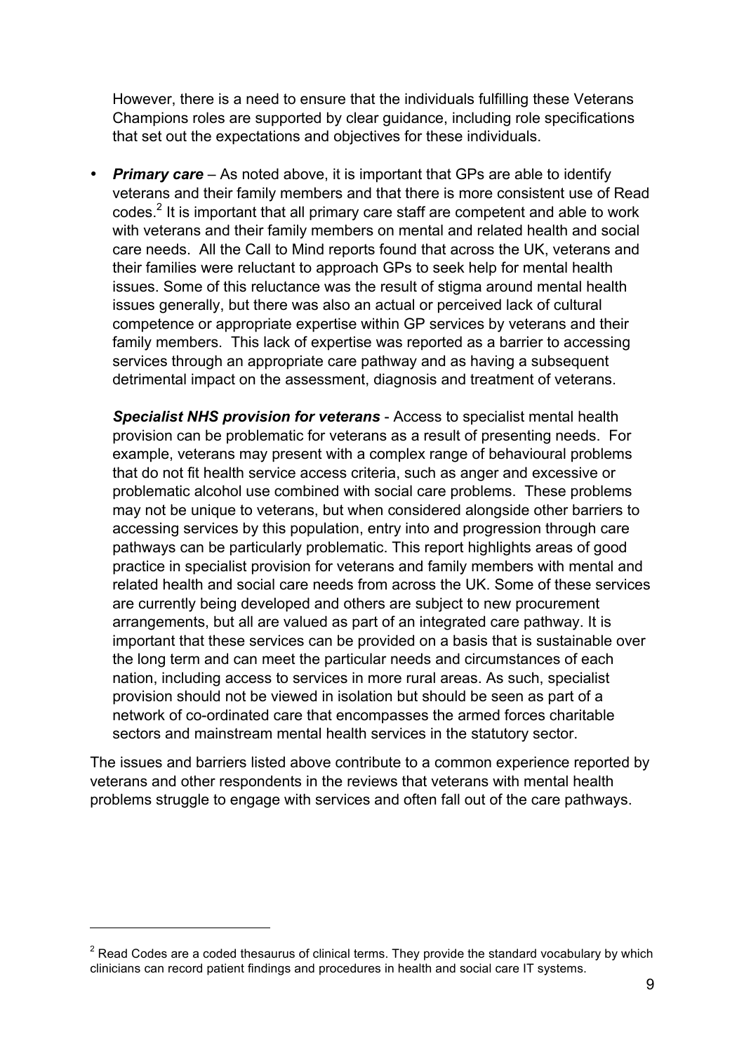However, there is a need to ensure that the individuals fulfilling these Veterans Champions roles are supported by clear guidance, including role specifications that set out the expectations and objectives for these individuals.

- ***Primary care*** – As noted above, it is important that GPs are able to identify veterans and their family members and that there is more consistent use of Read codes.[2] It is important that all primary care staff are competent and able to work with veterans and their family members on mental and related health and social care needs. All the Call to Mind reports found that across the UK, veterans and their families were reluctant to approach GPs to seek help for mental health issues. Some of this reluctance was the result of stigma around mental health issues generally, but there was also an actual or perceived lack of cultural competence or appropriate expertise within GP services by veterans and their family members. This lack of expertise was reported as a barrier to accessing services through an appropriate care pathway and as having a subsequent detrimental impact on the assessment, diagnosis and treatment of veterans.

  ***Specialist NHS provision for veterans*** - Access to specialist mental health provision can be problematic for veterans as a result of presenting needs. For example, veterans may present with a complex range of behavioural problems that do not fit health service access criteria, such as anger and excessive or problematic alcohol use combined with social care problems. These problems may not be unique to veterans, but when considered alongside other barriers to accessing services by this population, entry into and progression through care pathways can be particularly problematic. This report highlights areas of good practice in specialist provision for veterans and family members with mental and related health and social care needs from across the UK. Some of these services are currently being developed and others are subject to new procurement arrangements, but all are valued as part of an integrated care pathway. It is important that these services can be provided on a basis that is sustainable over the long term and can meet the particular needs and circumstances of each nation, including access to services in more rural areas. As such, specialist provision should not be viewed in isolation but should be seen as part of a network of co-ordinated care that encompasses the armed forces charitable sectors and mainstream mental health services in the statutory sector.

The issues and barriers listed above contribute to a common experience reported by veterans and other respondents in the reviews that veterans with mental health problems struggle to engage with services and often fall out of the care pathways.

---

[2] Read Codes are a coded thesaurus of clinical terms. They provide the standard vocabulary by which clinicians can record patient findings and procedures in health and social care IT systems.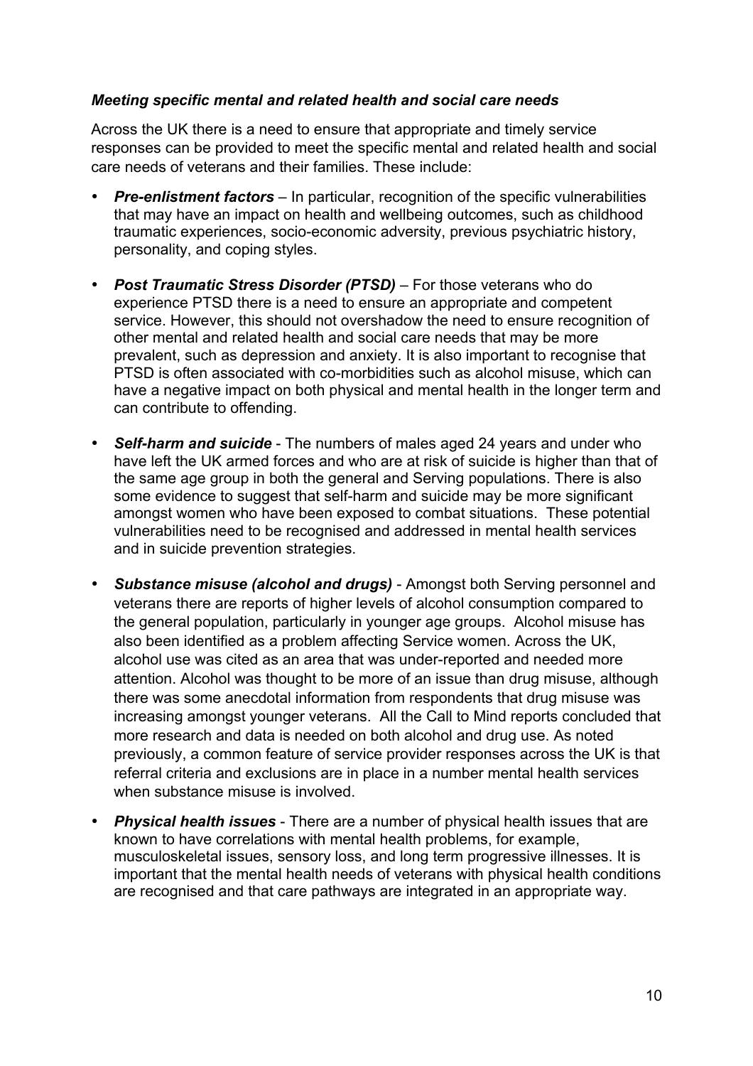***Meeting specific mental and related health and social care needs***

Across the UK there is a need to ensure that appropriate and timely service responses can be provided to meet the specific mental and related health and social care needs of veterans and their families. These include:

- ***Pre-enlistment factors*** – In particular, recognition of the specific vulnerabilities that may have an impact on health and wellbeing outcomes, such as childhood traumatic experiences, socio-economic adversity, previous psychiatric history, personality, and coping styles.
- ***Post Traumatic Stress Disorder (PTSD)*** – For those veterans who do experience PTSD there is a need to ensure an appropriate and competent service. However, this should not overshadow the need to ensure recognition of other mental and related health and social care needs that may be more prevalent, such as depression and anxiety. It is also important to recognise that PTSD is often associated with co-morbidities such as alcohol misuse, which can have a negative impact on both physical and mental health in the longer term and can contribute to offending.
- ***Self-harm and suicide*** - The numbers of males aged 24 years and under who have left the UK armed forces and who are at risk of suicide is higher than that of the same age group in both the general and Serving populations. There is also some evidence to suggest that self-harm and suicide may be more significant amongst women who have been exposed to combat situations. These potential vulnerabilities need to be recognised and addressed in mental health services and in suicide prevention strategies.
- ***Substance misuse (alcohol and drugs)*** - Amongst both Serving personnel and veterans there are reports of higher levels of alcohol consumption compared to the general population, particularly in younger age groups. Alcohol misuse has also been identified as a problem affecting Service women. Across the UK, alcohol use was cited as an area that was under-reported and needed more attention. Alcohol was thought to be more of an issue than drug misuse, although there was some anecdotal information from respondents that drug misuse was increasing amongst younger veterans. All the Call to Mind reports concluded that more research and data is needed on both alcohol and drug use. As noted previously, a common feature of service provider responses across the UK is that referral criteria and exclusions are in place in a number mental health services when substance misuse is involved.
- ***Physical health issues*** - There are a number of physical health issues that are known to have correlations with mental health problems, for example, musculoskeletal issues, sensory loss, and long term progressive illnesses. It is important that the mental health needs of veterans with physical health conditions are recognised and that care pathways are integrated in an appropriate way.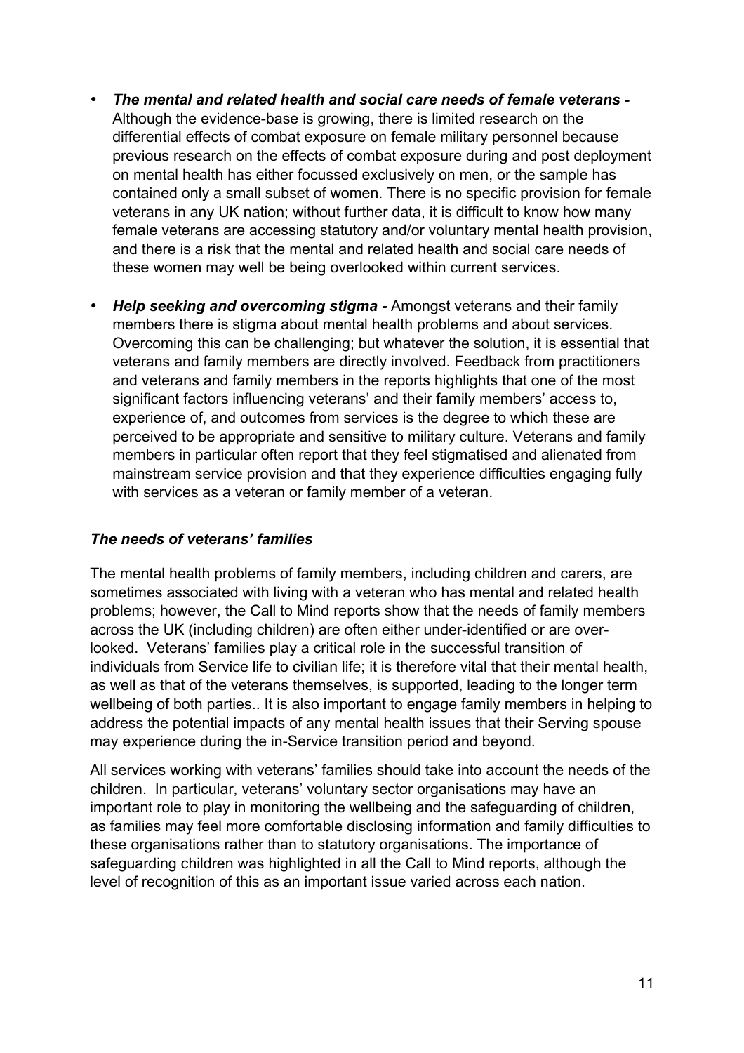- ***The mental and related health and social care needs of female veterans -*** Although the evidence-base is growing, there is limited research on the differential effects of combat exposure on female military personnel because previous research on the effects of combat exposure during and post deployment on mental health has either focussed exclusively on men, or the sample has contained only a small subset of women. There is no specific provision for female veterans in any UK nation; without further data, it is difficult to know how many female veterans are accessing statutory and/or voluntary mental health provision, and there is a risk that the mental and related health and social care needs of these women may well be being overlooked within current services.

- ***Help seeking and overcoming stigma -*** Amongst veterans and their family members there is stigma about mental health problems and about services. Overcoming this can be challenging; but whatever the solution, it is essential that veterans and family members are directly involved. Feedback from practitioners and veterans and family members in the reports highlights that one of the most significant factors influencing veterans' and their family members' access to, experience of, and outcomes from services is the degree to which these are perceived to be appropriate and sensitive to military culture. Veterans and family members in particular often report that they feel stigmatised and alienated from mainstream service provision and that they experience difficulties engaging fully with services as a veteran or family member of a veteran.

### *The needs of veterans' families*

The mental health problems of family members, including children and carers, are sometimes associated with living with a veteran who has mental and related health problems; however, the Call to Mind reports show that the needs of family members across the UK (including children) are often either under-identified or are over-looked. Veterans' families play a critical role in the successful transition of individuals from Service life to civilian life; it is therefore vital that their mental health, as well as that of the veterans themselves, is supported, leading to the longer term wellbeing of both parties.. It is also important to engage family members in helping to address the potential impacts of any mental health issues that their Serving spouse may experience during the in-Service transition period and beyond.

All services working with veterans' families should take into account the needs of the children. In particular, veterans' voluntary sector organisations may have an important role to play in monitoring the wellbeing and the safeguarding of children, as families may feel more comfortable disclosing information and family difficulties to these organisations rather than to statutory organisations. The importance of safeguarding children was highlighted in all the Call to Mind reports, although the level of recognition of this as an important issue varied across each nation.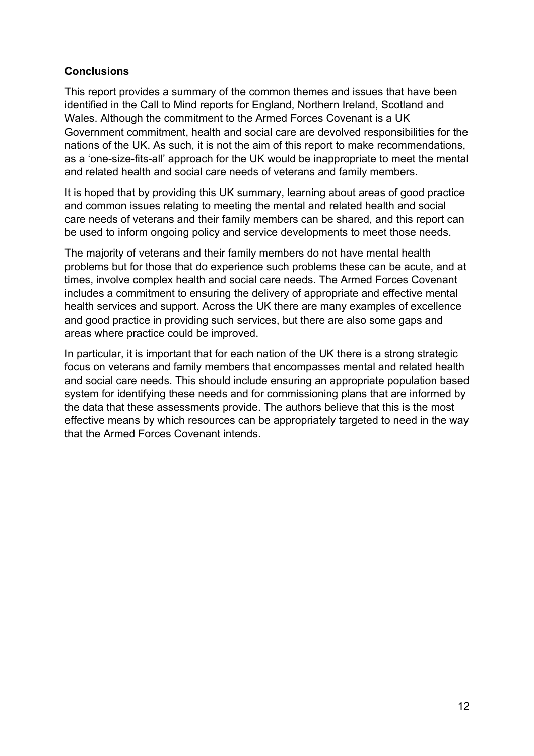## Conclusions

This report provides a summary of the common themes and issues that have been identified in the Call to Mind reports for England, Northern Ireland, Scotland and Wales. Although the commitment to the Armed Forces Covenant is a UK Government commitment, health and social care are devolved responsibilities for the nations of the UK. As such, it is not the aim of this report to make recommendations, as a 'one-size-fits-all' approach for the UK would be inappropriate to meet the mental and related health and social care needs of veterans and family members.

It is hoped that by providing this UK summary, learning about areas of good practice and common issues relating to meeting the mental and related health and social care needs of veterans and their family members can be shared, and this report can be used to inform ongoing policy and service developments to meet those needs.

The majority of veterans and their family members do not have mental health problems but for those that do experience such problems these can be acute, and at times, involve complex health and social care needs. The Armed Forces Covenant includes a commitment to ensuring the delivery of appropriate and effective mental health services and support. Across the UK there are many examples of excellence and good practice in providing such services, but there are also some gaps and areas where practice could be improved.

In particular, it is important that for each nation of the UK there is a strong strategic focus on veterans and family members that encompasses mental and related health and social care needs. This should include ensuring an appropriate population based system for identifying these needs and for commissioning plans that are informed by the data that these assessments provide. The authors believe that this is the most effective means by which resources can be appropriately targeted to need in the way that the Armed Forces Covenant intends.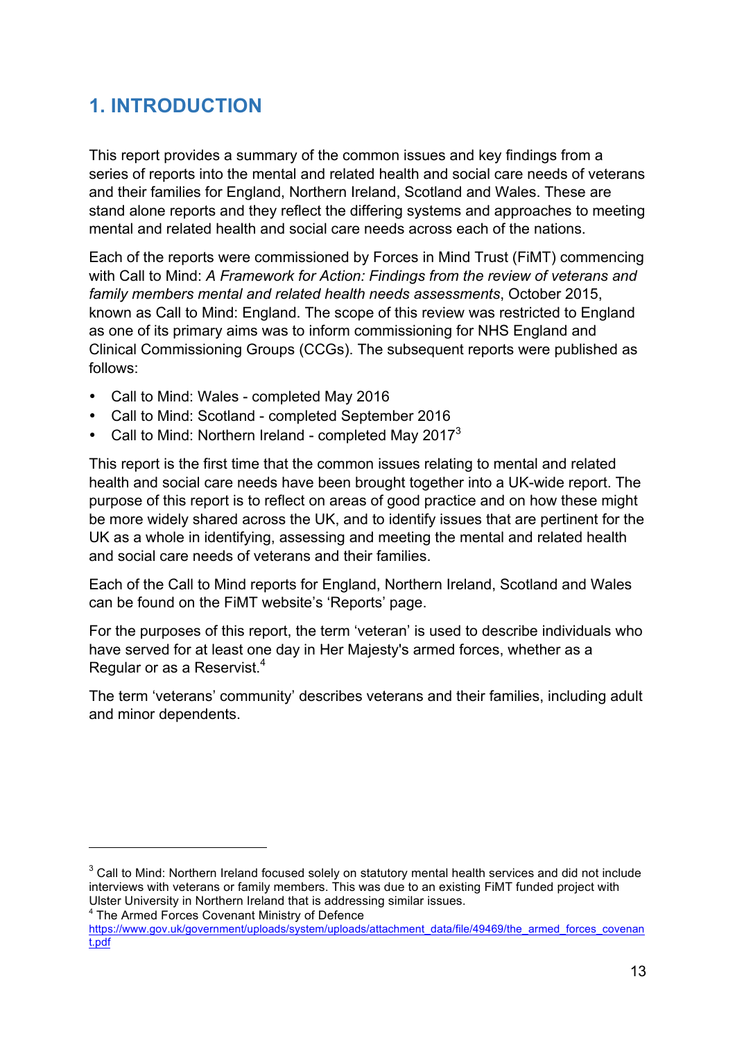# 1. INTRODUCTION

This report provides a summary of the common issues and key findings from a series of reports into the mental and related health and social care needs of veterans and their families for England, Northern Ireland, Scotland and Wales. These are stand alone reports and they reflect the differing systems and approaches to meeting mental and related health and social care needs across each of the nations.

Each of the reports were commissioned by Forces in Mind Trust (FiMT) commencing with Call to Mind: *A Framework for Action: Findings from the review of veterans and family members mental and related health needs assessments*, October 2015, known as Call to Mind: England. The scope of this review was restricted to England as one of its primary aims was to inform commissioning for NHS England and Clinical Commissioning Groups (CCGs). The subsequent reports were published as follows:

- Call to Mind: Wales - completed May 2016
- Call to Mind: Scotland - completed September 2016
- Call to Mind: Northern Ireland - completed May 2017[3]

This report is the first time that the common issues relating to mental and related health and social care needs have been brought together into a UK-wide report. The purpose of this report is to reflect on areas of good practice and on how these might be more widely shared across the UK, and to identify issues that are pertinent for the UK as a whole in identifying, assessing and meeting the mental and related health and social care needs of veterans and their families.

Each of the Call to Mind reports for England, Northern Ireland, Scotland and Wales can be found on the FiMT website's 'Reports' page.

For the purposes of this report, the term 'veteran' is used to describe individuals who have served for at least one day in Her Majesty's armed forces, whether as a Regular or as a Reservist.[4]

The term 'veterans' community' describes veterans and their families, including adult and minor dependents.

---

[3] Call to Mind: Northern Ireland focused solely on statutory mental health services and did not include interviews with veterans or family members. This was due to an existing FiMT funded project with Ulster University in Northern Ireland that is addressing similar issues.

[4] The Armed Forces Covenant Ministry of Defence https://www.gov.uk/government/uploads/system/uploads/attachment_data/file/49469/the_armed_forces_covenant.pdf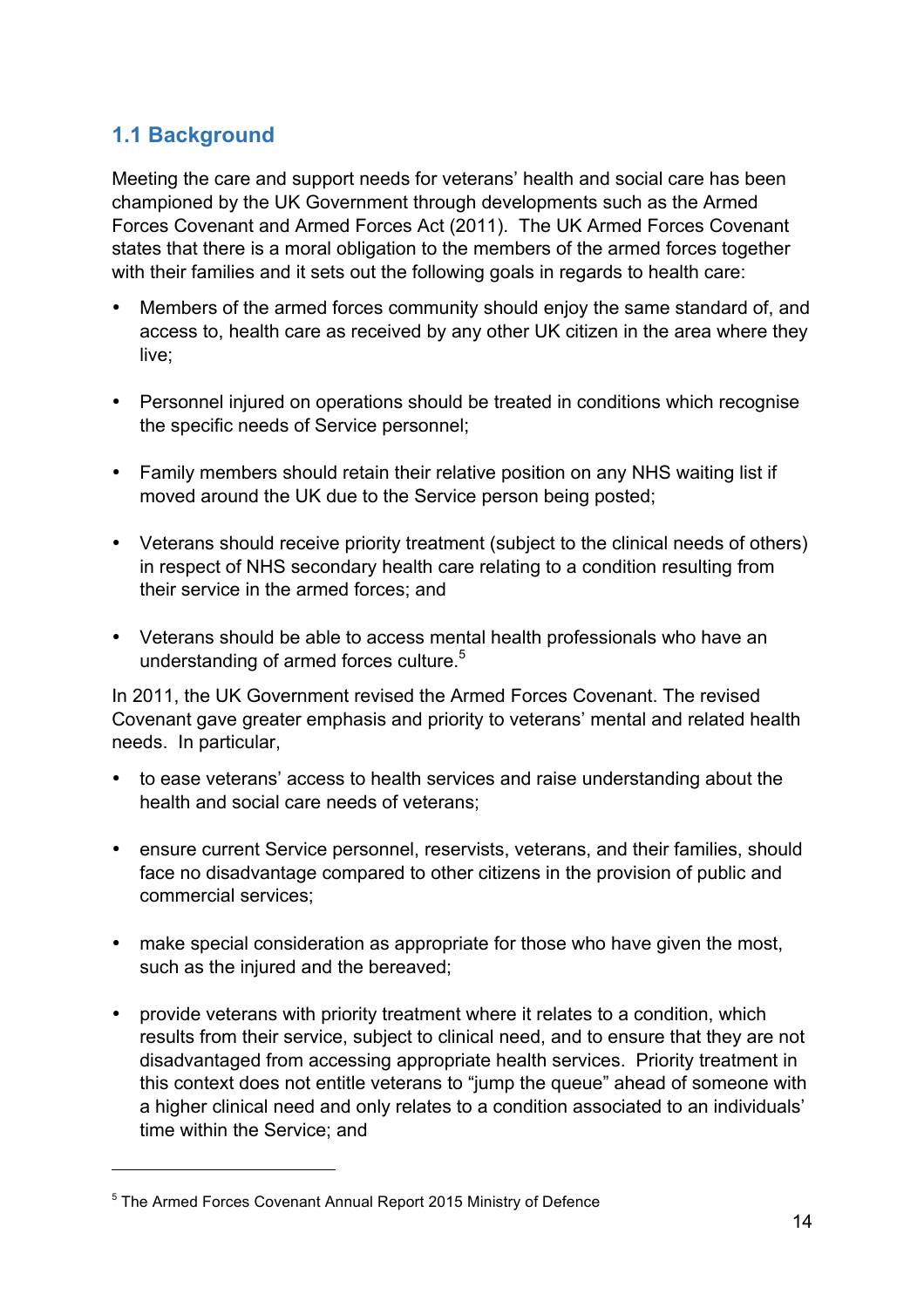## 1.1 Background

Meeting the care and support needs for veterans' health and social care has been championed by the UK Government through developments such as the Armed Forces Covenant and Armed Forces Act (2011). The UK Armed Forces Covenant states that there is a moral obligation to the members of the armed forces together with their families and it sets out the following goals in regards to health care:

- Members of the armed forces community should enjoy the same standard of, and access to, health care as received by any other UK citizen in the area where they live;
- Personnel injured on operations should be treated in conditions which recognise the specific needs of Service personnel;
- Family members should retain their relative position on any NHS waiting list if moved around the UK due to the Service person being posted;
- Veterans should receive priority treatment (subject to the clinical needs of others) in respect of NHS secondary health care relating to a condition resulting from their service in the armed forces; and
- Veterans should be able to access mental health professionals who have an understanding of armed forces culture.[5]

In 2011, the UK Government revised the Armed Forces Covenant. The revised Covenant gave greater emphasis and priority to veterans' mental and related health needs. In particular,

- to ease veterans' access to health services and raise understanding about the health and social care needs of veterans;
- ensure current Service personnel, reservists, veterans, and their families, should face no disadvantage compared to other citizens in the provision of public and commercial services;
- make special consideration as appropriate for those who have given the most, such as the injured and the bereaved;
- provide veterans with priority treatment where it relates to a condition, which results from their service, subject to clinical need, and to ensure that they are not disadvantaged from accessing appropriate health services. Priority treatment in this context does not entitle veterans to "jump the queue" ahead of someone with a higher clinical need and only relates to a condition associated to an individuals' time within the Service; and

[5] The Armed Forces Covenant Annual Report 2015 Ministry of Defence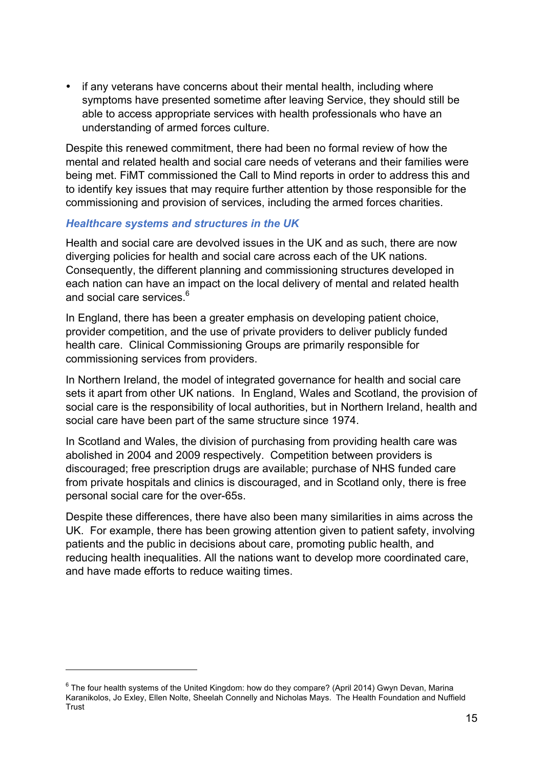- if any veterans have concerns about their mental health, including where symptoms have presented sometime after leaving Service, they should still be able to access appropriate services with health professionals who have an understanding of armed forces culture.

Despite this renewed commitment, there had been no formal review of how the mental and related health and social care needs of veterans and their families were being met. FiMT commissioned the Call to Mind reports in order to address this and to identify key issues that may require further attention by those responsible for the commissioning and provision of services, including the armed forces charities.

### *Healthcare systems and structures in the UK*

Health and social care are devolved issues in the UK and as such, there are now diverging policies for health and social care across each of the UK nations. Consequently, the different planning and commissioning structures developed in each nation can have an impact on the local delivery of mental and related health and social care services.[6]

In England, there has been a greater emphasis on developing patient choice, provider competition, and the use of private providers to deliver publicly funded health care. Clinical Commissioning Groups are primarily responsible for commissioning services from providers.

In Northern Ireland, the model of integrated governance for health and social care sets it apart from other UK nations. In England, Wales and Scotland, the provision of social care is the responsibility of local authorities, but in Northern Ireland, health and social care have been part of the same structure since 1974.

In Scotland and Wales, the division of purchasing from providing health care was abolished in 2004 and 2009 respectively. Competition between providers is discouraged; free prescription drugs are available; purchase of NHS funded care from private hospitals and clinics is discouraged, and in Scotland only, there is free personal social care for the over-65s.

Despite these differences, there have also been many similarities in aims across the UK. For example, there has been growing attention given to patient safety, involving patients and the public in decisions about care, promoting public health, and reducing health inequalities. All the nations want to develop more coordinated care, and have made efforts to reduce waiting times.

---

[6] The four health systems of the United Kingdom: how do they compare? (April 2014) Gwyn Devan, Marina Karanikolos, Jo Exley, Ellen Nolte, Sheelah Connelly and Nicholas Mays. The Health Foundation and Nuffield Trust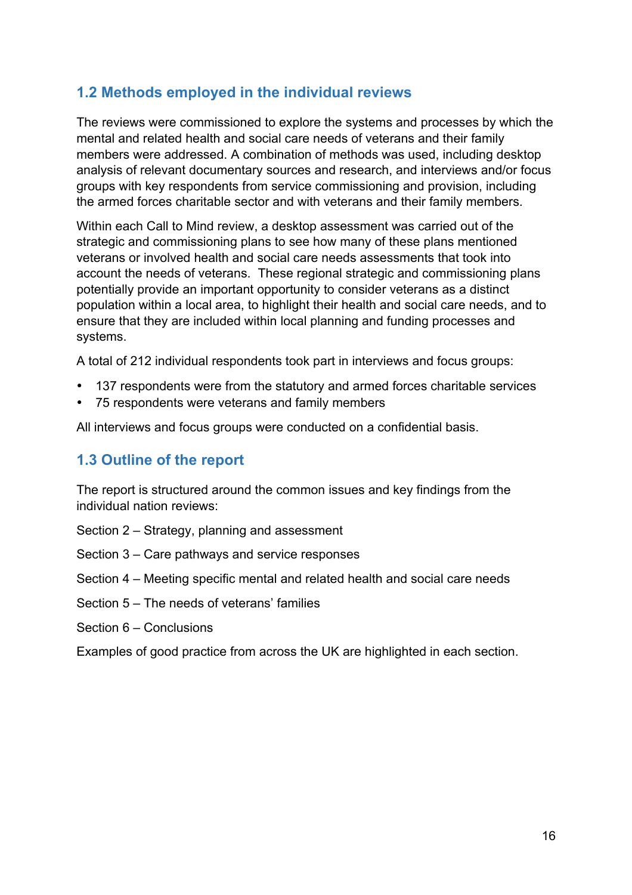## 1.2 Methods employed in the individual reviews

The reviews were commissioned to explore the systems and processes by which the mental and related health and social care needs of veterans and their family members were addressed. A combination of methods was used, including desktop analysis of relevant documentary sources and research, and interviews and/or focus groups with key respondents from service commissioning and provision, including the armed forces charitable sector and with veterans and their family members.

Within each Call to Mind review, a desktop assessment was carried out of the strategic and commissioning plans to see how many of these plans mentioned veterans or involved health and social care needs assessments that took into account the needs of veterans.  These regional strategic and commissioning plans potentially provide an important opportunity to consider veterans as a distinct population within a local area, to highlight their health and social care needs, and to ensure that they are included within local planning and funding processes and systems.

A total of 212 individual respondents took part in interviews and focus groups:

- 137 respondents were from the statutory and armed forces charitable services
- 75 respondents were veterans and family members

All interviews and focus groups were conducted on a confidential basis.

## 1.3 Outline of the report

The report is structured around the common issues and key findings from the individual nation reviews:

Section 2 – Strategy, planning and assessment

Section 3 – Care pathways and service responses

Section 4 – Meeting specific mental and related health and social care needs

Section 5 – The needs of veterans' families

Section 6 – Conclusions

Examples of good practice from across the UK are highlighted in each section.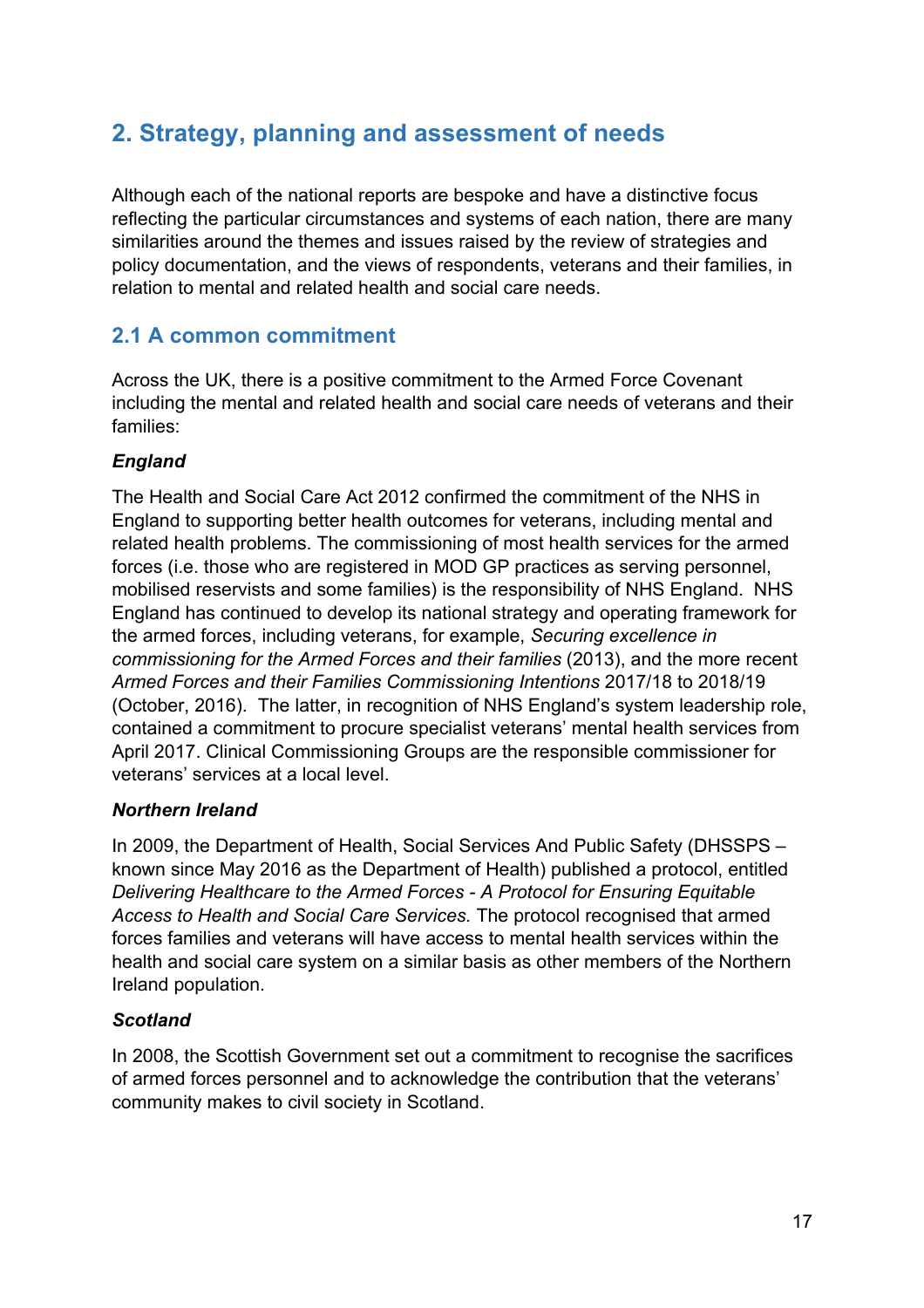## 2. Strategy, planning and assessment of needs

Although each of the national reports are bespoke and have a distinctive focus reflecting the particular circumstances and systems of each nation, there are many similarities around the themes and issues raised by the review of strategies and policy documentation, and the views of respondents, veterans and their families, in relation to mental and related health and social care needs.

### 2.1 A common commitment

Across the UK, there is a positive commitment to the Armed Force Covenant including the mental and related health and social care needs of veterans and their families:

***England***

The Health and Social Care Act 2012 confirmed the commitment of the NHS in England to supporting better health outcomes for veterans, including mental and related health problems. The commissioning of most health services for the armed forces (i.e. those who are registered in MOD GP practices as serving personnel, mobilised reservists and some families) is the responsibility of NHS England. NHS England has continued to develop its national strategy and operating framework for the armed forces, including veterans, for example, *Securing excellence in commissioning for the Armed Forces and their families* (2013), and the more recent *Armed Forces and their Families Commissioning Intentions* 2017/18 to 2018/19 (October, 2016). The latter, in recognition of NHS England's system leadership role, contained a commitment to procure specialist veterans' mental health services from April 2017. Clinical Commissioning Groups are the responsible commissioner for veterans' services at a local level.

***Northern Ireland***

In 2009, the Department of Health, Social Services And Public Safety (DHSSPS – known since May 2016 as the Department of Health) published a protocol, entitled *Delivering Healthcare to the Armed Forces - A Protocol for Ensuring Equitable Access to Health and Social Care Services.* The protocol recognised that armed forces families and veterans will have access to mental health services within the health and social care system on a similar basis as other members of the Northern Ireland population.

***Scotland***

In 2008, the Scottish Government set out a commitment to recognise the sacrifices of armed forces personnel and to acknowledge the contribution that the veterans' community makes to civil society in Scotland.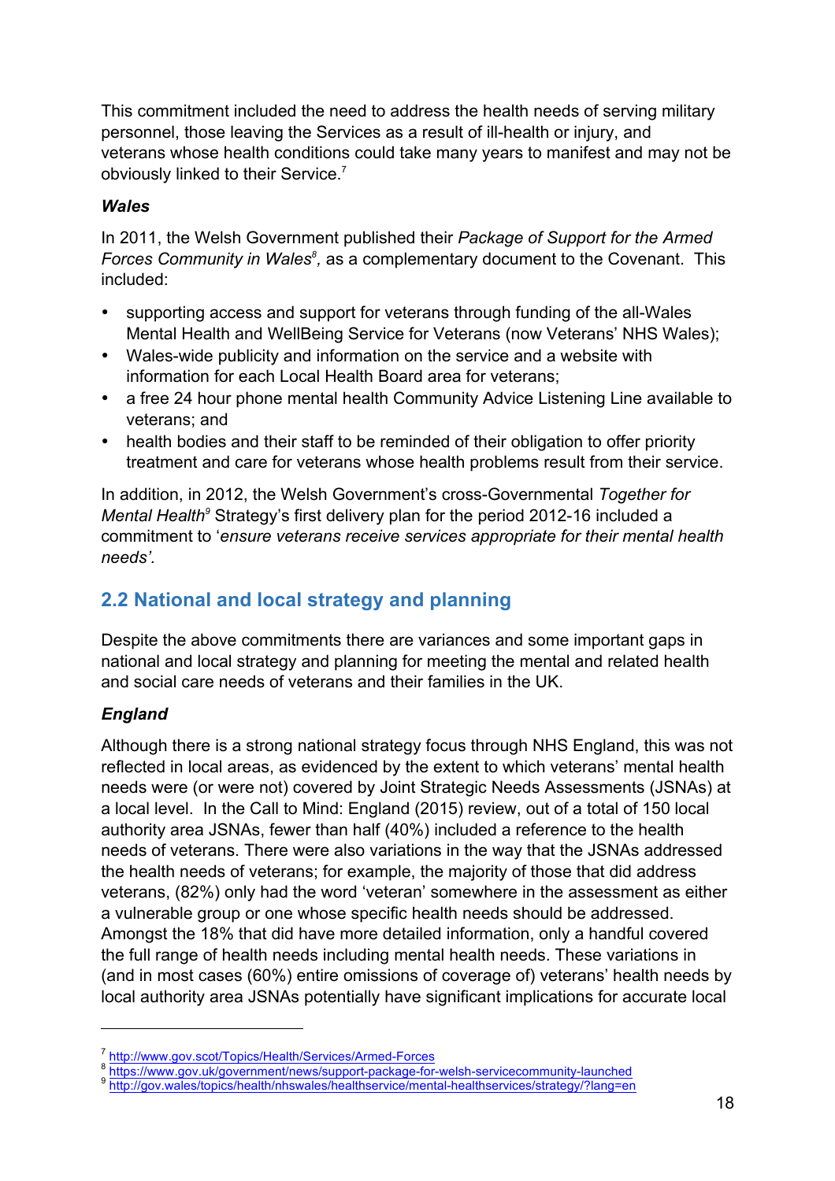This commitment included the need to address the health needs of serving military personnel, those leaving the Services as a result of ill-health or injury, and veterans whose health conditions could take many years to manifest and may not be obviously linked to their Service.[7]

***Wales***

In 2011, the Welsh Government published their *Package of Support for the Armed Forces Community in Wales*[8], as a complementary document to the Covenant. This included:

- supporting access and support for veterans through funding of the all-Wales Mental Health and WellBeing Service for Veterans (now Veterans' NHS Wales);
- Wales-wide publicity and information on the service and a website with information for each Local Health Board area for veterans;
- a free 24 hour phone mental health Community Advice Listening Line available to veterans; and
- health bodies and their staff to be reminded of their obligation to offer priority treatment and care for veterans whose health problems result from their service.

In addition, in 2012, the Welsh Government's cross-Governmental *Together for Mental Health*[9] Strategy's first delivery plan for the period 2012-16 included a commitment to '*ensure veterans receive services appropriate for their mental health needs'.*

## 2.2 National and local strategy and planning

Despite the above commitments there are variances and some important gaps in national and local strategy and planning for meeting the mental and related health and social care needs of veterans and their families in the UK.

***England***

Although there is a strong national strategy focus through NHS England, this was not reflected in local areas, as evidenced by the extent to which veterans' mental health needs were (or were not) covered by Joint Strategic Needs Assessments (JSNAs) at a local level. In the Call to Mind: England (2015) review, out of a total of 150 local authority area JSNAs, fewer than half (40%) included a reference to the health needs of veterans. There were also variations in the way that the JSNAs addressed the health needs of veterans; for example, the majority of those that did address veterans, (82%) only had the word 'veteran' somewhere in the assessment as either a vulnerable group or one whose specific health needs should be addressed. Amongst the 18% that did have more detailed information, only a handful covered the full range of health needs including mental health needs. These variations in (and in most cases (60%) entire omissions of coverage of) veterans' health needs by local authority area JSNAs potentially have significant implications for accurate local

---

[7] http://www.gov.scot/Topics/Health/Services/Armed-Forces
[8] https://www.gov.uk/government/news/support-package-for-welsh-servicecommunity-launched
[9] http://gov.wales/topics/health/nhswales/healthservice/mental-healthservices/strategy/?lang=en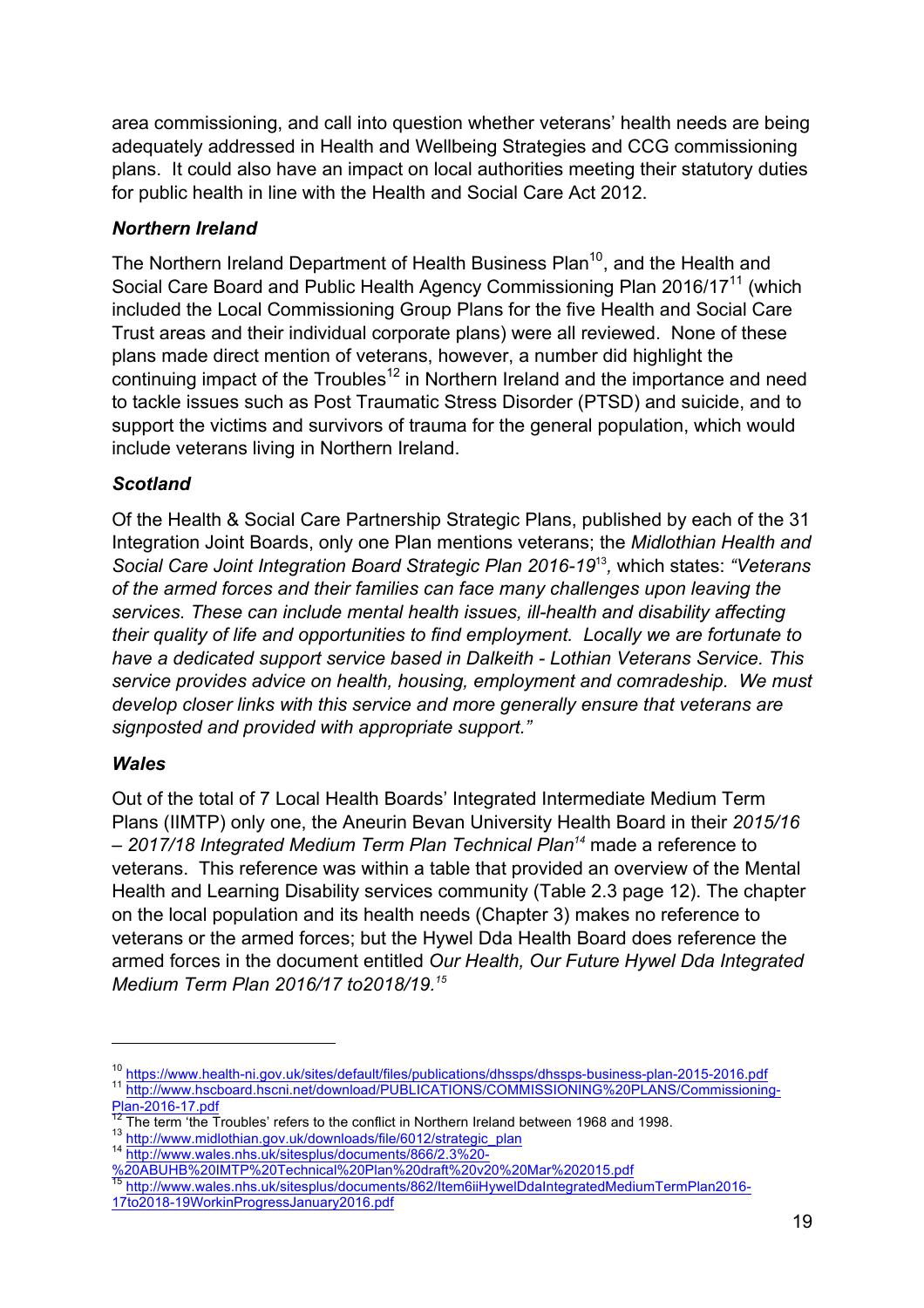area commissioning, and call into question whether veterans' health needs are being adequately addressed in Health and Wellbeing Strategies and CCG commissioning plans. It could also have an impact on local authorities meeting their statutory duties for public health in line with the Health and Social Care Act 2012.

### *Northern Ireland*

The Northern Ireland Department of Health Business Plan[10], and the Health and Social Care Board and Public Health Agency Commissioning Plan 2016/17[11] (which included the Local Commissioning Group Plans for the five Health and Social Care Trust areas and their individual corporate plans) were all reviewed. None of these plans made direct mention of veterans, however, a number did highlight the continuing impact of the Troubles[12] in Northern Ireland and the importance and need to tackle issues such as Post Traumatic Stress Disorder (PTSD) and suicide, and to support the victims and survivors of trauma for the general population, which would include veterans living in Northern Ireland.

### *Scotland*

Of the Health & Social Care Partnership Strategic Plans, published by each of the 31 Integration Joint Boards, only one Plan mentions veterans; the *Midlothian Health and Social Care Joint Integration Board Strategic Plan 2016-19*[13], which states: *"Veterans of the armed forces and their families can face many challenges upon leaving the services. These can include mental health issues, ill-health and disability affecting their quality of life and opportunities to find employment. Locally we are fortunate to have a dedicated support service based in Dalkeith - Lothian Veterans Service. This service provides advice on health, housing, employment and comradeship. We must develop closer links with this service and more generally ensure that veterans are signposted and provided with appropriate support."*

### *Wales*

Out of the total of 7 Local Health Boards' Integrated Intermediate Medium Term Plans (IIMTP) only one, the Aneurin Bevan University Health Board in their *2015/16 – 2017/18 Integrated Medium Term Plan Technical Plan*[14] made a reference to veterans. This reference was within a table that provided an overview of the Mental Health and Learning Disability services community (Table 2.3 page 12). The chapter on the local population and its health needs (Chapter 3) makes no reference to veterans or the armed forces; but the Hywel Dda Health Board does reference the armed forces in the document entitled *Our Health, Our Future Hywel Dda Integrated Medium Term Plan 2016/17 to2018/19.*[15]

---

[10] https://www.health-ni.gov.uk/sites/default/files/publications/dhssps/dhssps-business-plan-2015-2016.pdf

[11] http://www.hscboard.hscni.net/download/PUBLICATIONS/COMMISSIONING%20PLANS/Commissioning-Plan-2016-17.pdf

[12] The term 'the Troubles' refers to the conflict in Northern Ireland between 1968 and 1998.

[13] http://www.midlothian.gov.uk/downloads/file/6012/strategic_plan

[14] http://www.wales.nhs.uk/sitesplus/documents/866/2.3%20-%20ABUHB%20IMTP%20Technical%20Plan%20draft%20v20%20Mar%202015.pdf

[15] http://www.wales.nhs.uk/sitesplus/documents/862/Item6iiHywelDdaIntegratedMediumTermPlan2016-17to2018-19WorkinProgressJanuary2016.pdf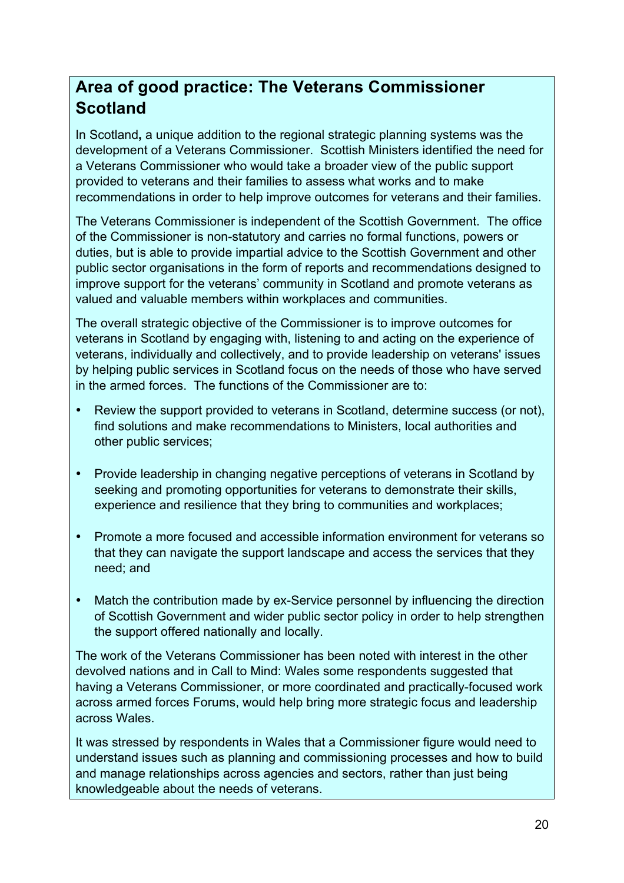## Area of good practice: The Veterans Commissioner Scotland

In Scotland**,** a unique addition to the regional strategic planning systems was the development of a Veterans Commissioner. Scottish Ministers identified the need for a Veterans Commissioner who would take a broader view of the public support provided to veterans and their families to assess what works and to make recommendations in order to help improve outcomes for veterans and their families.

The Veterans Commissioner is independent of the Scottish Government. The office of the Commissioner is non-statutory and carries no formal functions, powers or duties, but is able to provide impartial advice to the Scottish Government and other public sector organisations in the form of reports and recommendations designed to improve support for the veterans' community in Scotland and promote veterans as valued and valuable members within workplaces and communities.

The overall strategic objective of the Commissioner is to improve outcomes for veterans in Scotland by engaging with, listening to and acting on the experience of veterans, individually and collectively, and to provide leadership on veterans' issues by helping public services in Scotland focus on the needs of those who have served in the armed forces. The functions of the Commissioner are to:

- Review the support provided to veterans in Scotland, determine success (or not), find solutions and make recommendations to Ministers, local authorities and other public services;
- Provide leadership in changing negative perceptions of veterans in Scotland by seeking and promoting opportunities for veterans to demonstrate their skills, experience and resilience that they bring to communities and workplaces;
- Promote a more focused and accessible information environment for veterans so that they can navigate the support landscape and access the services that they need; and
- Match the contribution made by ex-Service personnel by influencing the direction of Scottish Government and wider public sector policy in order to help strengthen the support offered nationally and locally.

The work of the Veterans Commissioner has been noted with interest in the other devolved nations and in Call to Mind: Wales some respondents suggested that having a Veterans Commissioner, or more coordinated and practically-focused work across armed forces Forums, would help bring more strategic focus and leadership across Wales.

It was stressed by respondents in Wales that a Commissioner figure would need to understand issues such as planning and commissioning processes and how to build and manage relationships across agencies and sectors, rather than just being knowledgeable about the needs of veterans.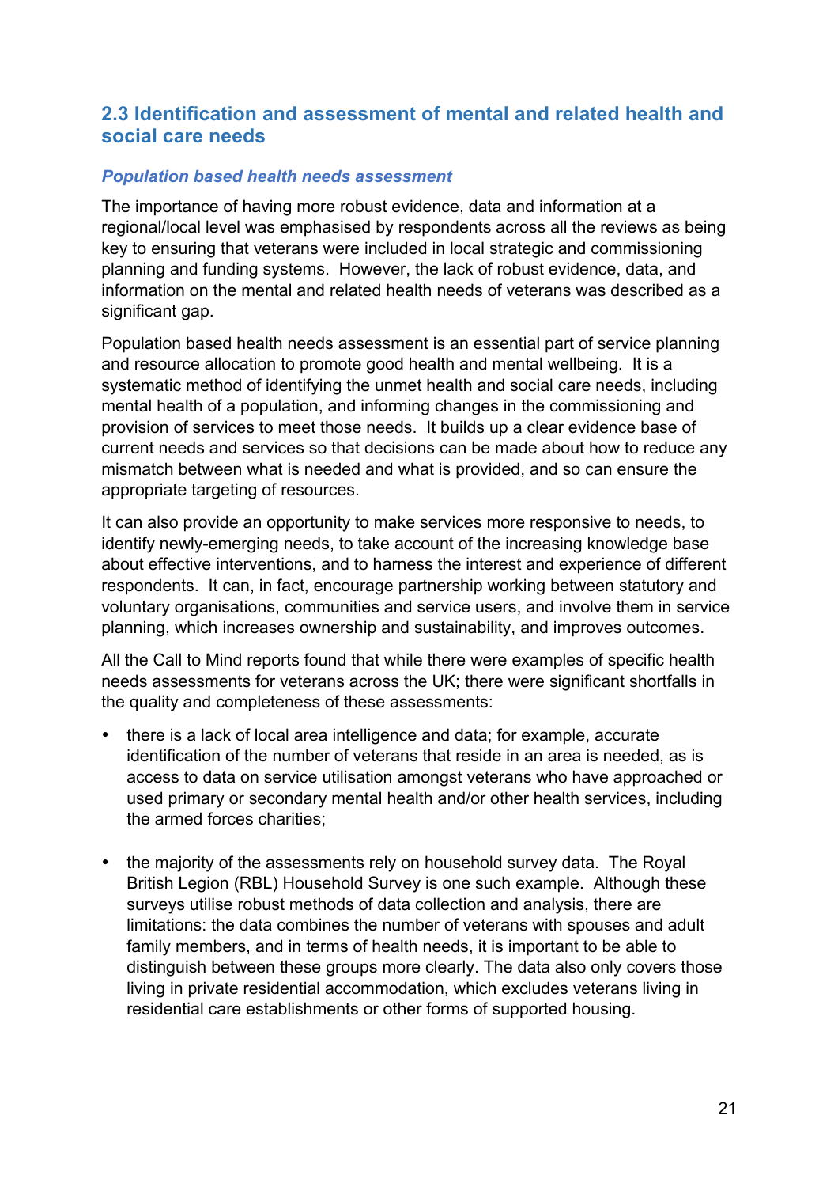## 2.3 Identification and assessment of mental and related health and social care needs

### *Population based health needs assessment*

The importance of having more robust evidence, data and information at a regional/local level was emphasised by respondents across all the reviews as being key to ensuring that veterans were included in local strategic and commissioning planning and funding systems. However, the lack of robust evidence, data, and information on the mental and related health needs of veterans was described as a significant gap.

Population based health needs assessment is an essential part of service planning and resource allocation to promote good health and mental wellbeing. It is a systematic method of identifying the unmet health and social care needs, including mental health of a population, and informing changes in the commissioning and provision of services to meet those needs. It builds up a clear evidence base of current needs and services so that decisions can be made about how to reduce any mismatch between what is needed and what is provided, and so can ensure the appropriate targeting of resources.

It can also provide an opportunity to make services more responsive to needs, to identify newly-emerging needs, to take account of the increasing knowledge base about effective interventions, and to harness the interest and experience of different respondents. It can, in fact, encourage partnership working between statutory and voluntary organisations, communities and service users, and involve them in service planning, which increases ownership and sustainability, and improves outcomes.

All the Call to Mind reports found that while there were examples of specific health needs assessments for veterans across the UK; there were significant shortfalls in the quality and completeness of these assessments:

- there is a lack of local area intelligence and data; for example, accurate identification of the number of veterans that reside in an area is needed, as is access to data on service utilisation amongst veterans who have approached or used primary or secondary mental health and/or other health services, including the armed forces charities;

- the majority of the assessments rely on household survey data. The Royal British Legion (RBL) Household Survey is one such example. Although these surveys utilise robust methods of data collection and analysis, there are limitations: the data combines the number of veterans with spouses and adult family members, and in terms of health needs, it is important to be able to distinguish between these groups more clearly. The data also only covers those living in private residential accommodation, which excludes veterans living in residential care establishments or other forms of supported housing.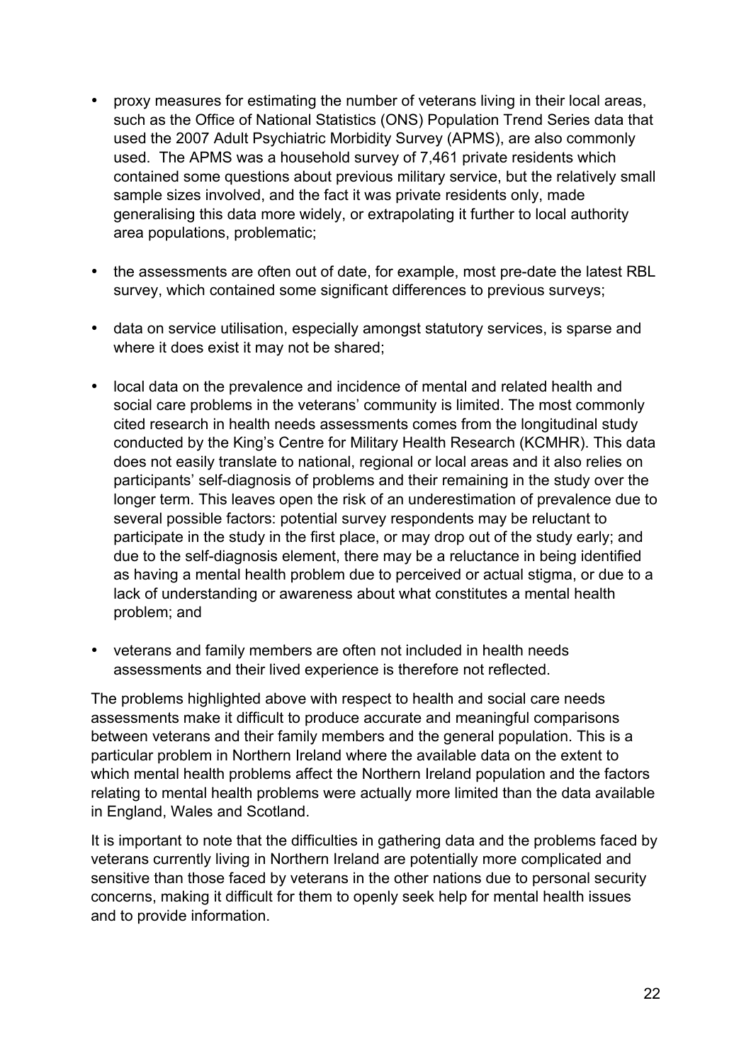- proxy measures for estimating the number of veterans living in their local areas, such as the Office of National Statistics (ONS) Population Trend Series data that used the 2007 Adult Psychiatric Morbidity Survey (APMS), are also commonly used. The APMS was a household survey of 7,461 private residents which contained some questions about previous military service, but the relatively small sample sizes involved, and the fact it was private residents only, made generalising this data more widely, or extrapolating it further to local authority area populations, problematic;

- the assessments are often out of date, for example, most pre-date the latest RBL survey, which contained some significant differences to previous surveys;

- data on service utilisation, especially amongst statutory services, is sparse and where it does exist it may not be shared;

- local data on the prevalence and incidence of mental and related health and social care problems in the veterans' community is limited. The most commonly cited research in health needs assessments comes from the longitudinal study conducted by the King's Centre for Military Health Research (KCMHR). This data does not easily translate to national, regional or local areas and it also relies on participants' self-diagnosis of problems and their remaining in the study over the longer term. This leaves open the risk of an underestimation of prevalence due to several possible factors: potential survey respondents may be reluctant to participate in the study in the first place, or may drop out of the study early; and due to the self-diagnosis element, there may be a reluctance in being identified as having a mental health problem due to perceived or actual stigma, or due to a lack of understanding or awareness about what constitutes a mental health problem; and

- veterans and family members are often not included in health needs assessments and their lived experience is therefore not reflected.

The problems highlighted above with respect to health and social care needs assessments make it difficult to produce accurate and meaningful comparisons between veterans and their family members and the general population. This is a particular problem in Northern Ireland where the available data on the extent to which mental health problems affect the Northern Ireland population and the factors relating to mental health problems were actually more limited than the data available in England, Wales and Scotland.

It is important to note that the difficulties in gathering data and the problems faced by veterans currently living in Northern Ireland are potentially more complicated and sensitive than those faced by veterans in the other nations due to personal security concerns, making it difficult for them to openly seek help for mental health issues and to provide information.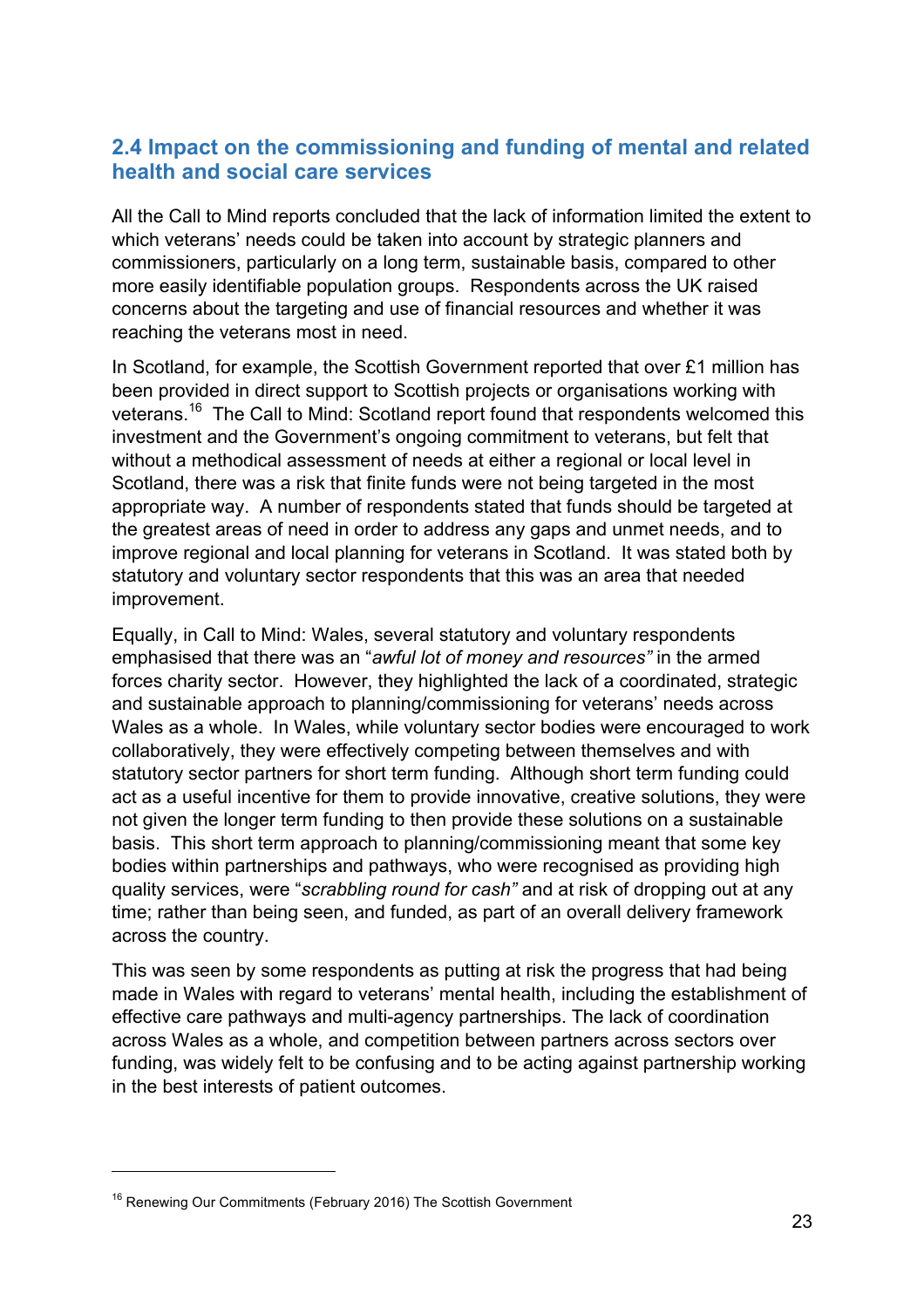## 2.4 Impact on the commissioning and funding of mental and related health and social care services

All the Call to Mind reports concluded that the lack of information limited the extent to which veterans' needs could be taken into account by strategic planners and commissioners, particularly on a long term, sustainable basis, compared to other more easily identifiable population groups. Respondents across the UK raised concerns about the targeting and use of financial resources and whether it was reaching the veterans most in need.

In Scotland, for example, the Scottish Government reported that over £1 million has been provided in direct support to Scottish projects or organisations working with veterans.[16] The Call to Mind: Scotland report found that respondents welcomed this investment and the Government's ongoing commitment to veterans, but felt that without a methodical assessment of needs at either a regional or local level in Scotland, there was a risk that finite funds were not being targeted in the most appropriate way. A number of respondents stated that funds should be targeted at the greatest areas of need in order to address any gaps and unmet needs, and to improve regional and local planning for veterans in Scotland. It was stated both by statutory and voluntary sector respondents that this was an area that needed improvement.

Equally, in Call to Mind: Wales, several statutory and voluntary respondents emphasised that there was an "*awful lot of money and resources*" in the armed forces charity sector. However, they highlighted the lack of a coordinated, strategic and sustainable approach to planning/commissioning for veterans' needs across Wales as a whole. In Wales, while voluntary sector bodies were encouraged to work collaboratively, they were effectively competing between themselves and with statutory sector partners for short term funding. Although short term funding could act as a useful incentive for them to provide innovative, creative solutions, they were not given the longer term funding to then provide these solutions on a sustainable basis. This short term approach to planning/commissioning meant that some key bodies within partnerships and pathways, who were recognised as providing high quality services, were "*scrabbling round for cash*" and at risk of dropping out at any time; rather than being seen, and funded, as part of an overall delivery framework across the country.

This was seen by some respondents as putting at risk the progress that had being made in Wales with regard to veterans' mental health, including the establishment of effective care pathways and multi-agency partnerships. The lack of coordination across Wales as a whole, and competition between partners across sectors over funding, was widely felt to be confusing and to be acting against partnership working in the best interests of patient outcomes.

---

[16] Renewing Our Commitments (February 2016) The Scottish Government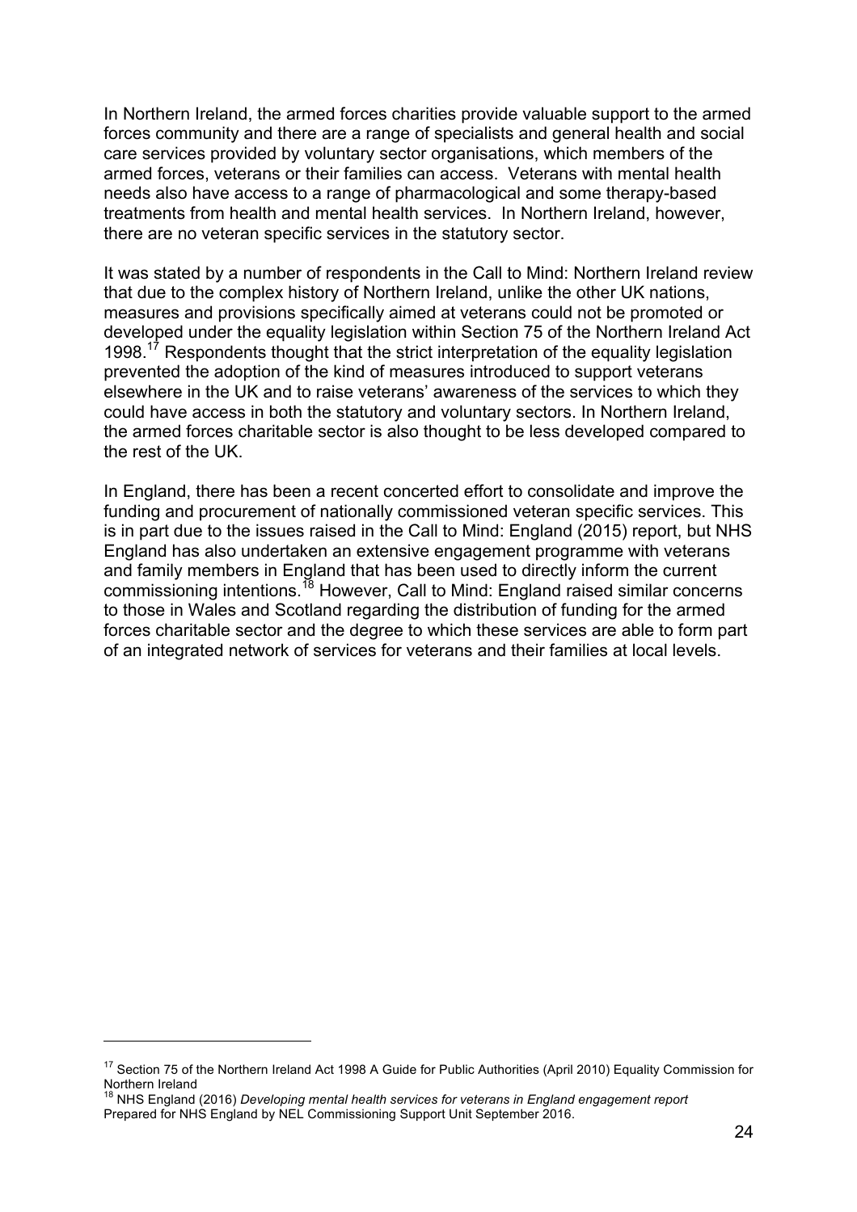In Northern Ireland, the armed forces charities provide valuable support to the armed forces community and there are a range of specialists and general health and social care services provided by voluntary sector organisations, which members of the armed forces, veterans or their families can access. Veterans with mental health needs also have access to a range of pharmacological and some therapy-based treatments from health and mental health services. In Northern Ireland, however, there are no veteran specific services in the statutory sector.

It was stated by a number of respondents in the Call to Mind: Northern Ireland review that due to the complex history of Northern Ireland, unlike the other UK nations, measures and provisions specifically aimed at veterans could not be promoted or developed under the equality legislation within Section 75 of the Northern Ireland Act 1998.[17] Respondents thought that the strict interpretation of the equality legislation prevented the adoption of the kind of measures introduced to support veterans elsewhere in the UK and to raise veterans' awareness of the services to which they could have access in both the statutory and voluntary sectors. In Northern Ireland, the armed forces charitable sector is also thought to be less developed compared to the rest of the UK.

In England, there has been a recent concerted effort to consolidate and improve the funding and procurement of nationally commissioned veteran specific services. This is in part due to the issues raised in the Call to Mind: England (2015) report, but NHS England has also undertaken an extensive engagement programme with veterans and family members in England that has been used to directly inform the current commissioning intentions.[18] However, Call to Mind: England raised similar concerns to those in Wales and Scotland regarding the distribution of funding for the armed forces charitable sector and the degree to which these services are able to form part of an integrated network of services for veterans and their families at local levels.

---

[17] Section 75 of the Northern Ireland Act 1998 A Guide for Public Authorities (April 2010) Equality Commission for Northern Ireland

[18] NHS England (2016) *Developing mental health services for veterans in England engagement report* Prepared for NHS England by NEL Commissioning Support Unit September 2016.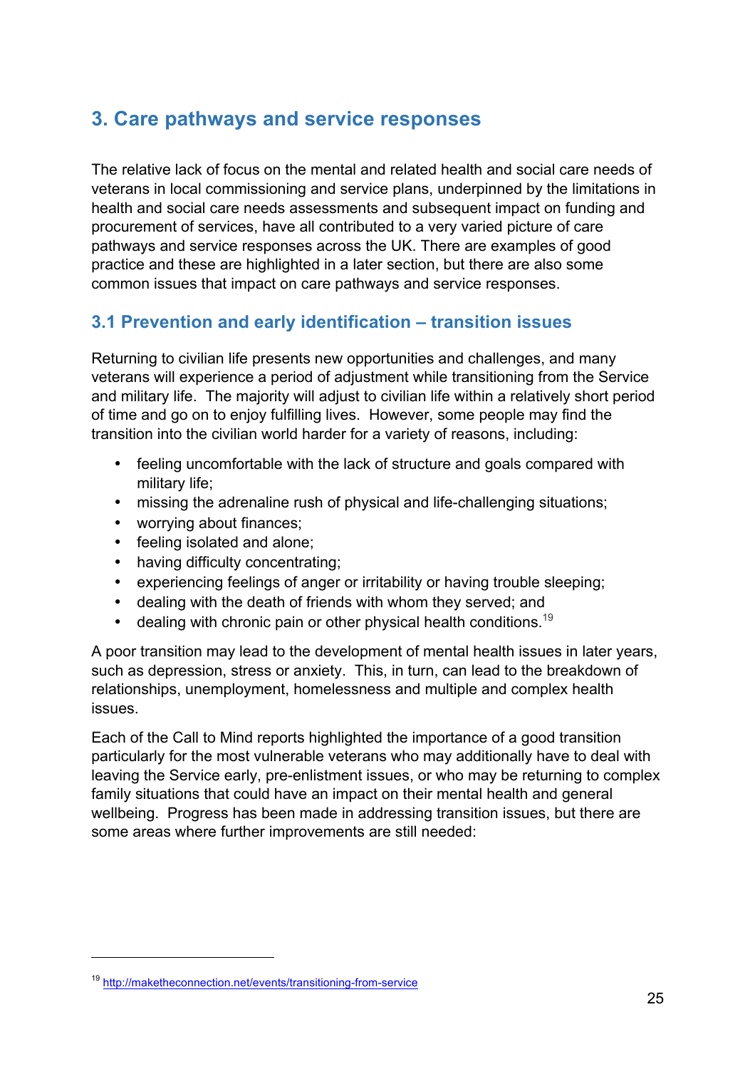## 3. Care pathways and service responses

The relative lack of focus on the mental and related health and social care needs of veterans in local commissioning and service plans, underpinned by the limitations in health and social care needs assessments and subsequent impact on funding and procurement of services, have all contributed to a very varied picture of care pathways and service responses across the UK. There are examples of good practice and these are highlighted in a later section, but there are also some common issues that impact on care pathways and service responses.

### 3.1 Prevention and early identification – transition issues

Returning to civilian life presents new opportunities and challenges, and many veterans will experience a period of adjustment while transitioning from the Service and military life. The majority will adjust to civilian life within a relatively short period of time and go on to enjoy fulfilling lives. However, some people may find the transition into the civilian world harder for a variety of reasons, including:

- feeling uncomfortable with the lack of structure and goals compared with military life;
- missing the adrenaline rush of physical and life-challenging situations;
- worrying about finances;
- feeling isolated and alone;
- having difficulty concentrating;
- experiencing feelings of anger or irritability or having trouble sleeping;
- dealing with the death of friends with whom they served; and
- dealing with chronic pain or other physical health conditions.[19]

A poor transition may lead to the development of mental health issues in later years, such as depression, stress or anxiety. This, in turn, can lead to the breakdown of relationships, unemployment, homelessness and multiple and complex health issues.

Each of the Call to Mind reports highlighted the importance of a good transition particularly for the most vulnerable veterans who may additionally have to deal with leaving the Service early, pre-enlistment issues, or who may be returning to complex family situations that could have an impact on their mental health and general wellbeing. Progress has been made in addressing transition issues, but there are some areas where further improvements are still needed:

---

[19] http://maketheconnection.net/events/transitioning-from-service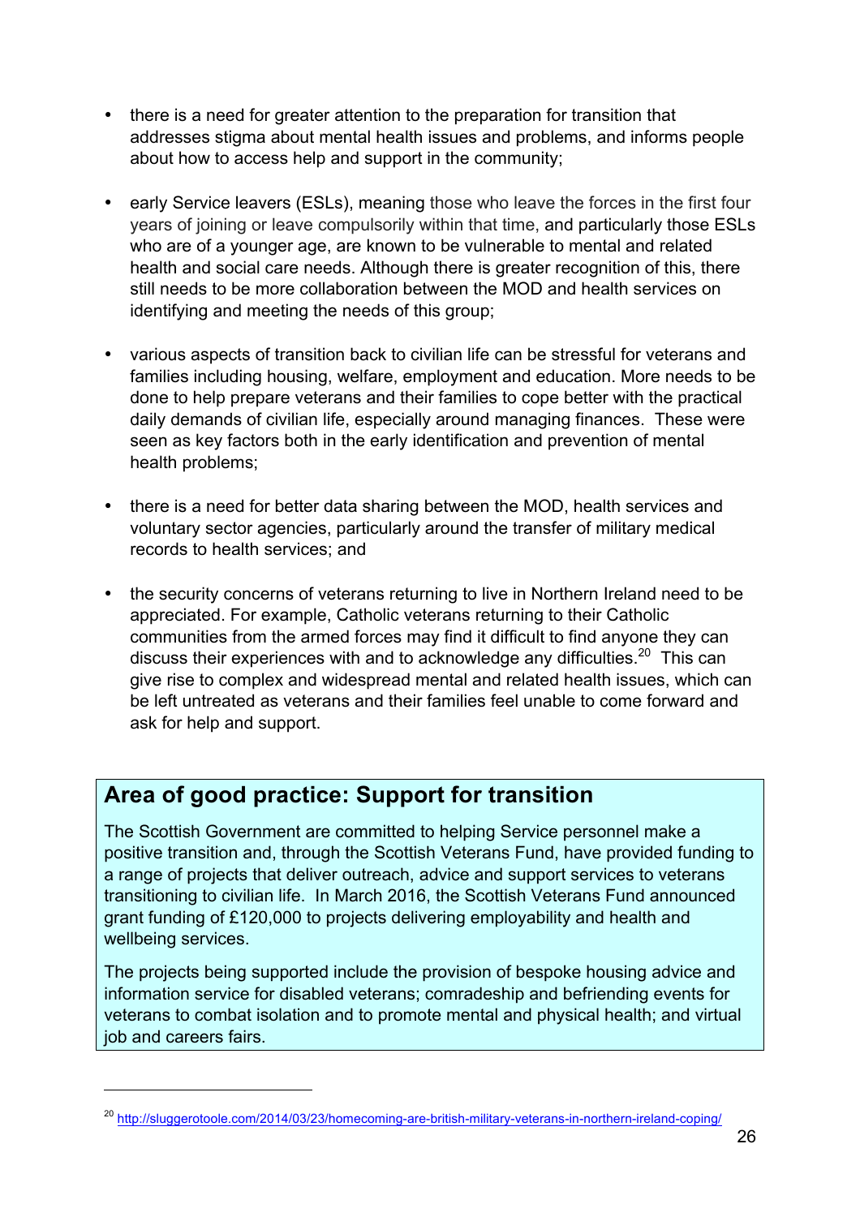- there is a need for greater attention to the preparation for transition that addresses stigma about mental health issues and problems, and informs people about how to access help and support in the community;

- early Service leavers (ESLs), meaning those who leave the forces in the first four years of joining or leave compulsorily within that time, and particularly those ESLs who are of a younger age, are known to be vulnerable to mental and related health and social care needs. Although there is greater recognition of this, there still needs to be more collaboration between the MOD and health services on identifying and meeting the needs of this group;

- various aspects of transition back to civilian life can be stressful for veterans and families including housing, welfare, employment and education. More needs to be done to help prepare veterans and their families to cope better with the practical daily demands of civilian life, especially around managing finances. These were seen as key factors both in the early identification and prevention of mental health problems;

- there is a need for better data sharing between the MOD, health services and voluntary sector agencies, particularly around the transfer of military medical records to health services; and

- the security concerns of veterans returning to live in Northern Ireland need to be appreciated. For example, Catholic veterans returning to their Catholic communities from the armed forces may find it difficult to find anyone they can discuss their experiences with and to acknowledge any difficulties.[20] This can give rise to complex and widespread mental and related health issues, which can be left untreated as veterans and their families feel unable to come forward and ask for help and support.

## Area of good practice: Support for transition

The Scottish Government are committed to helping Service personnel make a positive transition and, through the Scottish Veterans Fund, have provided funding to a range of projects that deliver outreach, advice and support services to veterans transitioning to civilian life. In March 2016, the Scottish Veterans Fund announced grant funding of £120,000 to projects delivering employability and health and wellbeing services.

The projects being supported include the provision of bespoke housing advice and information service for disabled veterans; comradeship and befriending events for veterans to combat isolation and to promote mental and physical health; and virtual job and careers fairs.

[20] http://sluggerotoole.com/2014/03/23/homecoming-are-british-military-veterans-in-northern-ireland-coping/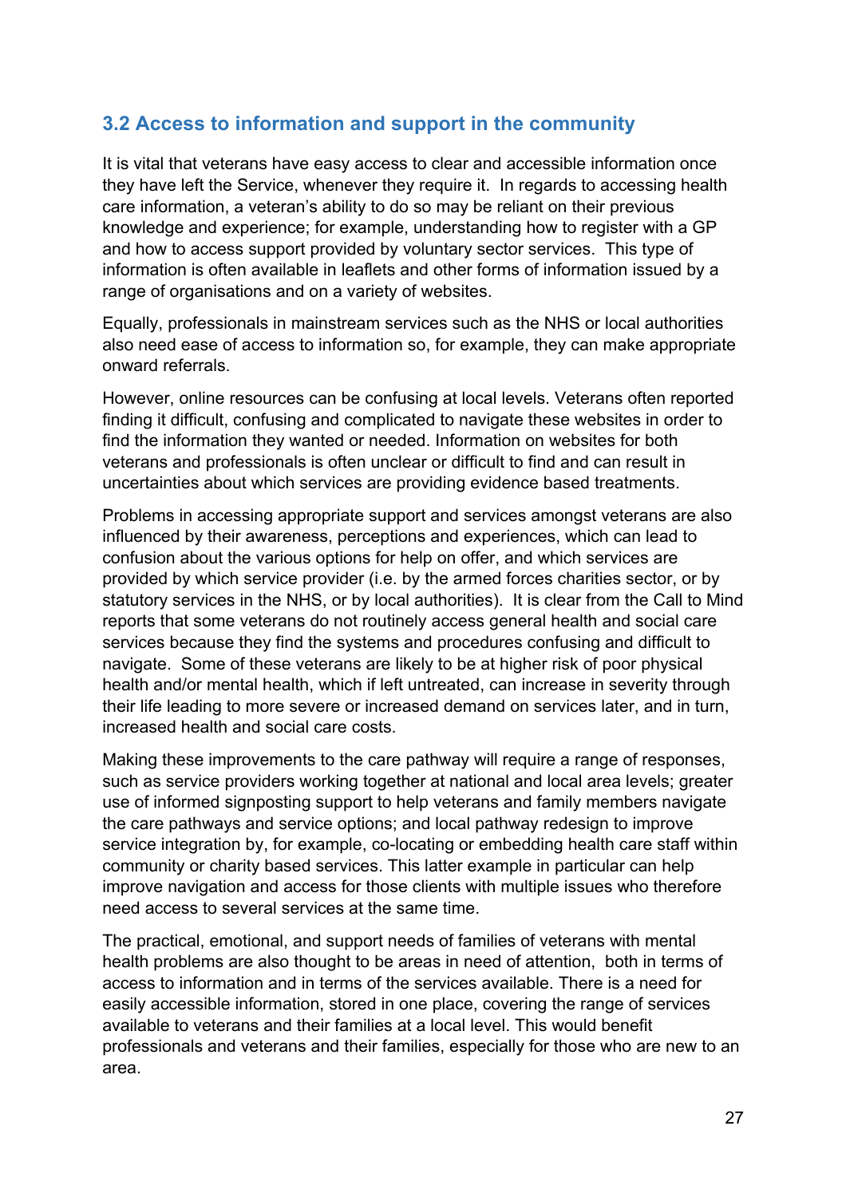## 3.2 Access to information and support in the community

It is vital that veterans have easy access to clear and accessible information once they have left the Service, whenever they require it. In regards to accessing health care information, a veteran's ability to do so may be reliant on their previous knowledge and experience; for example, understanding how to register with a GP and how to access support provided by voluntary sector services. This type of information is often available in leaflets and other forms of information issued by a range of organisations and on a variety of websites.

Equally, professionals in mainstream services such as the NHS or local authorities also need ease of access to information so, for example, they can make appropriate onward referrals.

However, online resources can be confusing at local levels. Veterans often reported finding it difficult, confusing and complicated to navigate these websites in order to find the information they wanted or needed. Information on websites for both veterans and professionals is often unclear or difficult to find and can result in uncertainties about which services are providing evidence based treatments.

Problems in accessing appropriate support and services amongst veterans are also influenced by their awareness, perceptions and experiences, which can lead to confusion about the various options for help on offer, and which services are provided by which service provider (i.e. by the armed forces charities sector, or by statutory services in the NHS, or by local authorities). It is clear from the Call to Mind reports that some veterans do not routinely access general health and social care services because they find the systems and procedures confusing and difficult to navigate. Some of these veterans are likely to be at higher risk of poor physical health and/or mental health, which if left untreated, can increase in severity through their life leading to more severe or increased demand on services later, and in turn, increased health and social care costs.

Making these improvements to the care pathway will require a range of responses, such as service providers working together at national and local area levels; greater use of informed signposting support to help veterans and family members navigate the care pathways and service options; and local pathway redesign to improve service integration by, for example, co-locating or embedding health care staff within community or charity based services. This latter example in particular can help improve navigation and access for those clients with multiple issues who therefore need access to several services at the same time.

The practical, emotional, and support needs of families of veterans with mental health problems are also thought to be areas in need of attention, both in terms of access to information and in terms of the services available. There is a need for easily accessible information, stored in one place, covering the range of services available to veterans and their families at a local level. This would benefit professionals and veterans and their families, especially for those who are new to an area.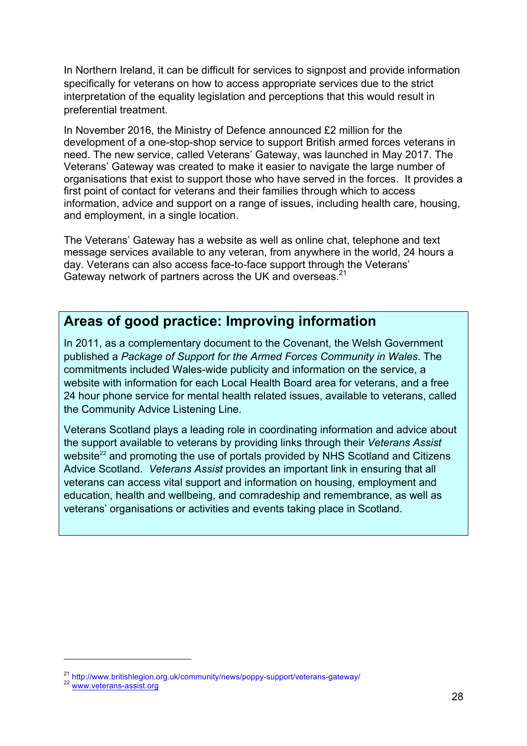In Northern Ireland, it can be difficult for services to signpost and provide information specifically for veterans on how to access appropriate services due to the strict interpretation of the equality legislation and perceptions that this would result in preferential treatment.

In November 2016, the Ministry of Defence announced £2 million for the development of a one-stop-shop service to support British armed forces veterans in need. The new service, called Veterans' Gateway, was launched in May 2017. The Veterans' Gateway was created to make it easier to navigate the large number of organisations that exist to support those who have served in the forces. It provides a first point of contact for veterans and their families through which to access information, advice and support on a range of issues, including health care, housing, and employment, in a single location.

The Veterans' Gateway has a website as well as online chat, telephone and text message services available to any veteran, from anywhere in the world, 24 hours a day. Veterans can also access face-to-face support through the Veterans' Gateway network of partners across the UK and overseas.[21]

## Areas of good practice: Improving information

In 2011, as a complementary document to the Covenant, the Welsh Government published a *Package of Support for the Armed Forces Community in Wales*. The commitments included Wales-wide publicity and information on the service, a website with information for each Local Health Board area for veterans, and a free 24 hour phone service for mental health related issues, available to veterans, called the Community Advice Listening Line.

Veterans Scotland plays a leading role in coordinating information and advice about the support available to veterans by providing links through their *Veterans Assist* website[22] and promoting the use of portals provided by NHS Scotland and Citizens Advice Scotland. *Veterans Assist* provides an important link in ensuring that all veterans can access vital support and information on housing, employment and education, health and wellbeing, and comradeship and remembrance, as well as veterans' organisations or activities and events taking place in Scotland.

---

[21] http://www.britishlegion.org.uk/community/news/poppy-support/veterans-gateway/

[22] www.veterans-assist.org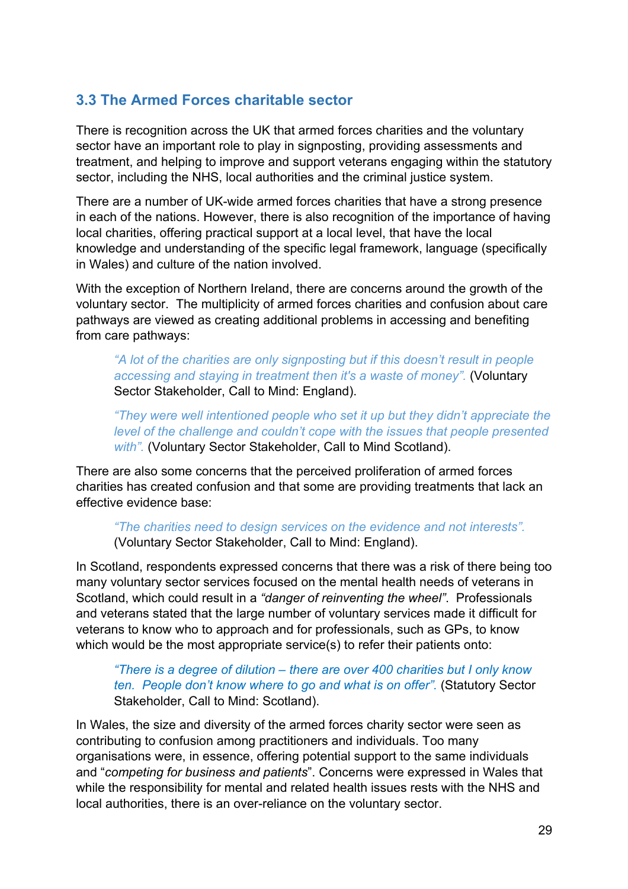## 3.3 The Armed Forces charitable sector

There is recognition across the UK that armed forces charities and the voluntary sector have an important role to play in signposting, providing assessments and treatment, and helping to improve and support veterans engaging within the statutory sector, including the NHS, local authorities and the criminal justice system.

There are a number of UK-wide armed forces charities that have a strong presence in each of the nations. However, there is also recognition of the importance of having local charities, offering practical support at a local level, that have the local knowledge and understanding of the specific legal framework, language (specifically in Wales) and culture of the nation involved.

With the exception of Northern Ireland, there are concerns around the growth of the voluntary sector. The multiplicity of armed forces charities and confusion about care pathways are viewed as creating additional problems in accessing and benefiting from care pathways:

> *"A lot of the charities are only signposting but if this doesn't result in people accessing and staying in treatment then it's a waste of money".* (Voluntary Sector Stakeholder, Call to Mind: England).

> *"They were well intentioned people who set it up but they didn't appreciate the level of the challenge and couldn't cope with the issues that people presented with".* (Voluntary Sector Stakeholder, Call to Mind Scotland).

There are also some concerns that the perceived proliferation of armed forces charities has created confusion and that some are providing treatments that lack an effective evidence base:

> *"The charities need to design services on the evidence and not interests".* (Voluntary Sector Stakeholder, Call to Mind: England).

In Scotland, respondents expressed concerns that there was a risk of there being too many voluntary sector services focused on the mental health needs of veterans in Scotland, which could result in a *"danger of reinventing the wheel"*. Professionals and veterans stated that the large number of voluntary services made it difficult for veterans to know who to approach and for professionals, such as GPs, to know which would be the most appropriate service(s) to refer their patients onto:

> *"There is a degree of dilution – there are over 400 charities but I only know ten. People don't know where to go and what is on offer".* (Statutory Sector Stakeholder, Call to Mind: Scotland).

In Wales, the size and diversity of the armed forces charity sector were seen as contributing to confusion among practitioners and individuals. Too many organisations were, in essence, offering potential support to the same individuals and "*competing for business and patients*". Concerns were expressed in Wales that while the responsibility for mental and related health issues rests with the NHS and local authorities, there is an over-reliance on the voluntary sector.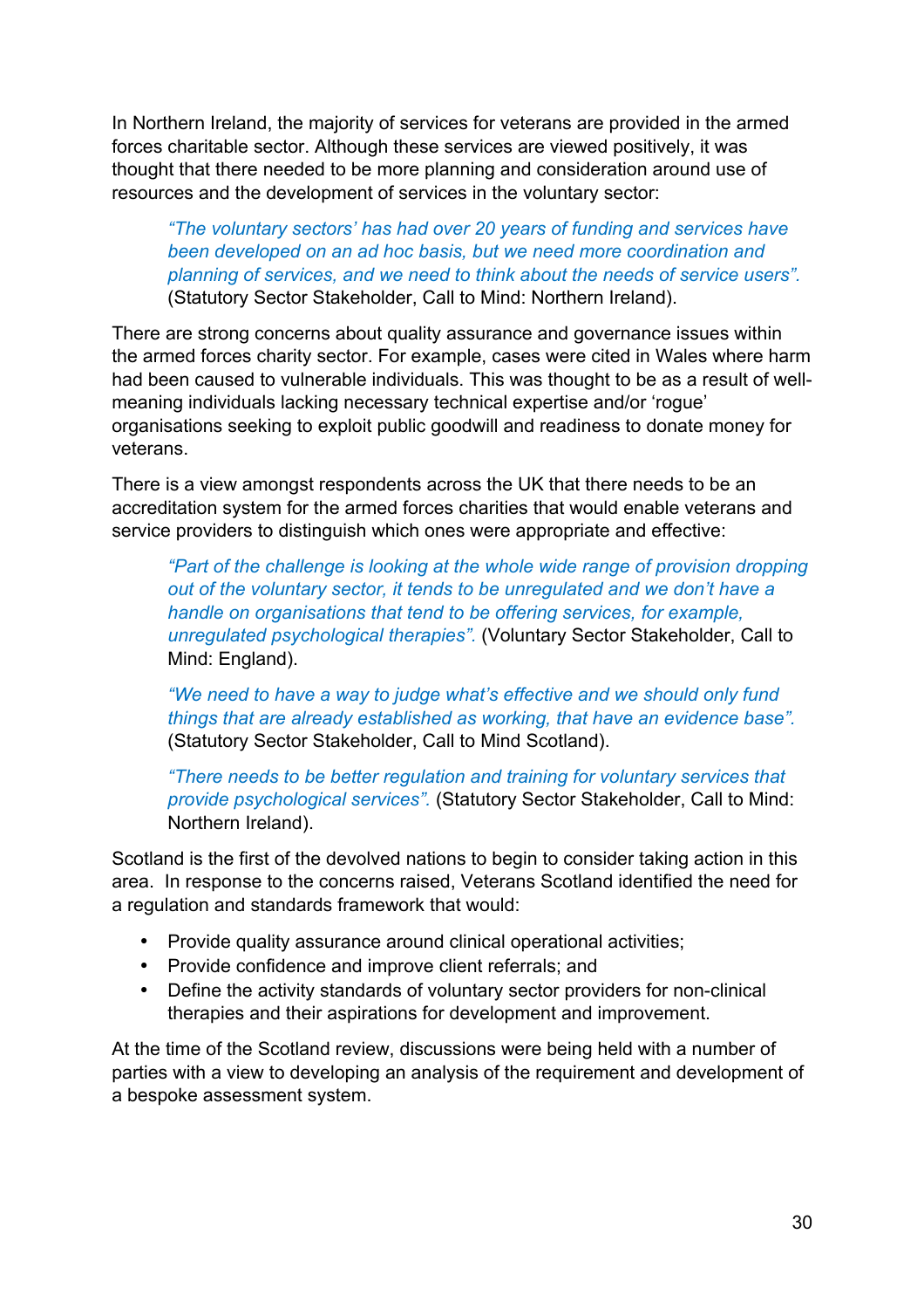In Northern Ireland, the majority of services for veterans are provided in the armed forces charitable sector. Although these services are viewed positively, it was thought that there needed to be more planning and consideration around use of resources and the development of services in the voluntary sector:

> *"The voluntary sectors' has had over 20 years of funding and services have been developed on an ad hoc basis, but we need more coordination and planning of services, and we need to think about the needs of service users".* (Statutory Sector Stakeholder, Call to Mind: Northern Ireland).

There are strong concerns about quality assurance and governance issues within the armed forces charity sector. For example, cases were cited in Wales where harm had been caused to vulnerable individuals. This was thought to be as a result of well-meaning individuals lacking necessary technical expertise and/or 'rogue' organisations seeking to exploit public goodwill and readiness to donate money for veterans.

There is a view amongst respondents across the UK that there needs to be an accreditation system for the armed forces charities that would enable veterans and service providers to distinguish which ones were appropriate and effective:

> *"Part of the challenge is looking at the whole wide range of provision dropping out of the voluntary sector, it tends to be unregulated and we don't have a handle on organisations that tend to be offering services, for example, unregulated psychological therapies".* (Voluntary Sector Stakeholder, Call to Mind: England).
>
> *"We need to have a way to judge what's effective and we should only fund things that are already established as working, that have an evidence base".* (Statutory Sector Stakeholder, Call to Mind Scotland).
>
> *"There needs to be better regulation and training for voluntary services that provide psychological services".* (Statutory Sector Stakeholder, Call to Mind: Northern Ireland).

Scotland is the first of the devolved nations to begin to consider taking action in this area. In response to the concerns raised, Veterans Scotland identified the need for a regulation and standards framework that would:

- Provide quality assurance around clinical operational activities;
- Provide confidence and improve client referrals; and
- Define the activity standards of voluntary sector providers for non-clinical therapies and their aspirations for development and improvement.

At the time of the Scotland review, discussions were being held with a number of parties with a view to developing an analysis of the requirement and development of a bespoke assessment system.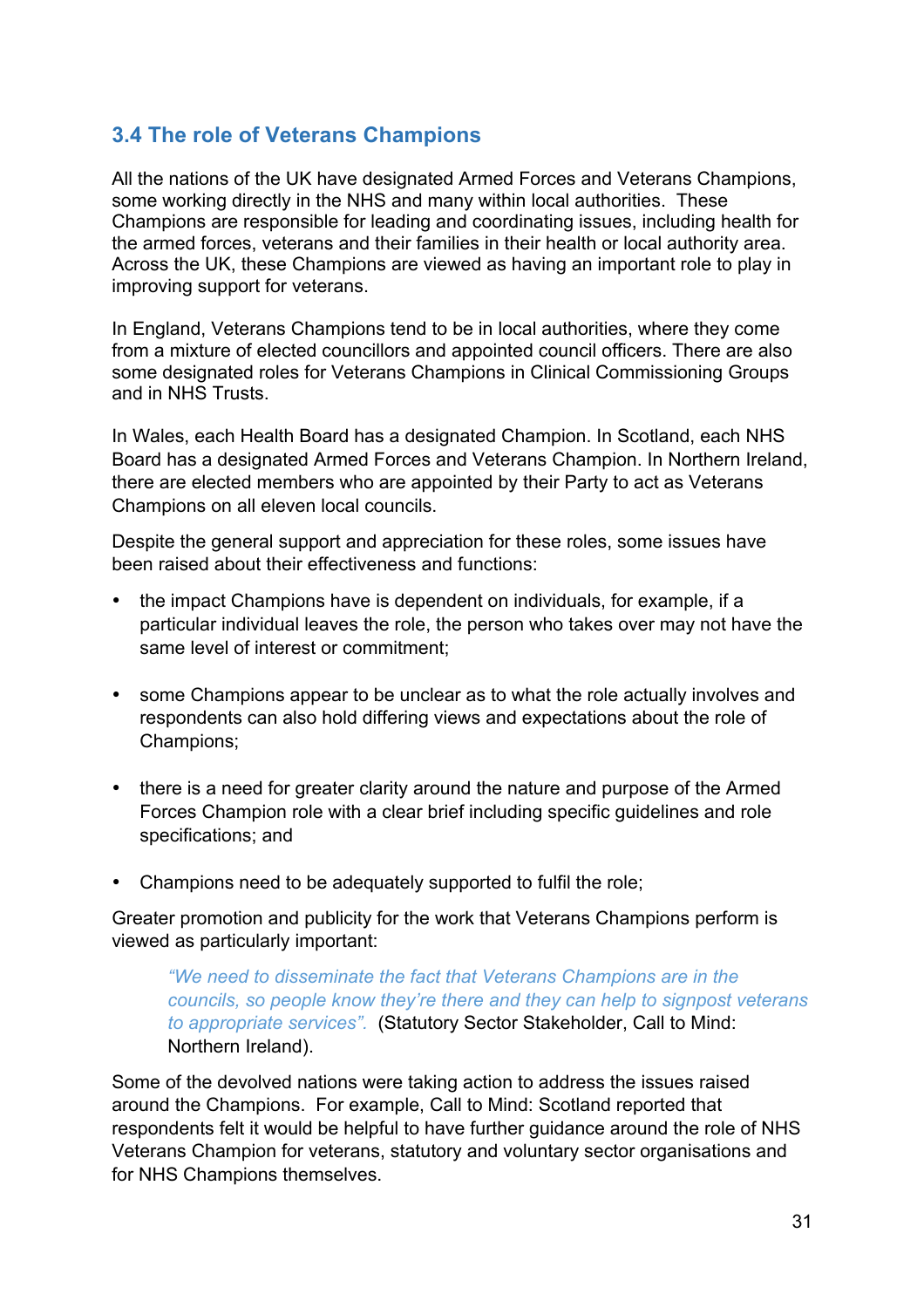### 3.4 The role of Veterans Champions

All the nations of the UK have designated Armed Forces and Veterans Champions, some working directly in the NHS and many within local authorities. These Champions are responsible for leading and coordinating issues, including health for the armed forces, veterans and their families in their health or local authority area. Across the UK, these Champions are viewed as having an important role to play in improving support for veterans.

In England, Veterans Champions tend to be in local authorities, where they come from a mixture of elected councillors and appointed council officers. There are also some designated roles for Veterans Champions in Clinical Commissioning Groups and in NHS Trusts.

In Wales, each Health Board has a designated Champion. In Scotland, each NHS Board has a designated Armed Forces and Veterans Champion. In Northern Ireland, there are elected members who are appointed by their Party to act as Veterans Champions on all eleven local councils.

Despite the general support and appreciation for these roles, some issues have been raised about their effectiveness and functions:

- the impact Champions have is dependent on individuals, for example, if a particular individual leaves the role, the person who takes over may not have the same level of interest or commitment;
- some Champions appear to be unclear as to what the role actually involves and respondents can also hold differing views and expectations about the role of Champions;
- there is a need for greater clarity around the nature and purpose of the Armed Forces Champion role with a clear brief including specific guidelines and role specifications; and
- Champions need to be adequately supported to fulfil the role;

Greater promotion and publicity for the work that Veterans Champions perform is viewed as particularly important:

> *"We need to disseminate the fact that Veterans Champions are in the councils, so people know they're there and they can help to signpost veterans to appropriate services".* (Statutory Sector Stakeholder, Call to Mind: Northern Ireland).

Some of the devolved nations were taking action to address the issues raised around the Champions. For example, Call to Mind: Scotland reported that respondents felt it would be helpful to have further guidance around the role of NHS Veterans Champion for veterans, statutory and voluntary sector organisations and for NHS Champions themselves.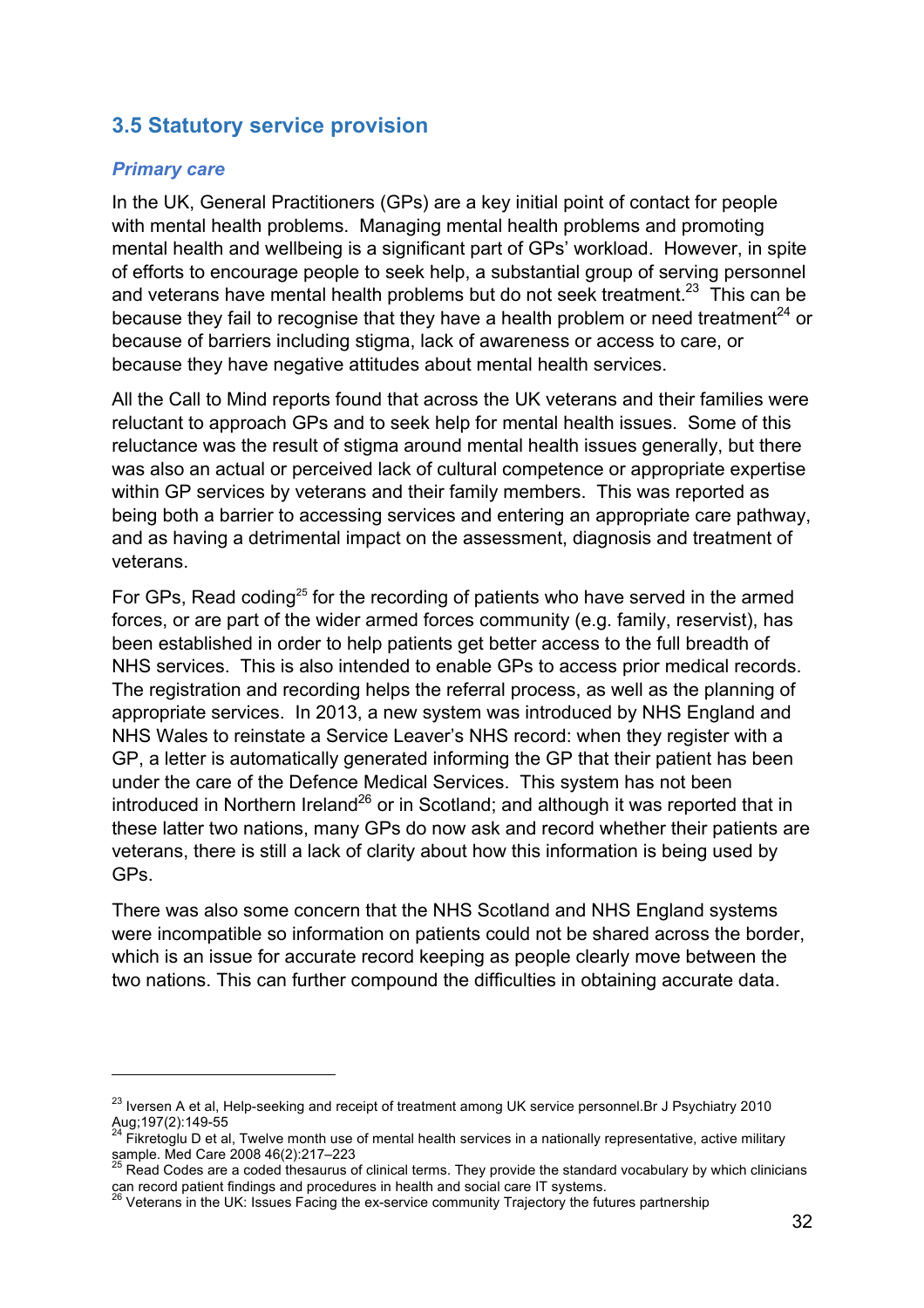## 3.5 Statutory service provision

### *Primary care*

In the UK, General Practitioners (GPs) are a key initial point of contact for people with mental health problems. Managing mental health problems and promoting mental health and wellbeing is a significant part of GPs' workload. However, in spite of efforts to encourage people to seek help, a substantial group of serving personnel and veterans have mental health problems but do not seek treatment.[23] This can be because they fail to recognise that they have a health problem or need treatment[24] or because of barriers including stigma, lack of awareness or access to care, or because they have negative attitudes about mental health services.

All the Call to Mind reports found that across the UK veterans and their families were reluctant to approach GPs and to seek help for mental health issues. Some of this reluctance was the result of stigma around mental health issues generally, but there was also an actual or perceived lack of cultural competence or appropriate expertise within GP services by veterans and their family members. This was reported as being both a barrier to accessing services and entering an appropriate care pathway, and as having a detrimental impact on the assessment, diagnosis and treatment of veterans.

For GPs, Read coding[25] for the recording of patients who have served in the armed forces, or are part of the wider armed forces community (e.g. family, reservist), has been established in order to help patients get better access to the full breadth of NHS services. This is also intended to enable GPs to access prior medical records. The registration and recording helps the referral process, as well as the planning of appropriate services. In 2013, a new system was introduced by NHS England and NHS Wales to reinstate a Service Leaver's NHS record: when they register with a GP, a letter is automatically generated informing the GP that their patient has been under the care of the Defence Medical Services. This system has not been introduced in Northern Ireland[26] or in Scotland; and although it was reported that in these latter two nations, many GPs do now ask and record whether their patients are veterans, there is still a lack of clarity about how this information is being used by GPs.

There was also some concern that the NHS Scotland and NHS England systems were incompatible so information on patients could not be shared across the border, which is an issue for accurate record keeping as people clearly move between the two nations. This can further compound the difficulties in obtaining accurate data.

---

[23] Iversen A et al, Help-seeking and receipt of treatment among UK service personnel.Br J Psychiatry 2010 Aug;197(2):149-55

[24] Fikretoglu D et al, Twelve month use of mental health services in a nationally representative, active military sample. Med Care 2008 46(2):217–223

[25] Read Codes are a coded thesaurus of clinical terms. They provide the standard vocabulary by which clinicians can record patient findings and procedures in health and social care IT systems.

[26] Veterans in the UK: Issues Facing the ex-service community Trajectory the futures partnership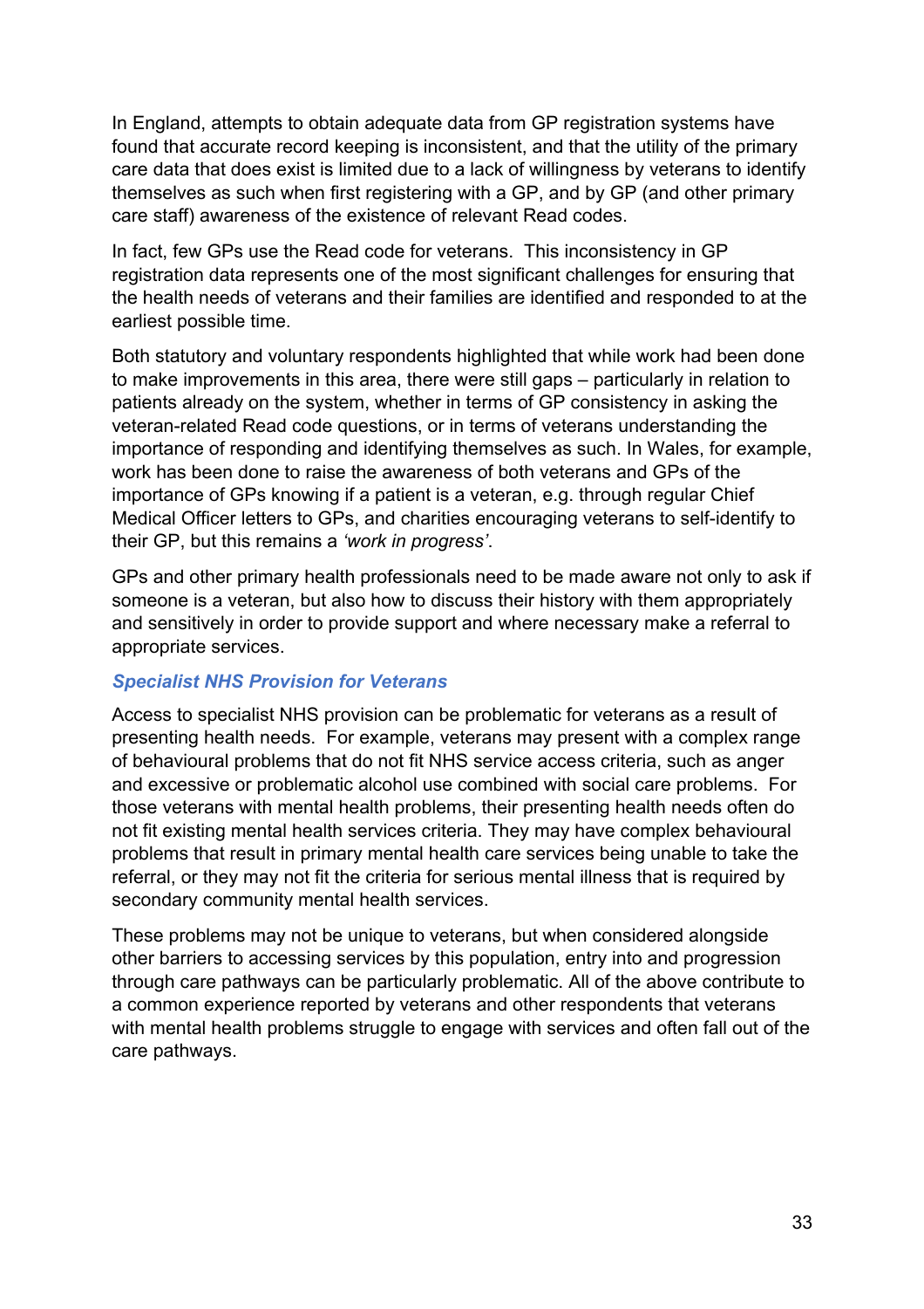In England, attempts to obtain adequate data from GP registration systems have found that accurate record keeping is inconsistent, and that the utility of the primary care data that does exist is limited due to a lack of willingness by veterans to identify themselves as such when first registering with a GP, and by GP (and other primary care staff) awareness of the existence of relevant Read codes.

In fact, few GPs use the Read code for veterans. This inconsistency in GP registration data represents one of the most significant challenges for ensuring that the health needs of veterans and their families are identified and responded to at the earliest possible time.

Both statutory and voluntary respondents highlighted that while work had been done to make improvements in this area, there were still gaps – particularly in relation to patients already on the system, whether in terms of GP consistency in asking the veteran-related Read code questions, or in terms of veterans understanding the importance of responding and identifying themselves as such. In Wales, for example, work has been done to raise the awareness of both veterans and GPs of the importance of GPs knowing if a patient is a veteran, e.g. through regular Chief Medical Officer letters to GPs, and charities encouraging veterans to self-identify to their GP, but this remains a *'work in progress'*.

GPs and other primary health professionals need to be made aware not only to ask if someone is a veteran, but also how to discuss their history with them appropriately and sensitively in order to provide support and where necessary make a referral to appropriate services.

### *Specialist NHS Provision for Veterans*

Access to specialist NHS provision can be problematic for veterans as a result of presenting health needs. For example, veterans may present with a complex range of behavioural problems that do not fit NHS service access criteria, such as anger and excessive or problematic alcohol use combined with social care problems. For those veterans with mental health problems, their presenting health needs often do not fit existing mental health services criteria. They may have complex behavioural problems that result in primary mental health care services being unable to take the referral, or they may not fit the criteria for serious mental illness that is required by secondary community mental health services.

These problems may not be unique to veterans, but when considered alongside other barriers to accessing services by this population, entry into and progression through care pathways can be particularly problematic. All of the above contribute to a common experience reported by veterans and other respondents that veterans with mental health problems struggle to engage with services and often fall out of the care pathways.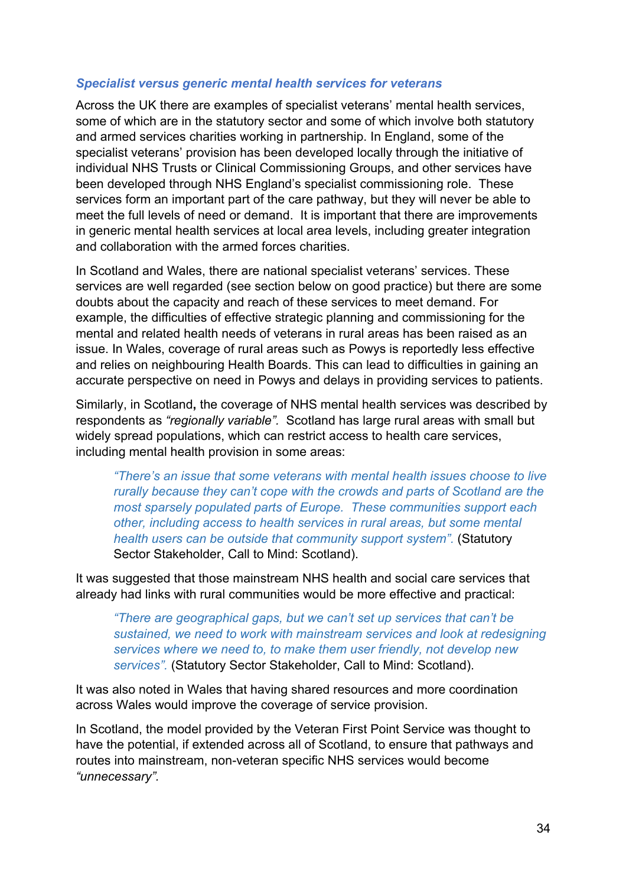### *Specialist versus generic mental health services for veterans*

Across the UK there are examples of specialist veterans' mental health services, some of which are in the statutory sector and some of which involve both statutory and armed services charities working in partnership. In England, some of the specialist veterans' provision has been developed locally through the initiative of individual NHS Trusts or Clinical Commissioning Groups, and other services have been developed through NHS England's specialist commissioning role. These services form an important part of the care pathway, but they will never be able to meet the full levels of need or demand. It is important that there are improvements in generic mental health services at local area levels, including greater integration and collaboration with the armed forces charities.

In Scotland and Wales, there are national specialist veterans' services. These services are well regarded (see section below on good practice) but there are some doubts about the capacity and reach of these services to meet demand. For example, the difficulties of effective strategic planning and commissioning for the mental and related health needs of veterans in rural areas has been raised as an issue. In Wales, coverage of rural areas such as Powys is reportedly less effective and relies on neighbouring Health Boards. This can lead to difficulties in gaining an accurate perspective on need in Powys and delays in providing services to patients.

Similarly, in Scotland**,** the coverage of NHS mental health services was described by respondents as *"regionally variable".* Scotland has large rural areas with small but widely spread populations, which can restrict access to health care services, including mental health provision in some areas:

> *"There's an issue that some veterans with mental health issues choose to live rurally because they can't cope with the crowds and parts of Scotland are the most sparsely populated parts of Europe. These communities support each other, including access to health services in rural areas, but some mental health users can be outside that community support system".* (Statutory Sector Stakeholder, Call to Mind: Scotland).

It was suggested that those mainstream NHS health and social care services that already had links with rural communities would be more effective and practical:

> *"There are geographical gaps, but we can't set up services that can't be sustained, we need to work with mainstream services and look at redesigning services where we need to, to make them user friendly, not develop new services".* (Statutory Sector Stakeholder, Call to Mind: Scotland).

It was also noted in Wales that having shared resources and more coordination across Wales would improve the coverage of service provision.

In Scotland, the model provided by the Veteran First Point Service was thought to have the potential, if extended across all of Scotland, to ensure that pathways and routes into mainstream, non-veteran specific NHS services would become *"unnecessary".*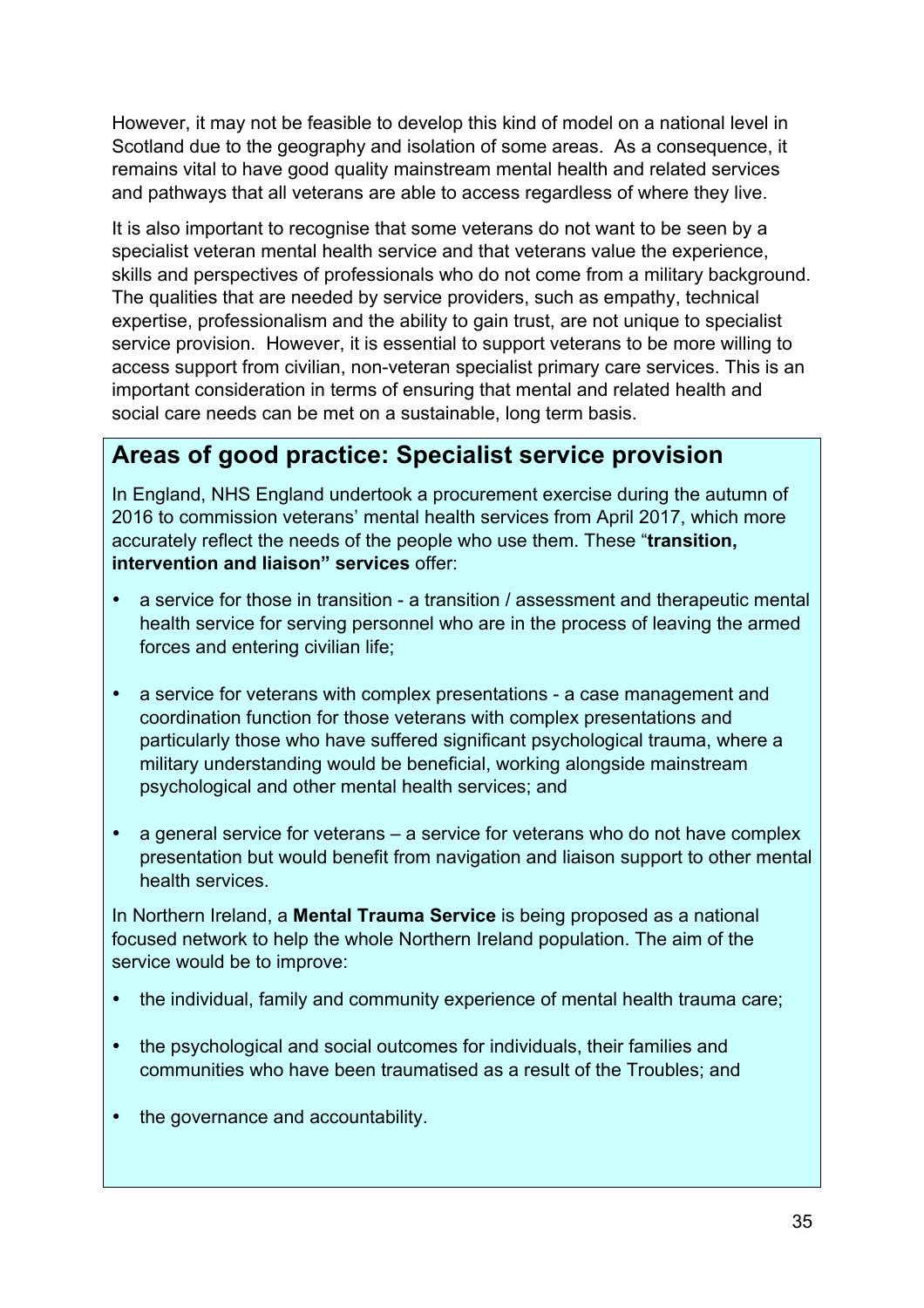However, it may not be feasible to develop this kind of model on a national level in Scotland due to the geography and isolation of some areas. As a consequence, it remains vital to have good quality mainstream mental health and related services and pathways that all veterans are able to access regardless of where they live.

It is also important to recognise that some veterans do not want to be seen by a specialist veteran mental health service and that veterans value the experience, skills and perspectives of professionals who do not come from a military background. The qualities that are needed by service providers, such as empathy, technical expertise, professionalism and the ability to gain trust, are not unique to specialist service provision. However, it is essential to support veterans to be more willing to access support from civilian, non-veteran specialist primary care services. This is an important consideration in terms of ensuring that mental and related health and social care needs can be met on a sustainable, long term basis.

## Areas of good practice: Specialist service provision

In England, NHS England undertook a procurement exercise during the autumn of 2016 to commission veterans' mental health services from April 2017, which more accurately reflect the needs of the people who use them. These "**transition, intervention and liaison" services** offer:

- a service for those in transition - a transition / assessment and therapeutic mental health service for serving personnel who are in the process of leaving the armed forces and entering civilian life;
- a service for veterans with complex presentations - a case management and coordination function for those veterans with complex presentations and particularly those who have suffered significant psychological trauma, where a military understanding would be beneficial, working alongside mainstream psychological and other mental health services; and
- a general service for veterans – a service for veterans who do not have complex presentation but would benefit from navigation and liaison support to other mental health services.

In Northern Ireland, a **Mental Trauma Service** is being proposed as a national focused network to help the whole Northern Ireland population. The aim of the service would be to improve:

- the individual, family and community experience of mental health trauma care;
- the psychological and social outcomes for individuals, their families and communities who have been traumatised as a result of the Troubles; and
- the governance and accountability.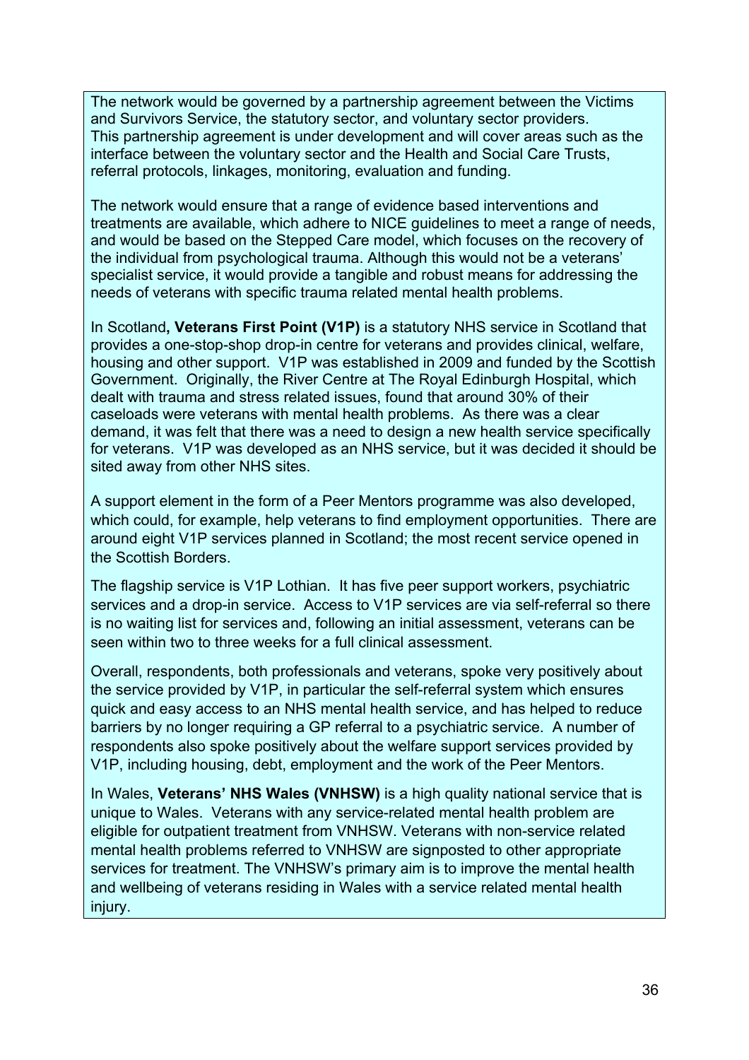The network would be governed by a partnership agreement between the Victims and Survivors Service, the statutory sector, and voluntary sector providers. This partnership agreement is under development and will cover areas such as the interface between the voluntary sector and the Health and Social Care Trusts, referral protocols, linkages, monitoring, evaluation and funding.

The network would ensure that a range of evidence based interventions and treatments are available, which adhere to NICE guidelines to meet a range of needs, and would be based on the Stepped Care model, which focuses on the recovery of the individual from psychological trauma. Although this would not be a veterans' specialist service, it would provide a tangible and robust means for addressing the needs of veterans with specific trauma related mental health problems.

In Scotland**, Veterans First Point (V1P)** is a statutory NHS service in Scotland that provides a one-stop-shop drop-in centre for veterans and provides clinical, welfare, housing and other support. V1P was established in 2009 and funded by the Scottish Government. Originally, the River Centre at The Royal Edinburgh Hospital, which dealt with trauma and stress related issues, found that around 30% of their caseloads were veterans with mental health problems. As there was a clear demand, it was felt that there was a need to design a new health service specifically for veterans. V1P was developed as an NHS service, but it was decided it should be sited away from other NHS sites.

A support element in the form of a Peer Mentors programme was also developed, which could, for example, help veterans to find employment opportunities. There are around eight V1P services planned in Scotland; the most recent service opened in the Scottish Borders.

The flagship service is V1P Lothian. It has five peer support workers, psychiatric services and a drop-in service. Access to V1P services are via self-referral so there is no waiting list for services and, following an initial assessment, veterans can be seen within two to three weeks for a full clinical assessment.

Overall, respondents, both professionals and veterans, spoke very positively about the service provided by V1P, in particular the self-referral system which ensures quick and easy access to an NHS mental health service, and has helped to reduce barriers by no longer requiring a GP referral to a psychiatric service. A number of respondents also spoke positively about the welfare support services provided by V1P, including housing, debt, employment and the work of the Peer Mentors.

In Wales, **Veterans' NHS Wales (VNHSW)** is a high quality national service that is unique to Wales. Veterans with any service-related mental health problem are eligible for outpatient treatment from VNHSW. Veterans with non-service related mental health problems referred to VNHSW are signposted to other appropriate services for treatment. The VNHSW's primary aim is to improve the mental health and wellbeing of veterans residing in Wales with a service related mental health injury.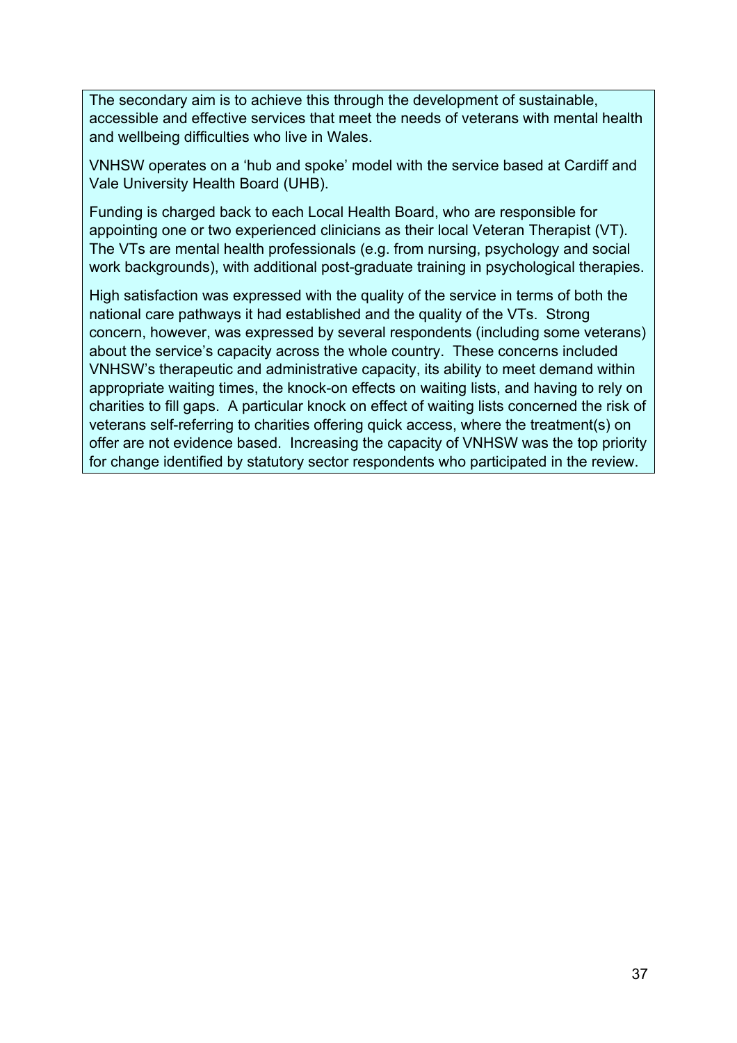The secondary aim is to achieve this through the development of sustainable, accessible and effective services that meet the needs of veterans with mental health and wellbeing difficulties who live in Wales.

VNHSW operates on a 'hub and spoke' model with the service based at Cardiff and Vale University Health Board (UHB).

Funding is charged back to each Local Health Board, who are responsible for appointing one or two experienced clinicians as their local Veteran Therapist (VT). The VTs are mental health professionals (e.g. from nursing, psychology and social work backgrounds), with additional post-graduate training in psychological therapies.

High satisfaction was expressed with the quality of the service in terms of both the national care pathways it had established and the quality of the VTs. Strong concern, however, was expressed by several respondents (including some veterans) about the service's capacity across the whole country. These concerns included VNHSW's therapeutic and administrative capacity, its ability to meet demand within appropriate waiting times, the knock-on effects on waiting lists, and having to rely on charities to fill gaps. A particular knock on effect of waiting lists concerned the risk of veterans self-referring to charities offering quick access, where the treatment(s) on offer are not evidence based. Increasing the capacity of VNHSW was the top priority for change identified by statutory sector respondents who participated in the review.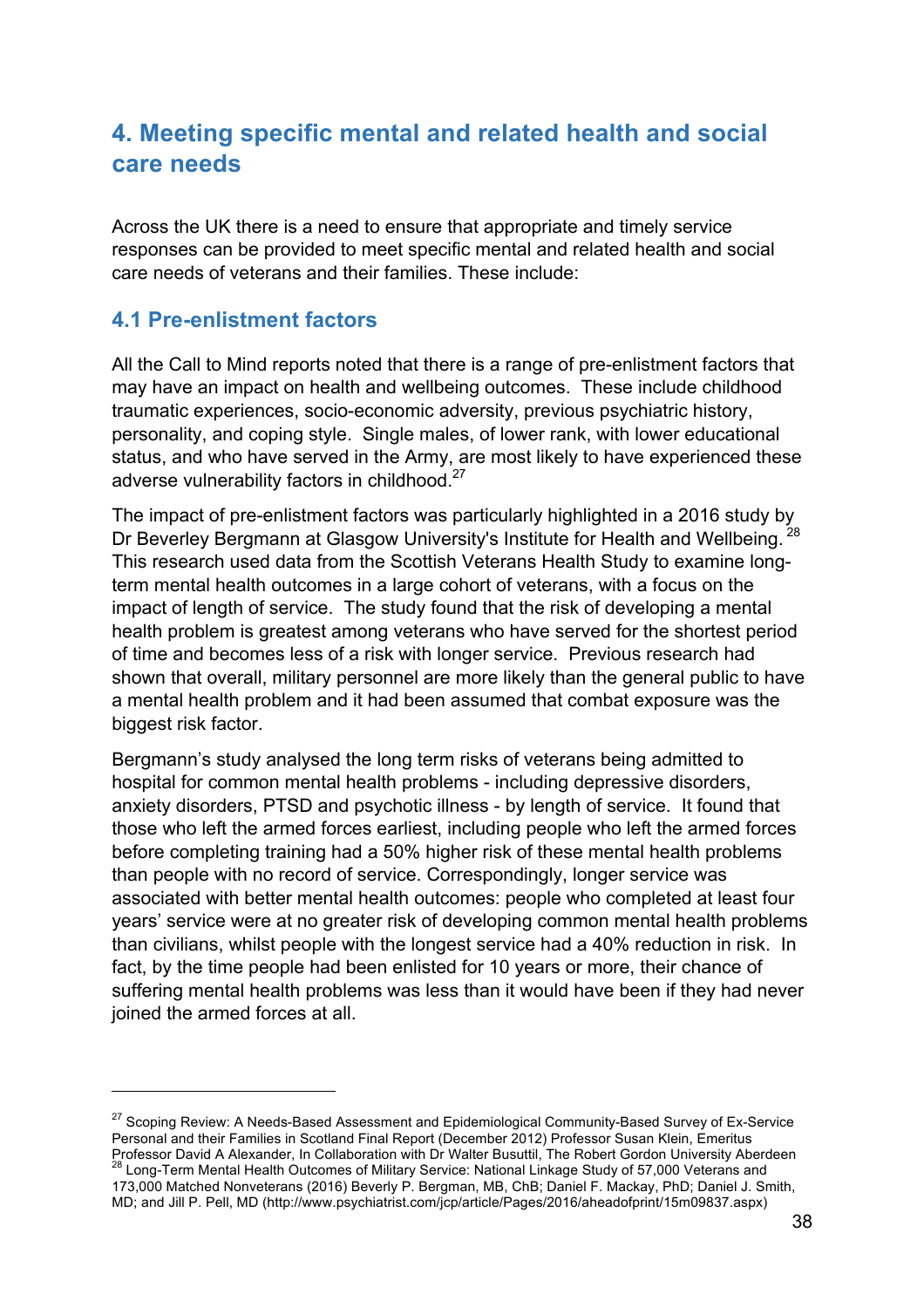## 4. Meeting specific mental and related health and social care needs

Across the UK there is a need to ensure that appropriate and timely service responses can be provided to meet specific mental and related health and social care needs of veterans and their families. These include:

### 4.1 Pre-enlistment factors

All the Call to Mind reports noted that there is a range of pre-enlistment factors that may have an impact on health and wellbeing outcomes. These include childhood traumatic experiences, socio-economic adversity, previous psychiatric history, personality, and coping style. Single males, of lower rank, with lower educational status, and who have served in the Army, are most likely to have experienced these adverse vulnerability factors in childhood.[27]

The impact of pre-enlistment factors was particularly highlighted in a 2016 study by Dr Beverley Bergmann at Glasgow University's Institute for Health and Wellbeing.[28] This research used data from the Scottish Veterans Health Study to examine long-term mental health outcomes in a large cohort of veterans, with a focus on the impact of length of service. The study found that the risk of developing a mental health problem is greatest among veterans who have served for the shortest period of time and becomes less of a risk with longer service. Previous research had shown that overall, military personnel are more likely than the general public to have a mental health problem and it had been assumed that combat exposure was the biggest risk factor.

Bergmann's study analysed the long term risks of veterans being admitted to hospital for common mental health problems - including depressive disorders, anxiety disorders, PTSD and psychotic illness - by length of service. It found that those who left the armed forces earliest, including people who left the armed forces before completing training had a 50% higher risk of these mental health problems than people with no record of service. Correspondingly, longer service was associated with better mental health outcomes: people who completed at least four years' service were at no greater risk of developing common mental health problems than civilians, whilst people with the longest service had a 40% reduction in risk. In fact, by the time people had been enlisted for 10 years or more, their chance of suffering mental health problems was less than it would have been if they had never joined the armed forces at all.

---

[27] Scoping Review: A Needs-Based Assessment and Epidemiological Community-Based Survey of Ex-Service Personal and their Families in Scotland Final Report (December 2012) Professor Susan Klein, Emeritus Professor David A Alexander, In Collaboration with Dr Walter Busuttil, The Robert Gordon University Aberdeen

[28] Long-Term Mental Health Outcomes of Military Service: National Linkage Study of 57,000 Veterans and 173,000 Matched Nonveterans (2016) Beverly P. Bergman, MB, ChB; Daniel F. Mackay, PhD; Daniel J. Smith, MD; and Jill P. Pell, MD (http://www.psychiatrist.com/jcp/article/Pages/2016/aheadofprint/15m09837.aspx)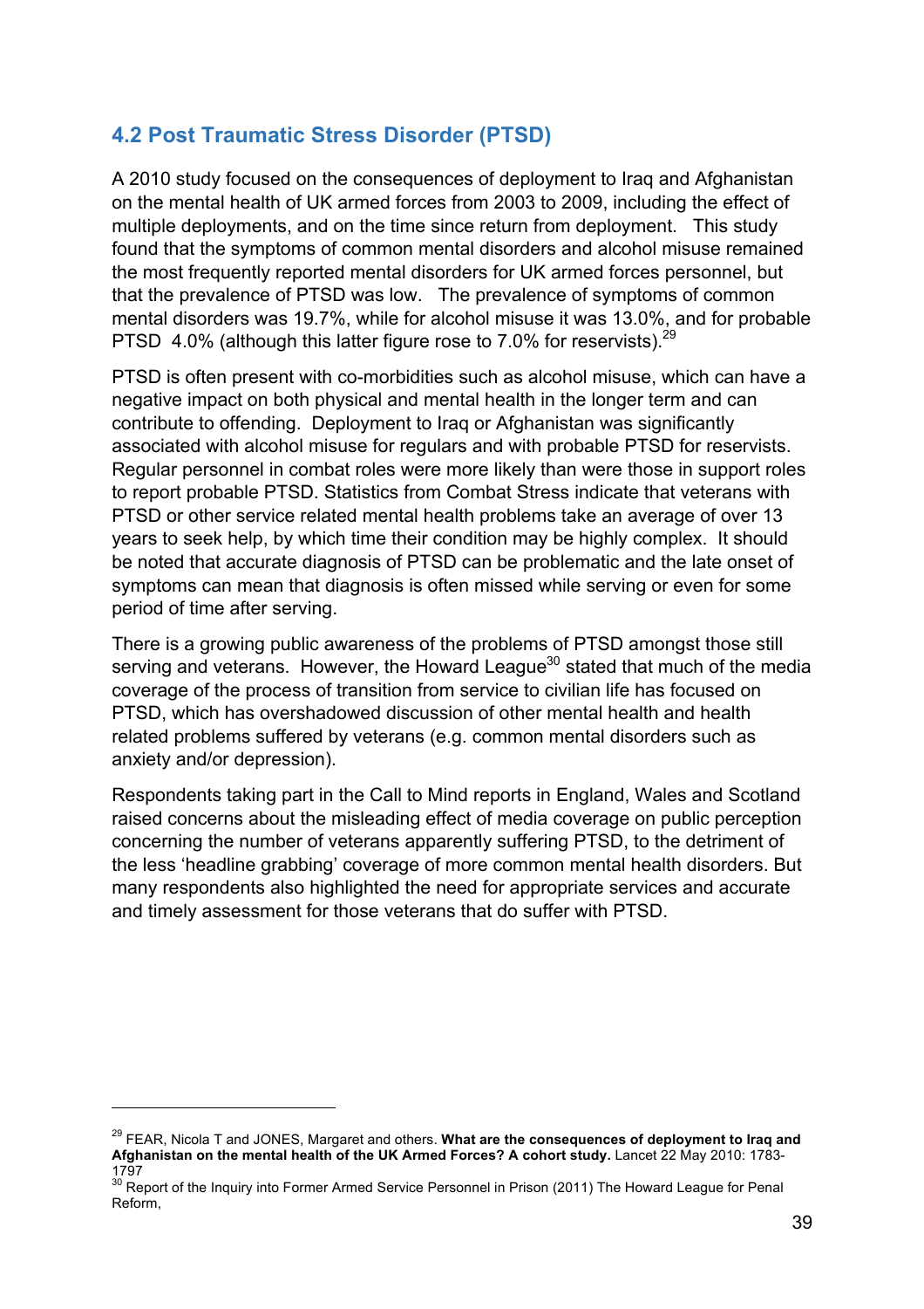## 4.2 Post Traumatic Stress Disorder (PTSD)

A 2010 study focused on the consequences of deployment to Iraq and Afghanistan on the mental health of UK armed forces from 2003 to 2009, including the effect of multiple deployments, and on the time since return from deployment. This study found that the symptoms of common mental disorders and alcohol misuse remained the most frequently reported mental disorders for UK armed forces personnel, but that the prevalence of PTSD was low. The prevalence of symptoms of common mental disorders was 19.7%, while for alcohol misuse it was 13.0%, and for probable PTSD 4.0% (although this latter figure rose to 7.0% for reservists).[29]

PTSD is often present with co-morbidities such as alcohol misuse, which can have a negative impact on both physical and mental health in the longer term and can contribute to offending. Deployment to Iraq or Afghanistan was significantly associated with alcohol misuse for regulars and with probable PTSD for reservists. Regular personnel in combat roles were more likely than were those in support roles to report probable PTSD. Statistics from Combat Stress indicate that veterans with PTSD or other service related mental health problems take an average of over 13 years to seek help, by which time their condition may be highly complex. It should be noted that accurate diagnosis of PTSD can be problematic and the late onset of symptoms can mean that diagnosis is often missed while serving or even for some period of time after serving.

There is a growing public awareness of the problems of PTSD amongst those still serving and veterans. However, the Howard League[30] stated that much of the media coverage of the process of transition from service to civilian life has focused on PTSD, which has overshadowed discussion of other mental health and health related problems suffered by veterans (e.g. common mental disorders such as anxiety and/or depression).

Respondents taking part in the Call to Mind reports in England, Wales and Scotland raised concerns about the misleading effect of media coverage on public perception concerning the number of veterans apparently suffering PTSD, to the detriment of the less 'headline grabbing' coverage of more common mental health disorders. But many respondents also highlighted the need for appropriate services and accurate and timely assessment for those veterans that do suffer with PTSD.

---

[29] FEAR, Nicola T and JONES, Margaret and others. **What are the consequences of deployment to Iraq and Afghanistan on the mental health of the UK Armed Forces? A cohort study.** Lancet 22 May 2010: 1783-1797

[30] Report of the Inquiry into Former Armed Service Personnel in Prison (2011) The Howard League for Penal Reform,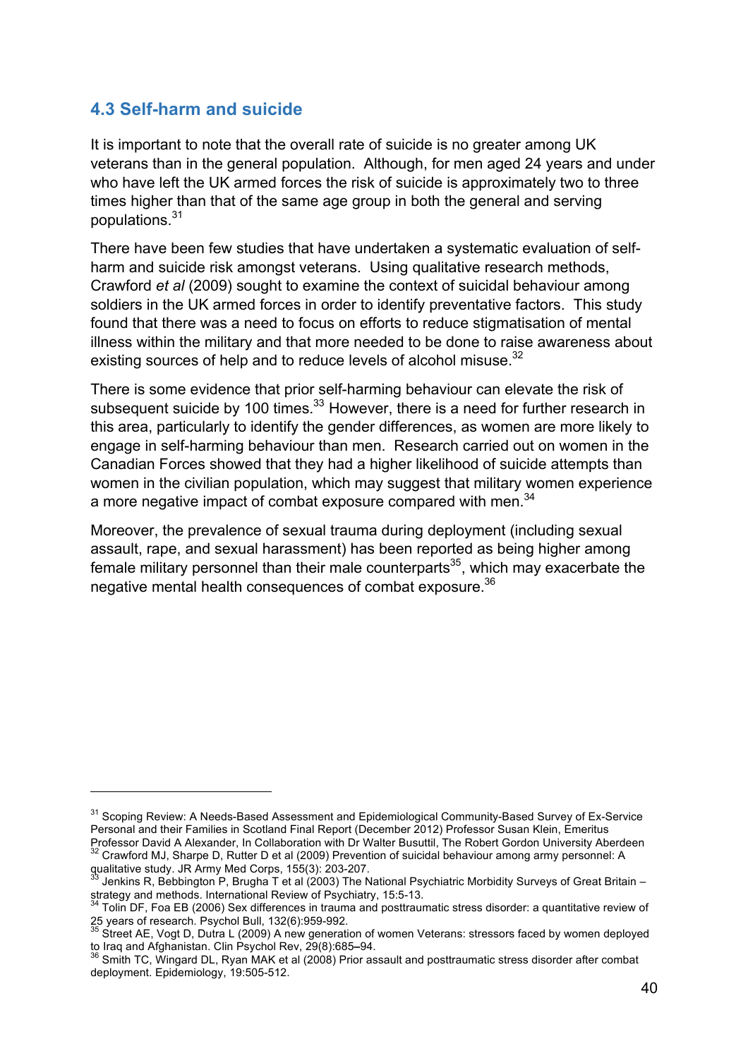## 4.3 Self-harm and suicide

It is important to note that the overall rate of suicide is no greater among UK veterans than in the general population. Although, for men aged 24 years and under who have left the UK armed forces the risk of suicide is approximately two to three times higher than that of the same age group in both the general and serving populations.[31]

There have been few studies that have undertaken a systematic evaluation of self-harm and suicide risk amongst veterans. Using qualitative research methods, Crawford *et al* (2009) sought to examine the context of suicidal behaviour among soldiers in the UK armed forces in order to identify preventative factors. This study found that there was a need to focus on efforts to reduce stigmatisation of mental illness within the military and that more needed to be done to raise awareness about existing sources of help and to reduce levels of alcohol misuse.[32]

There is some evidence that prior self-harming behaviour can elevate the risk of subsequent suicide by 100 times.[33] However, there is a need for further research in this area, particularly to identify the gender differences, as women are more likely to engage in self-harming behaviour than men. Research carried out on women in the Canadian Forces showed that they had a higher likelihood of suicide attempts than women in the civilian population, which may suggest that military women experience a more negative impact of combat exposure compared with men.[34]

Moreover, the prevalence of sexual trauma during deployment (including sexual assault, rape, and sexual harassment) has been reported as being higher among female military personnel than their male counterparts[35], which may exacerbate the negative mental health consequences of combat exposure.[36]

---

[31] Scoping Review: A Needs-Based Assessment and Epidemiological Community-Based Survey of Ex-Service Personal and their Families in Scotland Final Report (December 2012) Professor Susan Klein, Emeritus Professor David A Alexander, In Collaboration with Dr Walter Busuttil, The Robert Gordon University Aberdeen

[32] Crawford MJ, Sharpe D, Rutter D et al (2009) Prevention of suicidal behaviour among army personnel: A qualitative study. JR Army Med Corps, 155(3): 203-207.

[33] Jenkins R, Bebbington P, Brugha T et al (2003) The National Psychiatric Morbidity Surveys of Great Britain – strategy and methods. International Review of Psychiatry, 15:5-13.

[34] Tolin DF, Foa EB (2006) Sex differences in trauma and posttraumatic stress disorder: a quantitative review of 25 years of research. Psychol Bull, 132(6):959-992.

[35] Street AE, Vogt D, Dutra L (2009) A new generation of women Veterans: stressors faced by women deployed to Iraq and Afghanistan. Clin Psychol Rev, 29(8):685–94.

[36] Smith TC, Wingard DL, Ryan MAK et al (2008) Prior assault and posttraumatic stress disorder after combat deployment. Epidemiology, 19:505-512.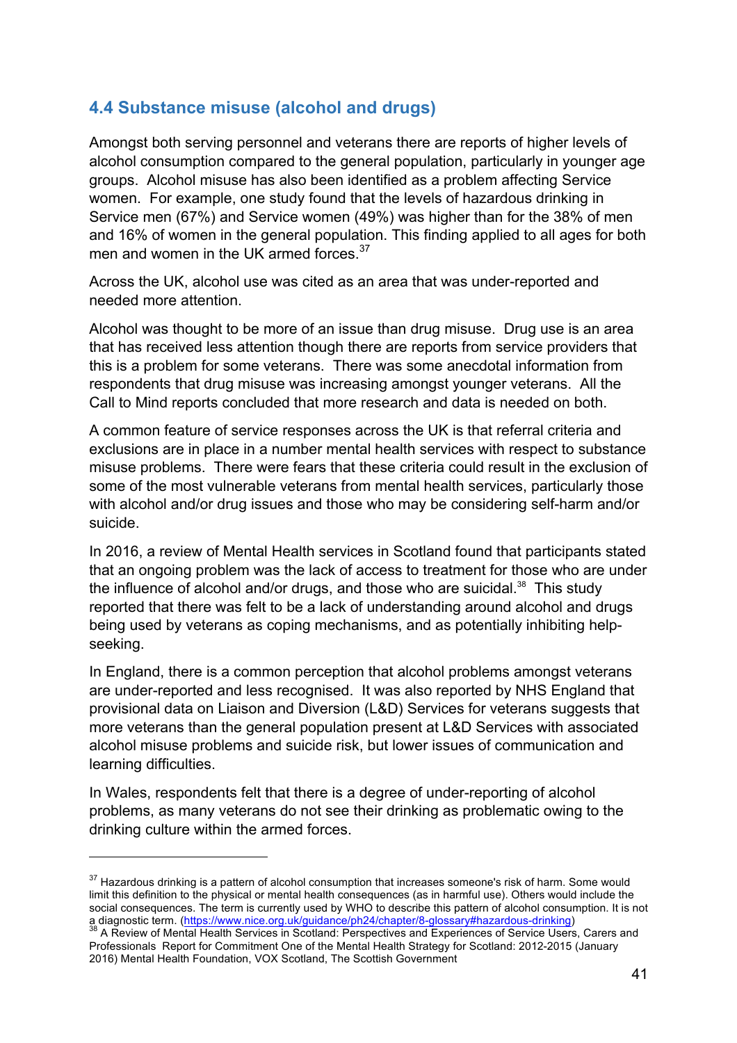## 4.4 Substance misuse (alcohol and drugs)

Amongst both serving personnel and veterans there are reports of higher levels of alcohol consumption compared to the general population, particularly in younger age groups. Alcohol misuse has also been identified as a problem affecting Service women. For example, one study found that the levels of hazardous drinking in Service men (67%) and Service women (49%) was higher than for the 38% of men and 16% of women in the general population. This finding applied to all ages for both men and women in the UK armed forces.[37]

Across the UK, alcohol use was cited as an area that was under-reported and needed more attention.

Alcohol was thought to be more of an issue than drug misuse. Drug use is an area that has received less attention though there are reports from service providers that this is a problem for some veterans. There was some anecdotal information from respondents that drug misuse was increasing amongst younger veterans. All the Call to Mind reports concluded that more research and data is needed on both.

A common feature of service responses across the UK is that referral criteria and exclusions are in place in a number mental health services with respect to substance misuse problems. There were fears that these criteria could result in the exclusion of some of the most vulnerable veterans from mental health services, particularly those with alcohol and/or drug issues and those who may be considering self-harm and/or suicide.

In 2016, a review of Mental Health services in Scotland found that participants stated that an ongoing problem was the lack of access to treatment for those who are under the influence of alcohol and/or drugs, and those who are suicidal.[38] This study reported that there was felt to be a lack of understanding around alcohol and drugs being used by veterans as coping mechanisms, and as potentially inhibiting help-seeking.

In England, there is a common perception that alcohol problems amongst veterans are under-reported and less recognised. It was also reported by NHS England that provisional data on Liaison and Diversion (L&D) Services for veterans suggests that more veterans than the general population present at L&D Services with associated alcohol misuse problems and suicide risk, but lower issues of communication and learning difficulties.

In Wales, respondents felt that there is a degree of under-reporting of alcohol problems, as many veterans do not see their drinking as problematic owing to the drinking culture within the armed forces.

---

[37] Hazardous drinking is a pattern of alcohol consumption that increases someone's risk of harm. Some would limit this definition to the physical or mental health consequences (as in harmful use). Others would include the social consequences. The term is currently used by WHO to describe this pattern of alcohol consumption. It is not a diagnostic term. (https://www.nice.org.uk/guidance/ph24/chapter/8-glossary#hazardous-drinking)

[38] A Review of Mental Health Services in Scotland: Perspectives and Experiences of Service Users, Carers and Professionals Report for Commitment One of the Mental Health Strategy for Scotland: 2012-2015 (January 2016) Mental Health Foundation, VOX Scotland, The Scottish Government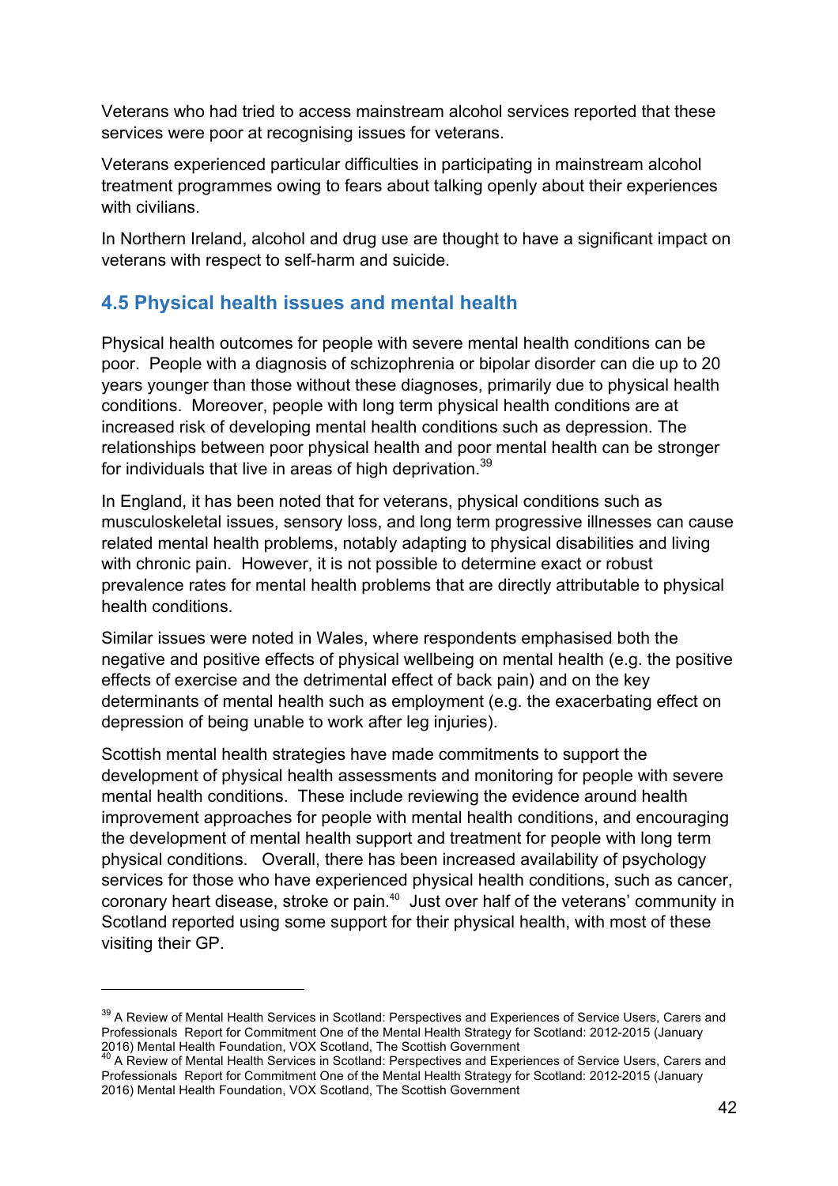Veterans who had tried to access mainstream alcohol services reported that these services were poor at recognising issues for veterans.

Veterans experienced particular difficulties in participating in mainstream alcohol treatment programmes owing to fears about talking openly about their experiences with civilians.

In Northern Ireland, alcohol and drug use are thought to have a significant impact on veterans with respect to self-harm and suicide.

## 4.5 Physical health issues and mental health

Physical health outcomes for people with severe mental health conditions can be poor. People with a diagnosis of schizophrenia or bipolar disorder can die up to 20 years younger than those without these diagnoses, primarily due to physical health conditions. Moreover, people with long term physical health conditions are at increased risk of developing mental health conditions such as depression. The relationships between poor physical health and poor mental health can be stronger for individuals that live in areas of high deprivation.[39]

In England, it has been noted that for veterans, physical conditions such as musculoskeletal issues, sensory loss, and long term progressive illnesses can cause related mental health problems, notably adapting to physical disabilities and living with chronic pain. However, it is not possible to determine exact or robust prevalence rates for mental health problems that are directly attributable to physical health conditions.

Similar issues were noted in Wales, where respondents emphasised both the negative and positive effects of physical wellbeing on mental health (e.g. the positive effects of exercise and the detrimental effect of back pain) and on the key determinants of mental health such as employment (e.g. the exacerbating effect on depression of being unable to work after leg injuries).

Scottish mental health strategies have made commitments to support the development of physical health assessments and monitoring for people with severe mental health conditions. These include reviewing the evidence around health improvement approaches for people with mental health conditions, and encouraging the development of mental health support and treatment for people with long term physical conditions. Overall, there has been increased availability of psychology services for those who have experienced physical health conditions, such as cancer, coronary heart disease, stroke or pain.[40] Just over half of the veterans' community in Scotland reported using some support for their physical health, with most of these visiting their GP.

---

[39] A Review of Mental Health Services in Scotland: Perspectives and Experiences of Service Users, Carers and Professionals Report for Commitment One of the Mental Health Strategy for Scotland: 2012-2015 (January 2016) Mental Health Foundation, VOX Scotland, The Scottish Government

[40] A Review of Mental Health Services in Scotland: Perspectives and Experiences of Service Users, Carers and Professionals Report for Commitment One of the Mental Health Strategy for Scotland: 2012-2015 (January 2016) Mental Health Foundation, VOX Scotland, The Scottish Government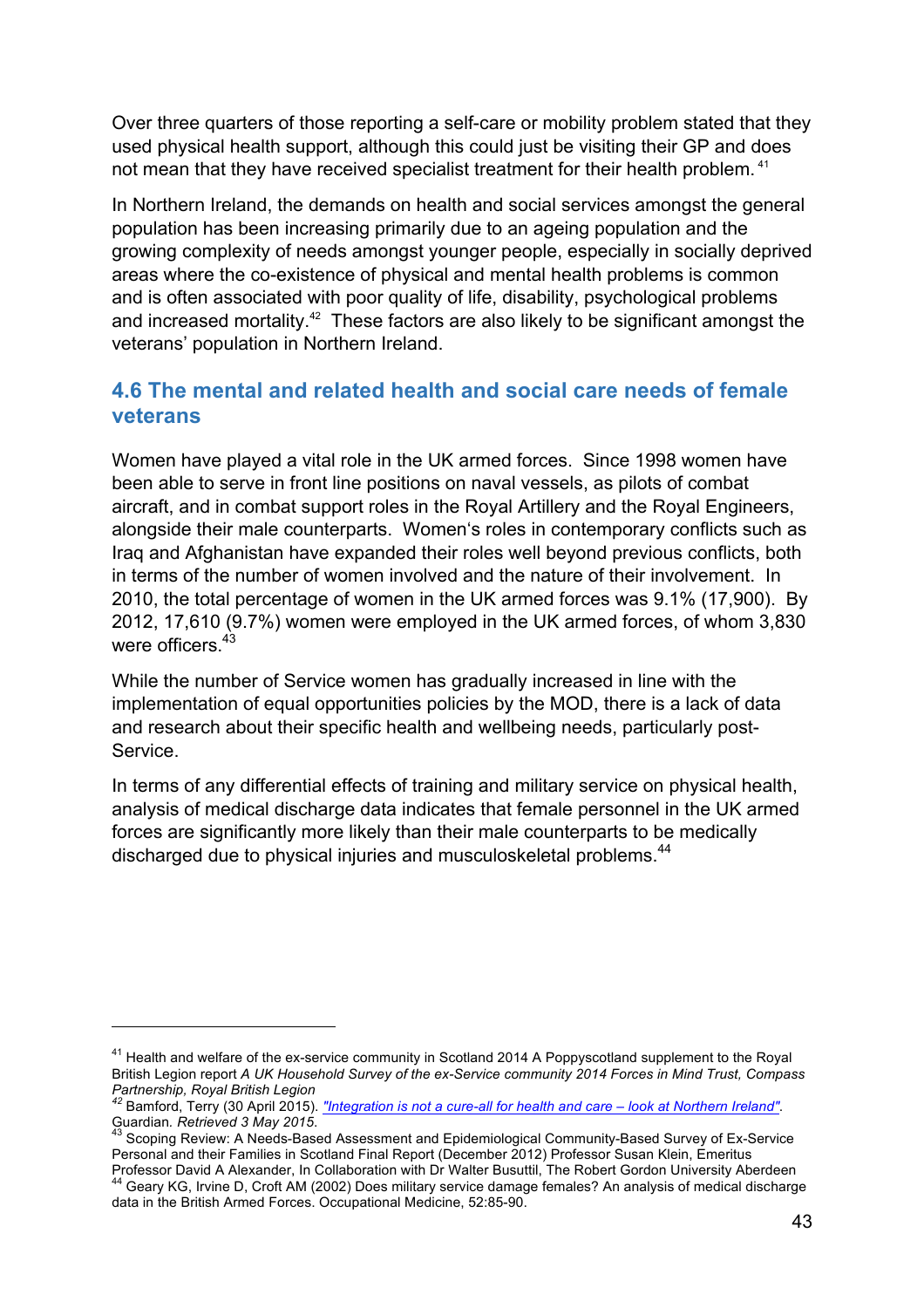Over three quarters of those reporting a self-care or mobility problem stated that they used physical health support, although this could just be visiting their GP and does not mean that they have received specialist treatment for their health problem. [41]

In Northern Ireland, the demands on health and social services amongst the general population has been increasing primarily due to an ageing population and the growing complexity of needs amongst younger people, especially in socially deprived areas where the co-existence of physical and mental health problems is common and is often associated with poor quality of life, disability, psychological problems and increased mortality.[42] These factors are also likely to be significant amongst the veterans' population in Northern Ireland.

### 4.6 The mental and related health and social care needs of female veterans

Women have played a vital role in the UK armed forces. Since 1998 women have been able to serve in front line positions on naval vessels, as pilots of combat aircraft, and in combat support roles in the Royal Artillery and the Royal Engineers, alongside their male counterparts. Women's roles in contemporary conflicts such as Iraq and Afghanistan have expanded their roles well beyond previous conflicts, both in terms of the number of women involved and the nature of their involvement. In 2010, the total percentage of women in the UK armed forces was 9.1% (17,900). By 2012, 17,610 (9.7%) women were employed in the UK armed forces, of whom 3,830 were officers.[43]

While the number of Service women has gradually increased in line with the implementation of equal opportunities policies by the MOD, there is a lack of data and research about their specific health and wellbeing needs, particularly post-Service.

In terms of any differential effects of training and military service on physical health, analysis of medical discharge data indicates that female personnel in the UK armed forces are significantly more likely than their male counterparts to be medically discharged due to physical injuries and musculoskeletal problems.[44]

---

[41] Health and welfare of the ex-service community in Scotland 2014 A Poppyscotland supplement to the Royal British Legion report *A UK Household Survey of the ex-Service community 2014 Forces in Mind Trust, Compass Partnership, Royal British Legion*

[42] Bamford, Terry (30 April 2015). *"Integration is not a cure-all for health and care – look at Northern Ireland".* Guardian. *Retrieved 3 May 2015.*

[43] Scoping Review: A Needs-Based Assessment and Epidemiological Community-Based Survey of Ex-Service Personal and their Families in Scotland Final Report (December 2012) Professor Susan Klein, Emeritus Professor David A Alexander, In Collaboration with Dr Walter Busuttil, The Robert Gordon University Aberdeen

[44] Geary KG, Irvine D, Croft AM (2002) Does military service damage females? An analysis of medical discharge data in the British Armed Forces. Occupational Medicine, 52:85-90.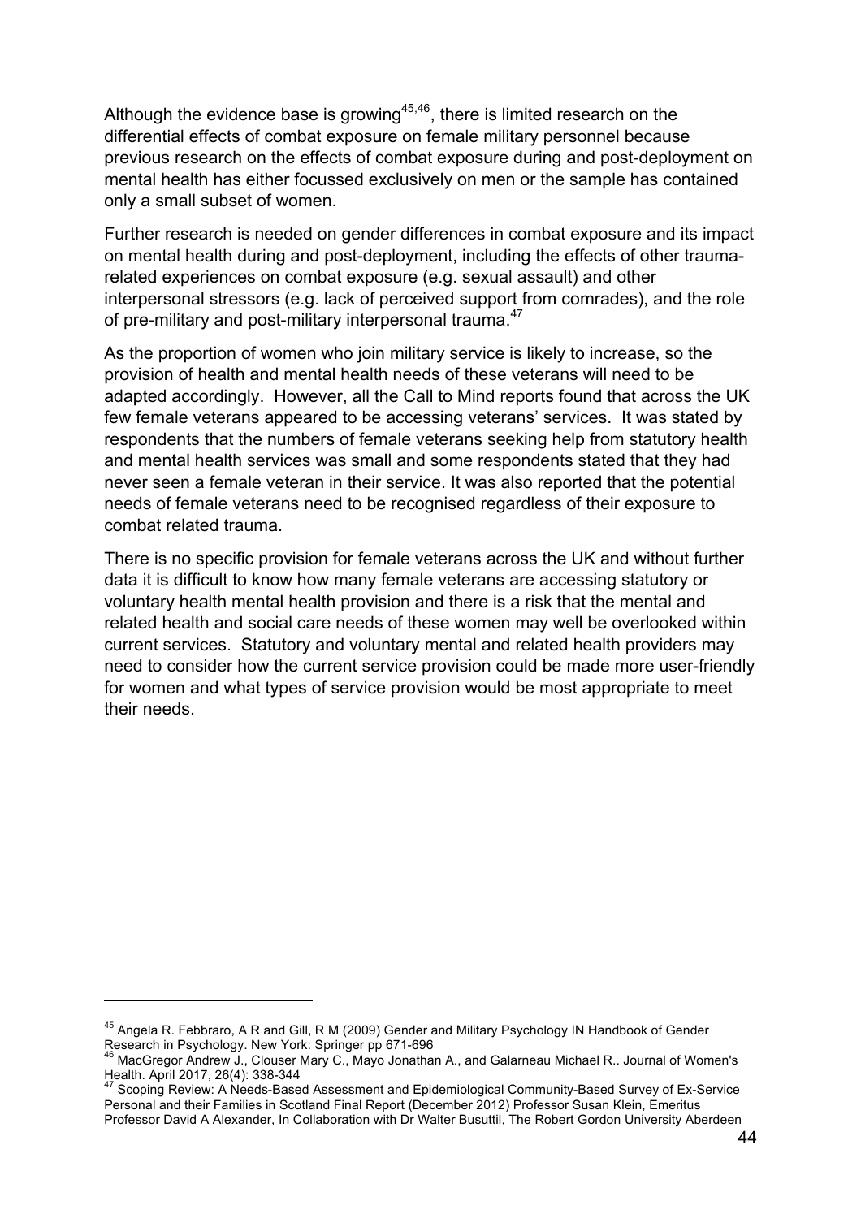Although the evidence base is growing[45,46], there is limited research on the differential effects of combat exposure on female military personnel because previous research on the effects of combat exposure during and post-deployment on mental health has either focussed exclusively on men or the sample has contained only a small subset of women.

Further research is needed on gender differences in combat exposure and its impact on mental health during and post-deployment, including the effects of other trauma-related experiences on combat exposure (e.g. sexual assault) and other interpersonal stressors (e.g. lack of perceived support from comrades), and the role of pre-military and post-military interpersonal trauma.[47]

As the proportion of women who join military service is likely to increase, so the provision of health and mental health needs of these veterans will need to be adapted accordingly. However, all the Call to Mind reports found that across the UK few female veterans appeared to be accessing veterans' services. It was stated by respondents that the numbers of female veterans seeking help from statutory health and mental health services was small and some respondents stated that they had never seen a female veteran in their service. It was also reported that the potential needs of female veterans need to be recognised regardless of their exposure to combat related trauma.

There is no specific provision for female veterans across the UK and without further data it is difficult to know how many female veterans are accessing statutory or voluntary health mental health provision and there is a risk that the mental and related health and social care needs of these women may well be overlooked within current services. Statutory and voluntary mental and related health providers may need to consider how the current service provision could be made more user-friendly for women and what types of service provision would be most appropriate to meet their needs.

---

[45] Angela R. Febbraro, A R and Gill, R M (2009) Gender and Military Psychology IN Handbook of Gender Research in Psychology. New York: Springer pp 671-696

[46] MacGregor Andrew J., Clouser Mary C., Mayo Jonathan A., and Galarneau Michael R.. Journal of Women's Health. April 2017, 26(4): 338-344

[47] Scoping Review: A Needs-Based Assessment and Epidemiological Community-Based Survey of Ex-Service Personal and their Families in Scotland Final Report (December 2012) Professor Susan Klein, Emeritus Professor David A Alexander, In Collaboration with Dr Walter Busuttil, The Robert Gordon University Aberdeen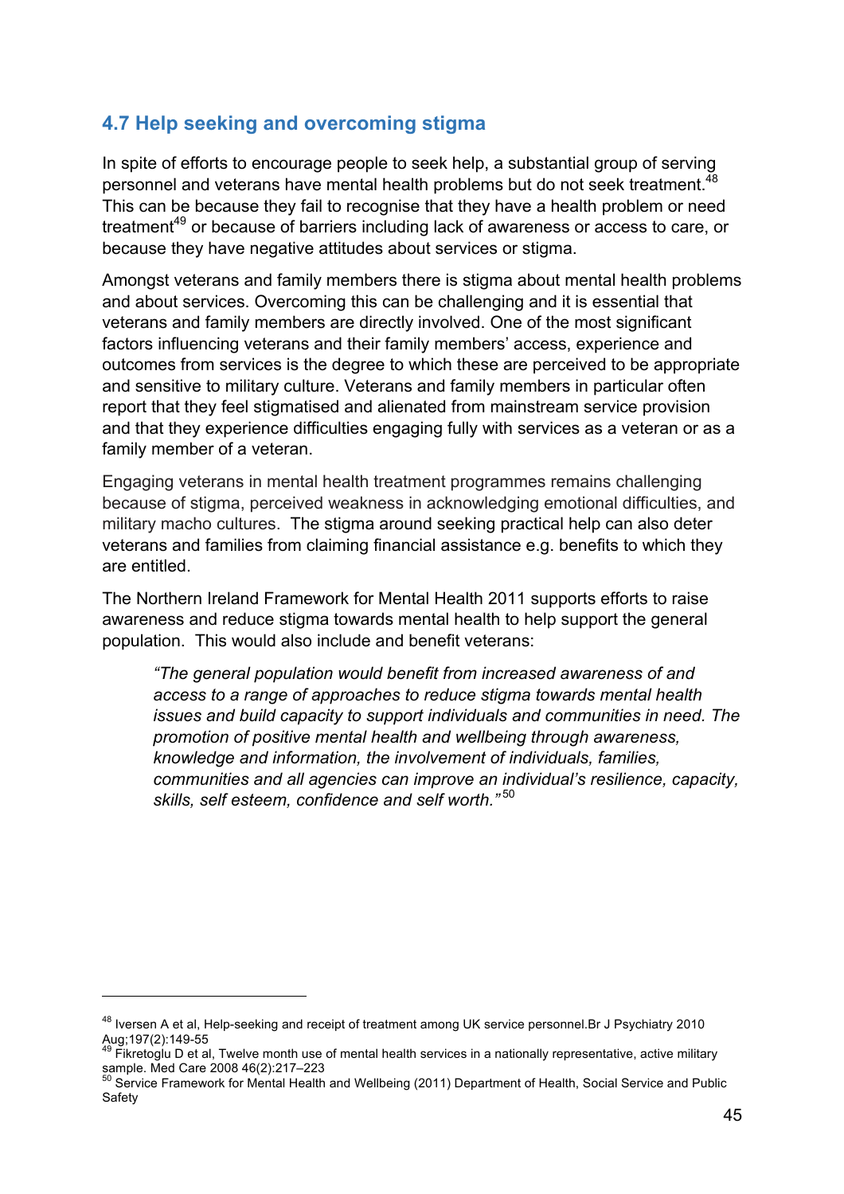## 4.7 Help seeking and overcoming stigma

In spite of efforts to encourage people to seek help, a substantial group of serving personnel and veterans have mental health problems but do not seek treatment.[48] This can be because they fail to recognise that they have a health problem or need treatment[49] or because of barriers including lack of awareness or access to care, or because they have negative attitudes about services or stigma.

Amongst veterans and family members there is stigma about mental health problems and about services. Overcoming this can be challenging and it is essential that veterans and family members are directly involved. One of the most significant factors influencing veterans and their family members' access, experience and outcomes from services is the degree to which these are perceived to be appropriate and sensitive to military culture. Veterans and family members in particular often report that they feel stigmatised and alienated from mainstream service provision and that they experience difficulties engaging fully with services as a veteran or as a family member of a veteran.

Engaging veterans in mental health treatment programmes remains challenging because of stigma, perceived weakness in acknowledging emotional difficulties, and military macho cultures. The stigma around seeking practical help can also deter veterans and families from claiming financial assistance e.g. benefits to which they are entitled.

The Northern Ireland Framework for Mental Health 2011 supports efforts to raise awareness and reduce stigma towards mental health to help support the general population. This would also include and benefit veterans:

> *"The general population would benefit from increased awareness of and access to a range of approaches to reduce stigma towards mental health issues and build capacity to support individuals and communities in need. The promotion of positive mental health and wellbeing through awareness, knowledge and information, the involvement of individuals, families, communities and all agencies can improve an individual's resilience, capacity, skills, self esteem, confidence and self worth."*[50]

---

[48] Iversen A et al, Help-seeking and receipt of treatment among UK service personnel.Br J Psychiatry 2010 Aug;197(2):149-55

[49] Fikretoglu D et al, Twelve month use of mental health services in a nationally representative, active military sample. Med Care 2008 46(2):217–223

[50] Service Framework for Mental Health and Wellbeing (2011) Department of Health, Social Service and Public Safety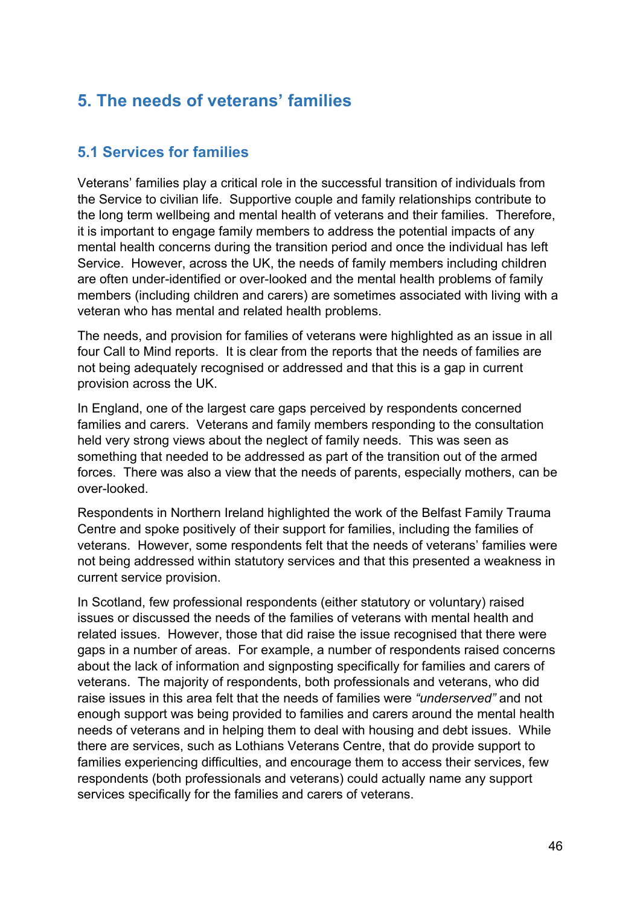## 5. The needs of veterans' families

### 5.1 Services for families

Veterans' families play a critical role in the successful transition of individuals from the Service to civilian life. Supportive couple and family relationships contribute to the long term wellbeing and mental health of veterans and their families. Therefore, it is important to engage family members to address the potential impacts of any mental health concerns during the transition period and once the individual has left Service. However, across the UK, the needs of family members including children are often under-identified or over-looked and the mental health problems of family members (including children and carers) are sometimes associated with living with a veteran who has mental and related health problems.

The needs, and provision for families of veterans were highlighted as an issue in all four Call to Mind reports. It is clear from the reports that the needs of families are not being adequately recognised or addressed and that this is a gap in current provision across the UK.

In England, one of the largest care gaps perceived by respondents concerned families and carers. Veterans and family members responding to the consultation held very strong views about the neglect of family needs. This was seen as something that needed to be addressed as part of the transition out of the armed forces. There was also a view that the needs of parents, especially mothers, can be over-looked.

Respondents in Northern Ireland highlighted the work of the Belfast Family Trauma Centre and spoke positively of their support for families, including the families of veterans. However, some respondents felt that the needs of veterans' families were not being addressed within statutory services and that this presented a weakness in current service provision.

In Scotland, few professional respondents (either statutory or voluntary) raised issues or discussed the needs of the families of veterans with mental health and related issues. However, those that did raise the issue recognised that there were gaps in a number of areas. For example, a number of respondents raised concerns about the lack of information and signposting specifically for families and carers of veterans. The majority of respondents, both professionals and veterans, who did raise issues in this area felt that the needs of families were *"underserved"* and not enough support was being provided to families and carers around the mental health needs of veterans and in helping them to deal with housing and debt issues. While there are services, such as Lothians Veterans Centre, that do provide support to families experiencing difficulties, and encourage them to access their services, few respondents (both professionals and veterans) could actually name any support services specifically for the families and carers of veterans.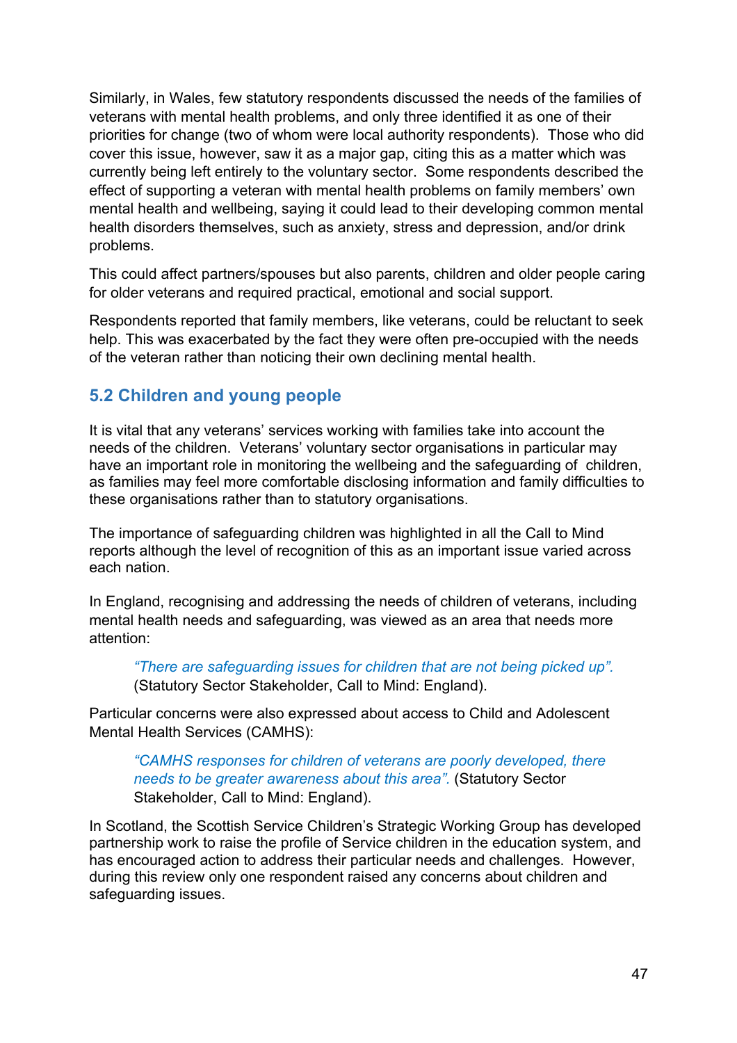Similarly, in Wales, few statutory respondents discussed the needs of the families of veterans with mental health problems, and only three identified it as one of their priorities for change (two of whom were local authority respondents). Those who did cover this issue, however, saw it as a major gap, citing this as a matter which was currently being left entirely to the voluntary sector. Some respondents described the effect of supporting a veteran with mental health problems on family members' own mental health and wellbeing, saying it could lead to their developing common mental health disorders themselves, such as anxiety, stress and depression, and/or drink problems.

This could affect partners/spouses but also parents, children and older people caring for older veterans and required practical, emotional and social support.

Respondents reported that family members, like veterans, could be reluctant to seek help. This was exacerbated by the fact they were often pre-occupied with the needs of the veteran rather than noticing their own declining mental health.

## 5.2 Children and young people

It is vital that any veterans' services working with families take into account the needs of the children. Veterans' voluntary sector organisations in particular may have an important role in monitoring the wellbeing and the safeguarding of children, as families may feel more comfortable disclosing information and family difficulties to these organisations rather than to statutory organisations.

The importance of safeguarding children was highlighted in all the Call to Mind reports although the level of recognition of this as an important issue varied across each nation.

In England, recognising and addressing the needs of children of veterans, including mental health needs and safeguarding, was viewed as an area that needs more attention:

> *"There are safeguarding issues for children that are not being picked up".* (Statutory Sector Stakeholder, Call to Mind: England).

Particular concerns were also expressed about access to Child and Adolescent Mental Health Services (CAMHS):

> *"CAMHS responses for children of veterans are poorly developed, there needs to be greater awareness about this area".* (Statutory Sector Stakeholder, Call to Mind: England).

In Scotland, the Scottish Service Children's Strategic Working Group has developed partnership work to raise the profile of Service children in the education system, and has encouraged action to address their particular needs and challenges. However, during this review only one respondent raised any concerns about children and safeguarding issues.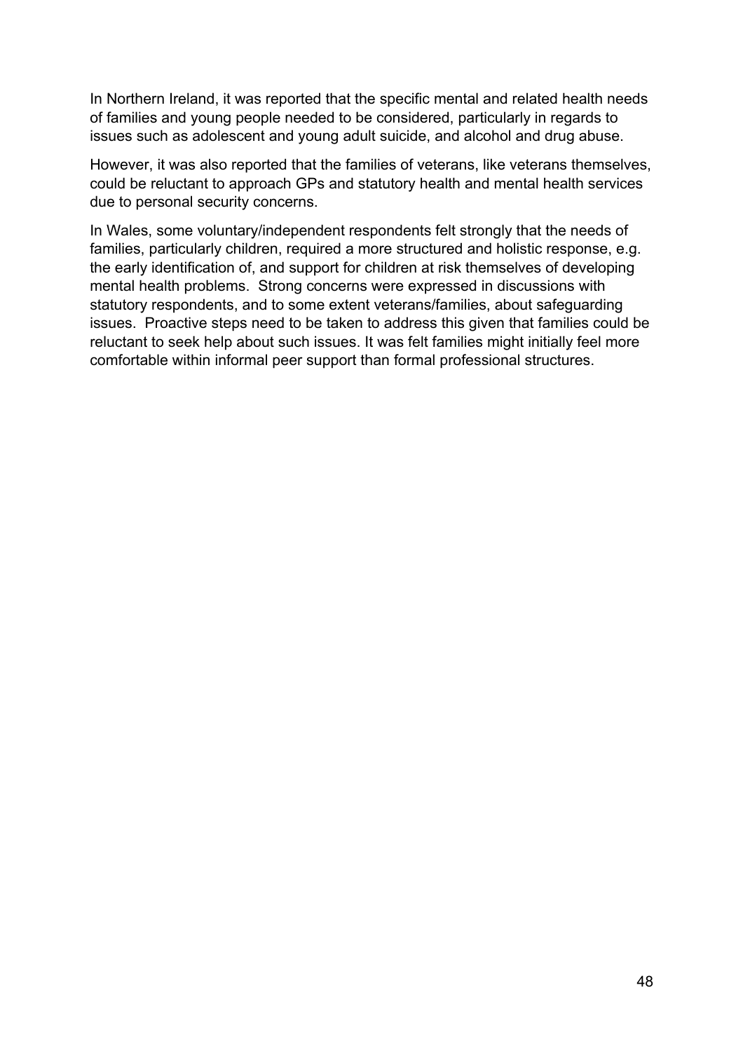In Northern Ireland, it was reported that the specific mental and related health needs of families and young people needed to be considered, particularly in regards to issues such as adolescent and young adult suicide, and alcohol and drug abuse.

However, it was also reported that the families of veterans, like veterans themselves, could be reluctant to approach GPs and statutory health and mental health services due to personal security concerns.

In Wales, some voluntary/independent respondents felt strongly that the needs of families, particularly children, required a more structured and holistic response, e.g. the early identification of, and support for children at risk themselves of developing mental health problems. Strong concerns were expressed in discussions with statutory respondents, and to some extent veterans/families, about safeguarding issues. Proactive steps need to be taken to address this given that families could be reluctant to seek help about such issues. It was felt families might initially feel more comfortable within informal peer support than formal professional structures.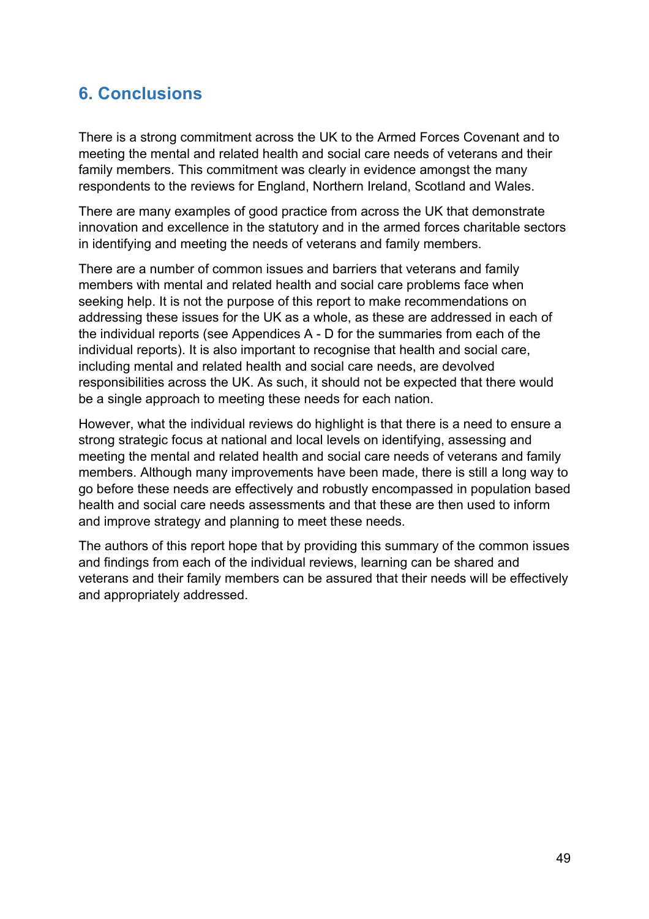## 6. Conclusions

There is a strong commitment across the UK to the Armed Forces Covenant and to meeting the mental and related health and social care needs of veterans and their family members. This commitment was clearly in evidence amongst the many respondents to the reviews for England, Northern Ireland, Scotland and Wales.

There are many examples of good practice from across the UK that demonstrate innovation and excellence in the statutory and in the armed forces charitable sectors in identifying and meeting the needs of veterans and family members.

There are a number of common issues and barriers that veterans and family members with mental and related health and social care problems face when seeking help. It is not the purpose of this report to make recommendations on addressing these issues for the UK as a whole, as these are addressed in each of the individual reports (see Appendices A - D for the summaries from each of the individual reports). It is also important to recognise that health and social care, including mental and related health and social care needs, are devolved responsibilities across the UK. As such, it should not be expected that there would be a single approach to meeting these needs for each nation.

However, what the individual reviews do highlight is that there is a need to ensure a strong strategic focus at national and local levels on identifying, assessing and meeting the mental and related health and social care needs of veterans and family members. Although many improvements have been made, there is still a long way to go before these needs are effectively and robustly encompassed in population based health and social care needs assessments and that these are then used to inform and improve strategy and planning to meet these needs.

The authors of this report hope that by providing this summary of the common issues and findings from each of the individual reviews, learning can be shared and veterans and their family members can be assured that their needs will be effectively and appropriately addressed.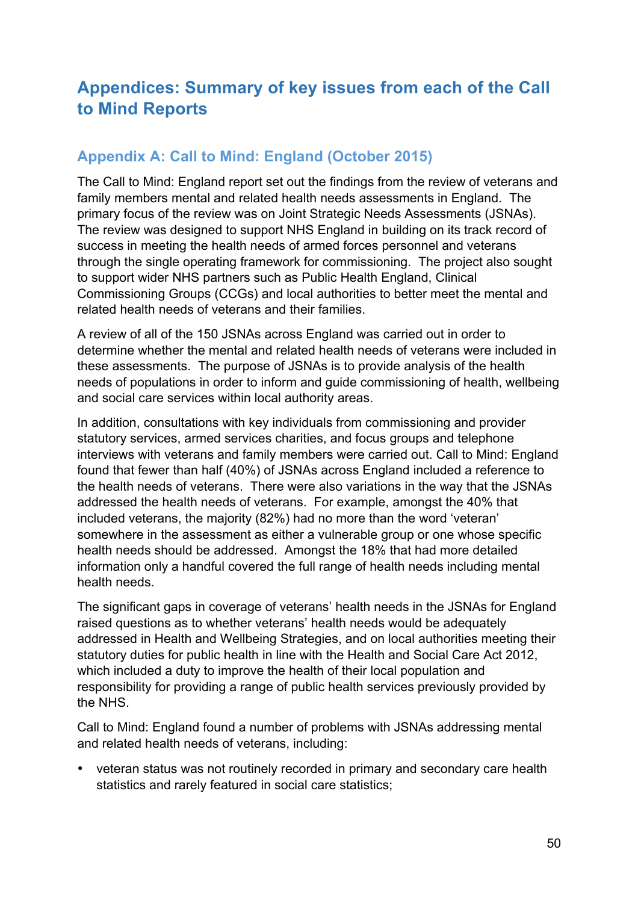# Appendices: Summary of key issues from each of the Call to Mind Reports

## Appendix A: Call to Mind: England (October 2015)

The Call to Mind: England report set out the findings from the review of veterans and family members mental and related health needs assessments in England. The primary focus of the review was on Joint Strategic Needs Assessments (JSNAs). The review was designed to support NHS England in building on its track record of success in meeting the health needs of armed forces personnel and veterans through the single operating framework for commissioning. The project also sought to support wider NHS partners such as Public Health England, Clinical Commissioning Groups (CCGs) and local authorities to better meet the mental and related health needs of veterans and their families.

A review of all of the 150 JSNAs across England was carried out in order to determine whether the mental and related health needs of veterans were included in these assessments. The purpose of JSNAs is to provide analysis of the health needs of populations in order to inform and guide commissioning of health, wellbeing and social care services within local authority areas.

In addition, consultations with key individuals from commissioning and provider statutory services, armed services charities, and focus groups and telephone interviews with veterans and family members were carried out. Call to Mind: England found that fewer than half (40%) of JSNAs across England included a reference to the health needs of veterans. There were also variations in the way that the JSNAs addressed the health needs of veterans. For example, amongst the 40% that included veterans, the majority (82%) had no more than the word 'veteran' somewhere in the assessment as either a vulnerable group or one whose specific health needs should be addressed. Amongst the 18% that had more detailed information only a handful covered the full range of health needs including mental health needs.

The significant gaps in coverage of veterans' health needs in the JSNAs for England raised questions as to whether veterans' health needs would be adequately addressed in Health and Wellbeing Strategies, and on local authorities meeting their statutory duties for public health in line with the Health and Social Care Act 2012, which included a duty to improve the health of their local population and responsibility for providing a range of public health services previously provided by the NHS.

Call to Mind: England found a number of problems with JSNAs addressing mental and related health needs of veterans, including:

- veteran status was not routinely recorded in primary and secondary care health statistics and rarely featured in social care statistics;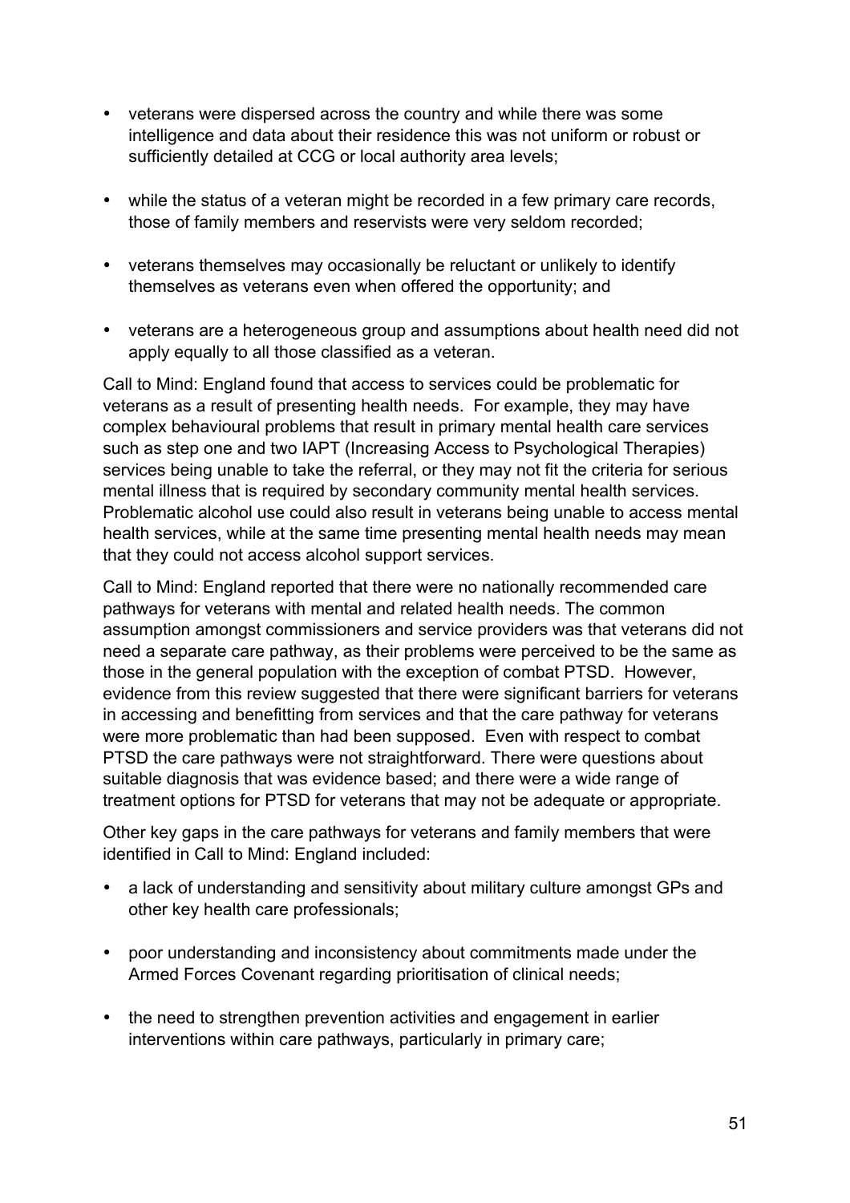- veterans were dispersed across the country and while there was some intelligence and data about their residence this was not uniform or robust or sufficiently detailed at CCG or local authority area levels;

- while the status of a veteran might be recorded in a few primary care records, those of family members and reservists were very seldom recorded;

- veterans themselves may occasionally be reluctant or unlikely to identify themselves as veterans even when offered the opportunity; and

- veterans are a heterogeneous group and assumptions about health need did not apply equally to all those classified as a veteran.

Call to Mind: England found that access to services could be problematic for veterans as a result of presenting health needs. For example, they may have complex behavioural problems that result in primary mental health care services such as step one and two IAPT (Increasing Access to Psychological Therapies) services being unable to take the referral, or they may not fit the criteria for serious mental illness that is required by secondary community mental health services. Problematic alcohol use could also result in veterans being unable to access mental health services, while at the same time presenting mental health needs may mean that they could not access alcohol support services.

Call to Mind: England reported that there were no nationally recommended care pathways for veterans with mental and related health needs. The common assumption amongst commissioners and service providers was that veterans did not need a separate care pathway, as their problems were perceived to be the same as those in the general population with the exception of combat PTSD. However, evidence from this review suggested that there were significant barriers for veterans in accessing and benefitting from services and that the care pathway for veterans were more problematic than had been supposed. Even with respect to combat PTSD the care pathways were not straightforward. There were questions about suitable diagnosis that was evidence based; and there were a wide range of treatment options for PTSD for veterans that may not be adequate or appropriate.

Other key gaps in the care pathways for veterans and family members that were identified in Call to Mind: England included:

- a lack of understanding and sensitivity about military culture amongst GPs and other key health care professionals;

- poor understanding and inconsistency about commitments made under the Armed Forces Covenant regarding prioritisation of clinical needs;

- the need to strengthen prevention activities and engagement in earlier interventions within care pathways, particularly in primary care;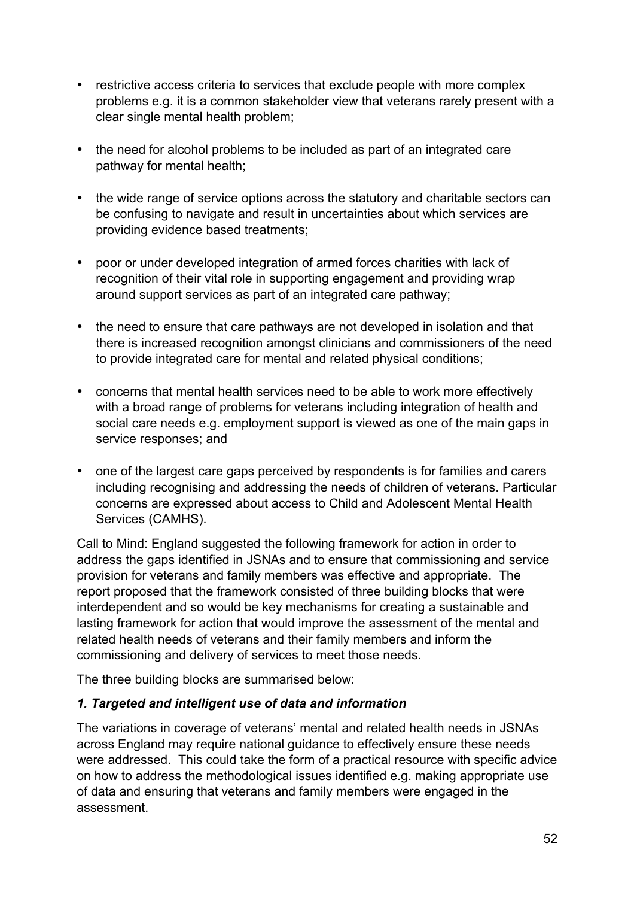- restrictive access criteria to services that exclude people with more complex problems e.g. it is a common stakeholder view that veterans rarely present with a clear single mental health problem;

- the need for alcohol problems to be included as part of an integrated care pathway for mental health;

- the wide range of service options across the statutory and charitable sectors can be confusing to navigate and result in uncertainties about which services are providing evidence based treatments;

- poor or under developed integration of armed forces charities with lack of recognition of their vital role in supporting engagement and providing wrap around support services as part of an integrated care pathway;

- the need to ensure that care pathways are not developed in isolation and that there is increased recognition amongst clinicians and commissioners of the need to provide integrated care for mental and related physical conditions;

- concerns that mental health services need to be able to work more effectively with a broad range of problems for veterans including integration of health and social care needs e.g. employment support is viewed as one of the main gaps in service responses; and

- one of the largest care gaps perceived by respondents is for families and carers including recognising and addressing the needs of children of veterans. Particular concerns are expressed about access to Child and Adolescent Mental Health Services (CAMHS).

Call to Mind: England suggested the following framework for action in order to address the gaps identified in JSNAs and to ensure that commissioning and service provision for veterans and family members was effective and appropriate. The report proposed that the framework consisted of three building blocks that were interdependent and so would be key mechanisms for creating a sustainable and lasting framework for action that would improve the assessment of the mental and related health needs of veterans and their family members and inform the commissioning and delivery of services to meet those needs.

The three building blocks are summarised below:

***1. Targeted and intelligent use of data and information***

The variations in coverage of veterans' mental and related health needs in JSNAs across England may require national guidance to effectively ensure these needs were addressed. This could take the form of a practical resource with specific advice on how to address the methodological issues identified e.g. making appropriate use of data and ensuring that veterans and family members were engaged in the assessment.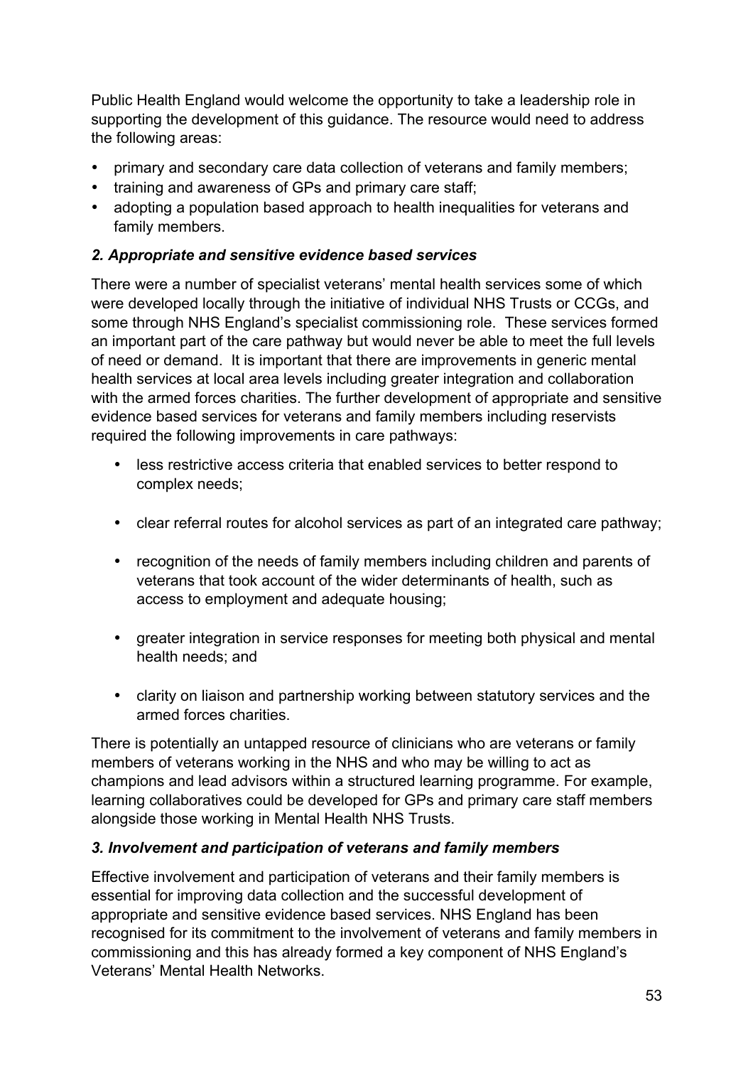Public Health England would welcome the opportunity to take a leadership role in supporting the development of this guidance. The resource would need to address the following areas:

- primary and secondary care data collection of veterans and family members;
- training and awareness of GPs and primary care staff;
- adopting a population based approach to health inequalities for veterans and family members.

### *2. Appropriate and sensitive evidence based services*

There were a number of specialist veterans' mental health services some of which were developed locally through the initiative of individual NHS Trusts or CCGs, and some through NHS England's specialist commissioning role. These services formed an important part of the care pathway but would never be able to meet the full levels of need or demand. It is important that there are improvements in generic mental health services at local area levels including greater integration and collaboration with the armed forces charities. The further development of appropriate and sensitive evidence based services for veterans and family members including reservists required the following improvements in care pathways:

- less restrictive access criteria that enabled services to better respond to complex needs;
- clear referral routes for alcohol services as part of an integrated care pathway;
- recognition of the needs of family members including children and parents of veterans that took account of the wider determinants of health, such as access to employment and adequate housing;
- greater integration in service responses for meeting both physical and mental health needs; and
- clarity on liaison and partnership working between statutory services and the armed forces charities.

There is potentially an untapped resource of clinicians who are veterans or family members of veterans working in the NHS and who may be willing to act as champions and lead advisors within a structured learning programme. For example, learning collaboratives could be developed for GPs and primary care staff members alongside those working in Mental Health NHS Trusts.

### *3. Involvement and participation of veterans and family members*

Effective involvement and participation of veterans and their family members is essential for improving data collection and the successful development of appropriate and sensitive evidence based services. NHS England has been recognised for its commitment to the involvement of veterans and family members in commissioning and this has already formed a key component of NHS England's Veterans' Mental Health Networks.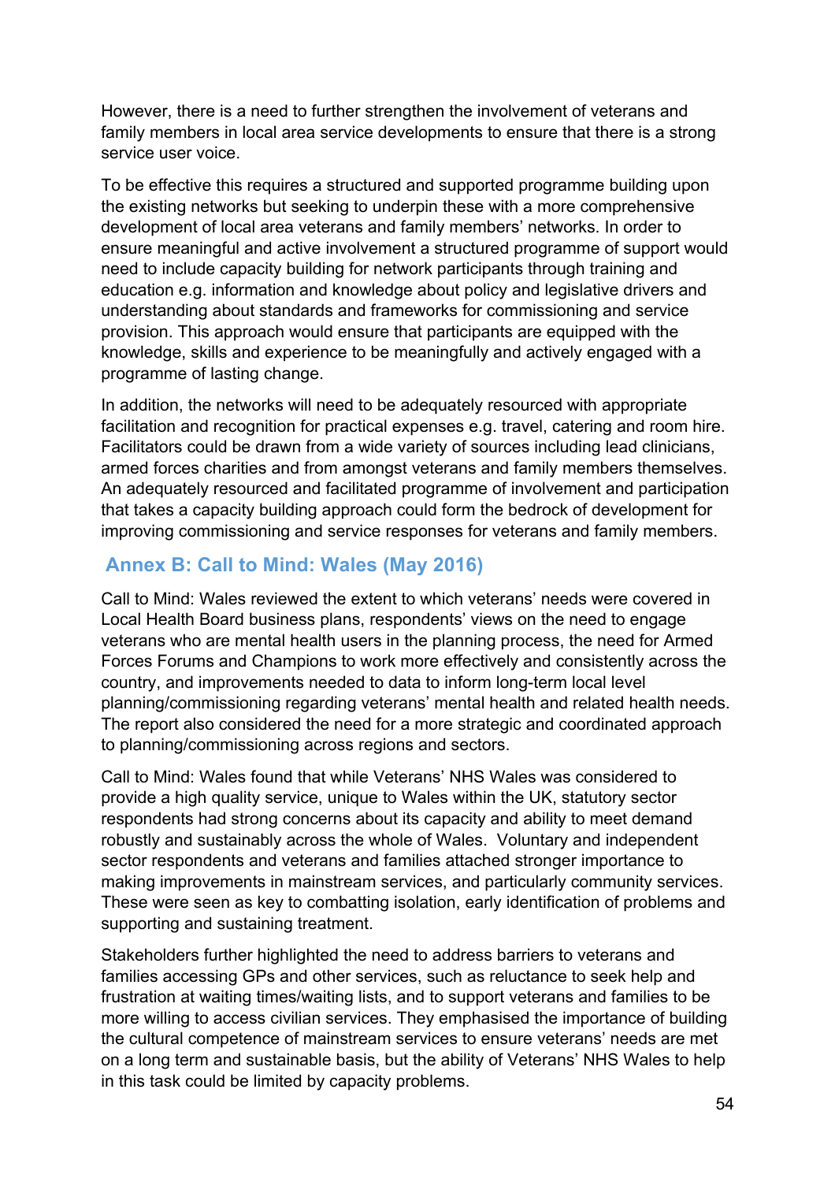However, there is a need to further strengthen the involvement of veterans and family members in local area service developments to ensure that there is a strong service user voice.

To be effective this requires a structured and supported programme building upon the existing networks but seeking to underpin these with a more comprehensive development of local area veterans and family members' networks. In order to ensure meaningful and active involvement a structured programme of support would need to include capacity building for network participants through training and education e.g. information and knowledge about policy and legislative drivers and understanding about standards and frameworks for commissioning and service provision. This approach would ensure that participants are equipped with the knowledge, skills and experience to be meaningfully and actively engaged with a programme of lasting change.

In addition, the networks will need to be adequately resourced with appropriate facilitation and recognition for practical expenses e.g. travel, catering and room hire. Facilitators could be drawn from a wide variety of sources including lead clinicians, armed forces charities and from amongst veterans and family members themselves. An adequately resourced and facilitated programme of involvement and participation that takes a capacity building approach could form the bedrock of development for improving commissioning and service responses for veterans and family members.

## Annex B: Call to Mind: Wales (May 2016)

Call to Mind: Wales reviewed the extent to which veterans' needs were covered in Local Health Board business plans, respondents' views on the need to engage veterans who are mental health users in the planning process, the need for Armed Forces Forums and Champions to work more effectively and consistently across the country, and improvements needed to data to inform long-term local level planning/commissioning regarding veterans' mental health and related health needs. The report also considered the need for a more strategic and coordinated approach to planning/commissioning across regions and sectors.

Call to Mind: Wales found that while Veterans' NHS Wales was considered to provide a high quality service, unique to Wales within the UK, statutory sector respondents had strong concerns about its capacity and ability to meet demand robustly and sustainably across the whole of Wales. Voluntary and independent sector respondents and veterans and families attached stronger importance to making improvements in mainstream services, and particularly community services. These were seen as key to combatting isolation, early identification of problems and supporting and sustaining treatment.

Stakeholders further highlighted the need to address barriers to veterans and families accessing GPs and other services, such as reluctance to seek help and frustration at waiting times/waiting lists, and to support veterans and families to be more willing to access civilian services. They emphasised the importance of building the cultural competence of mainstream services to ensure veterans' needs are met on a long term and sustainable basis, but the ability of Veterans' NHS Wales to help in this task could be limited by capacity problems.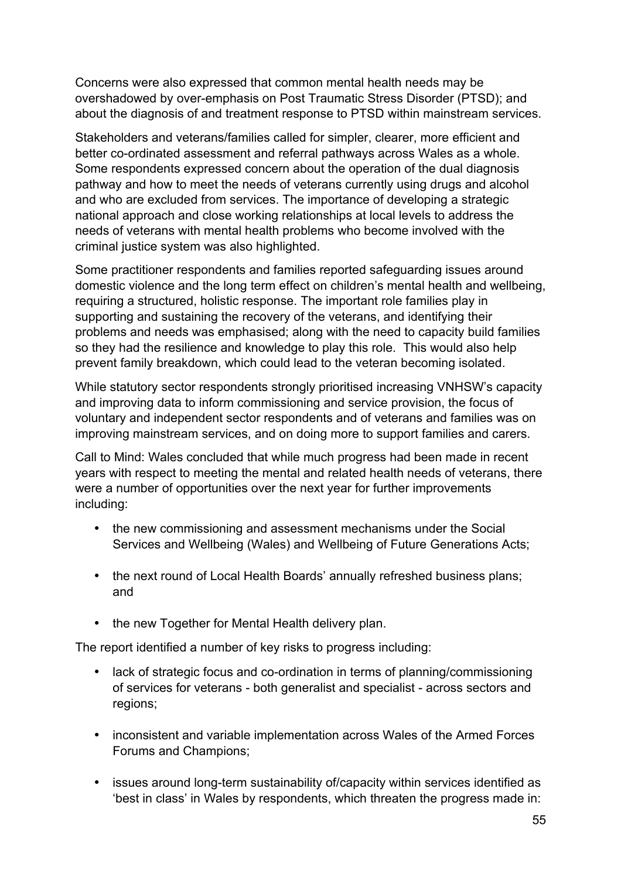Concerns were also expressed that common mental health needs may be overshadowed by over-emphasis on Post Traumatic Stress Disorder (PTSD); and about the diagnosis of and treatment response to PTSD within mainstream services.

Stakeholders and veterans/families called for simpler, clearer, more efficient and better co-ordinated assessment and referral pathways across Wales as a whole. Some respondents expressed concern about the operation of the dual diagnosis pathway and how to meet the needs of veterans currently using drugs and alcohol and who are excluded from services. The importance of developing a strategic national approach and close working relationships at local levels to address the needs of veterans with mental health problems who become involved with the criminal justice system was also highlighted.

Some practitioner respondents and families reported safeguarding issues around domestic violence and the long term effect on children's mental health and wellbeing, requiring a structured, holistic response. The important role families play in supporting and sustaining the recovery of the veterans, and identifying their problems and needs was emphasised; along with the need to capacity build families so they had the resilience and knowledge to play this role. This would also help prevent family breakdown, which could lead to the veteran becoming isolated.

While statutory sector respondents strongly prioritised increasing VNHSW's capacity and improving data to inform commissioning and service provision, the focus of voluntary and independent sector respondents and of veterans and families was on improving mainstream services, and on doing more to support families and carers.

Call to Mind: Wales concluded that while much progress had been made in recent years with respect to meeting the mental and related health needs of veterans, there were a number of opportunities over the next year for further improvements including:

- the new commissioning and assessment mechanisms under the Social Services and Wellbeing (Wales) and Wellbeing of Future Generations Acts;
- the next round of Local Health Boards' annually refreshed business plans; and
- the new Together for Mental Health delivery plan.

The report identified a number of key risks to progress including:

- lack of strategic focus and co-ordination in terms of planning/commissioning of services for veterans - both generalist and specialist - across sectors and regions;
- inconsistent and variable implementation across Wales of the Armed Forces Forums and Champions;
- issues around long-term sustainability of/capacity within services identified as 'best in class' in Wales by respondents, which threaten the progress made in: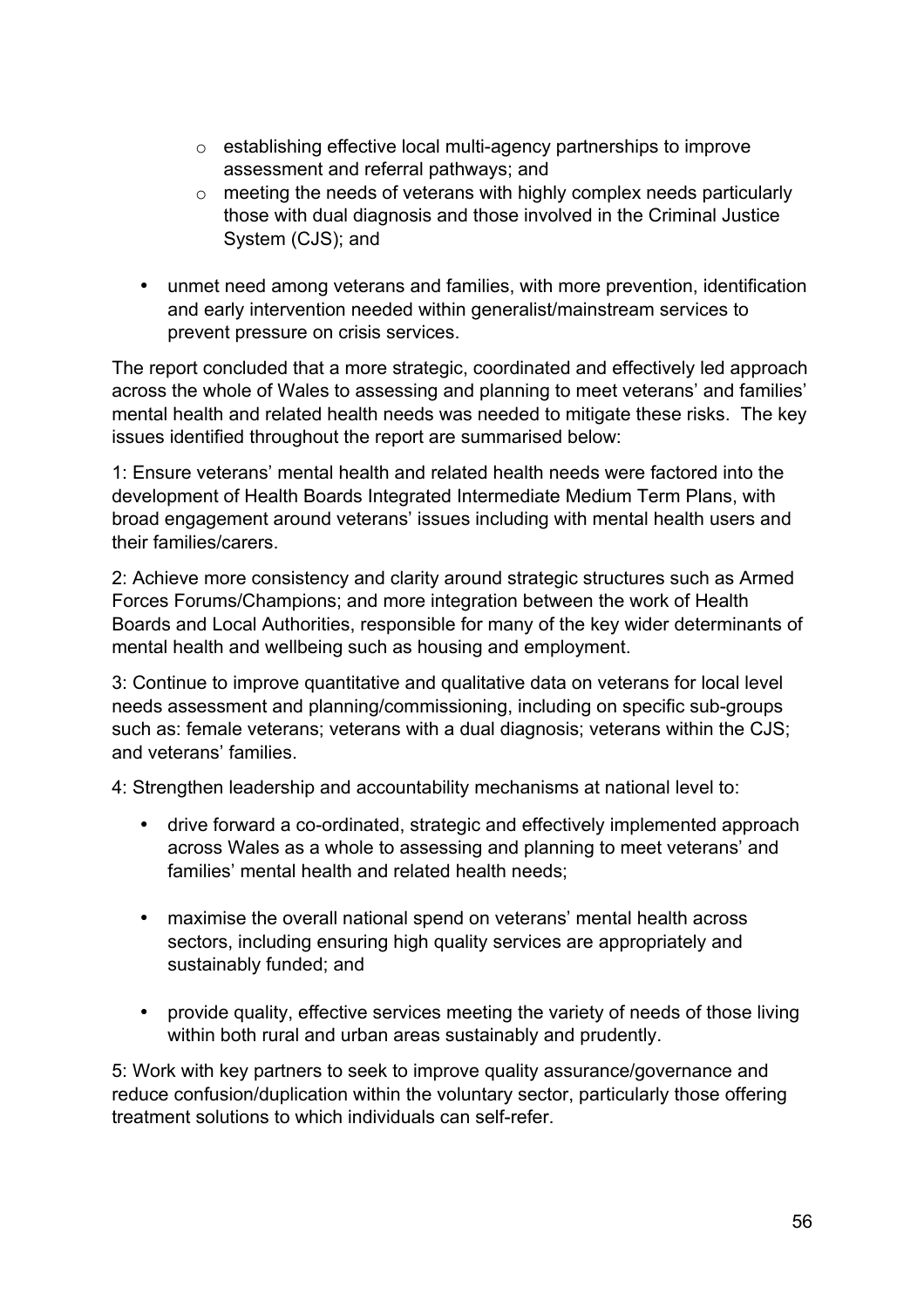- establishing effective local multi-agency partnerships to improve assessment and referral pathways; and
  - meeting the needs of veterans with highly complex needs particularly those with dual diagnosis and those involved in the Criminal Justice System (CJS); and

- unmet need among veterans and families, with more prevention, identification and early intervention needed within generalist/mainstream services to prevent pressure on crisis services.

The report concluded that a more strategic, coordinated and effectively led approach across the whole of Wales to assessing and planning to meet veterans' and families' mental health and related health needs was needed to mitigate these risks. The key issues identified throughout the report are summarised below:

1: Ensure veterans' mental health and related health needs were factored into the development of Health Boards Integrated Intermediate Medium Term Plans, with broad engagement around veterans' issues including with mental health users and their families/carers.

2: Achieve more consistency and clarity around strategic structures such as Armed Forces Forums/Champions; and more integration between the work of Health Boards and Local Authorities, responsible for many of the key wider determinants of mental health and wellbeing such as housing and employment.

3: Continue to improve quantitative and qualitative data on veterans for local level needs assessment and planning/commissioning, including on specific sub-groups such as: female veterans; veterans with a dual diagnosis; veterans within the CJS; and veterans' families.

4: Strengthen leadership and accountability mechanisms at national level to:

- drive forward a co-ordinated, strategic and effectively implemented approach across Wales as a whole to assessing and planning to meet veterans' and families' mental health and related health needs;

- maximise the overall national spend on veterans' mental health across sectors, including ensuring high quality services are appropriately and sustainably funded; and

- provide quality, effective services meeting the variety of needs of those living within both rural and urban areas sustainably and prudently.

5: Work with key partners to seek to improve quality assurance/governance and reduce confusion/duplication within the voluntary sector, particularly those offering treatment solutions to which individuals can self-refer.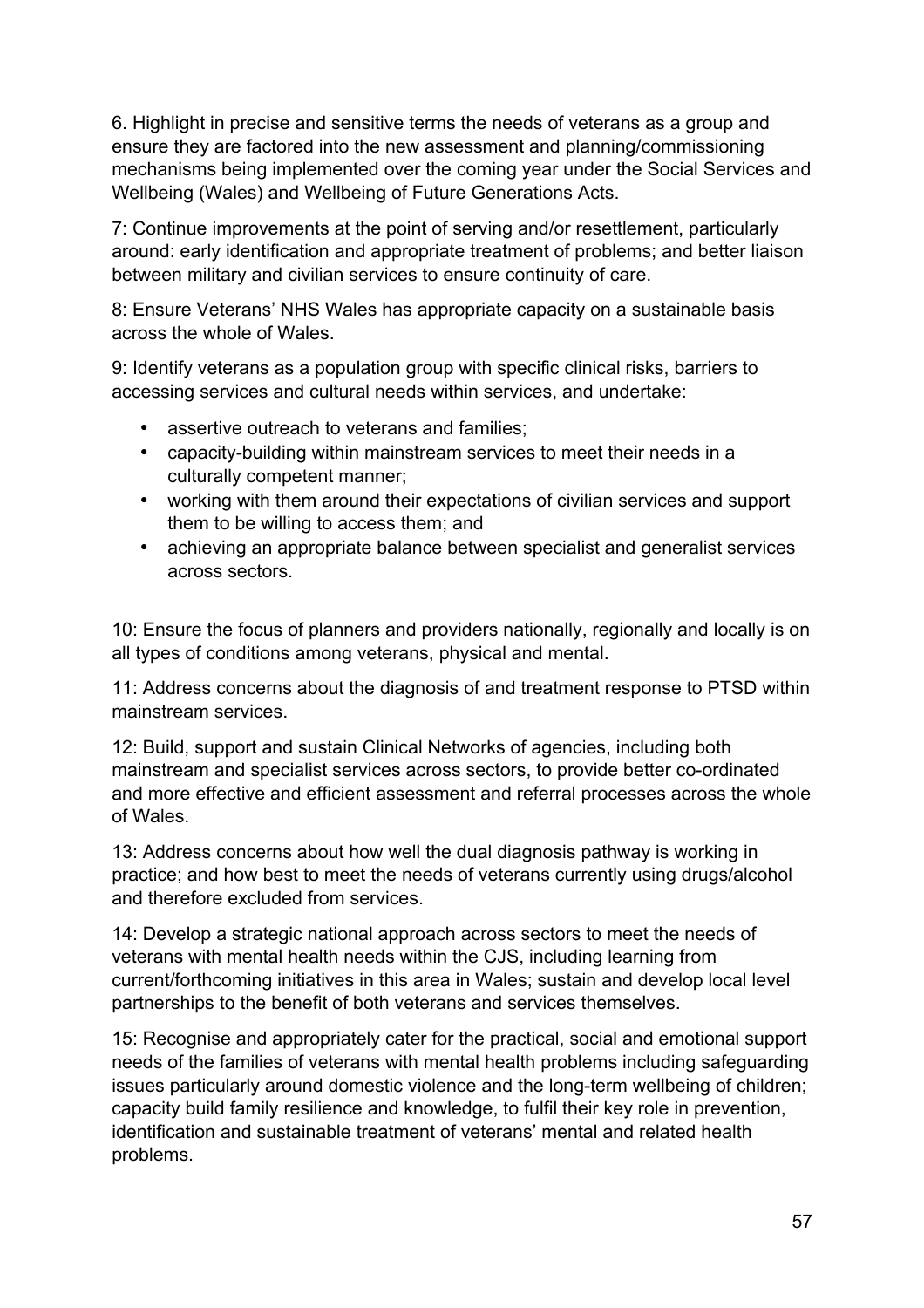6. Highlight in precise and sensitive terms the needs of veterans as a group and ensure they are factored into the new assessment and planning/commissioning mechanisms being implemented over the coming year under the Social Services and Wellbeing (Wales) and Wellbeing of Future Generations Acts.

7: Continue improvements at the point of serving and/or resettlement, particularly around: early identification and appropriate treatment of problems; and better liaison between military and civilian services to ensure continuity of care.

8: Ensure Veterans' NHS Wales has appropriate capacity on a sustainable basis across the whole of Wales.

9: Identify veterans as a population group with specific clinical risks, barriers to accessing services and cultural needs within services, and undertake:

- assertive outreach to veterans and families;
- capacity-building within mainstream services to meet their needs in a culturally competent manner;
- working with them around their expectations of civilian services and support them to be willing to access them; and
- achieving an appropriate balance between specialist and generalist services across sectors.

10: Ensure the focus of planners and providers nationally, regionally and locally is on all types of conditions among veterans, physical and mental.

11: Address concerns about the diagnosis of and treatment response to PTSD within mainstream services.

12: Build, support and sustain Clinical Networks of agencies, including both mainstream and specialist services across sectors, to provide better co-ordinated and more effective and efficient assessment and referral processes across the whole of Wales.

13: Address concerns about how well the dual diagnosis pathway is working in practice; and how best to meet the needs of veterans currently using drugs/alcohol and therefore excluded from services.

14: Develop a strategic national approach across sectors to meet the needs of veterans with mental health needs within the CJS, including learning from current/forthcoming initiatives in this area in Wales; sustain and develop local level partnerships to the benefit of both veterans and services themselves.

15: Recognise and appropriately cater for the practical, social and emotional support needs of the families of veterans with mental health problems including safeguarding issues particularly around domestic violence and the long-term wellbeing of children; capacity build family resilience and knowledge, to fulfil their key role in prevention, identification and sustainable treatment of veterans' mental and related health problems.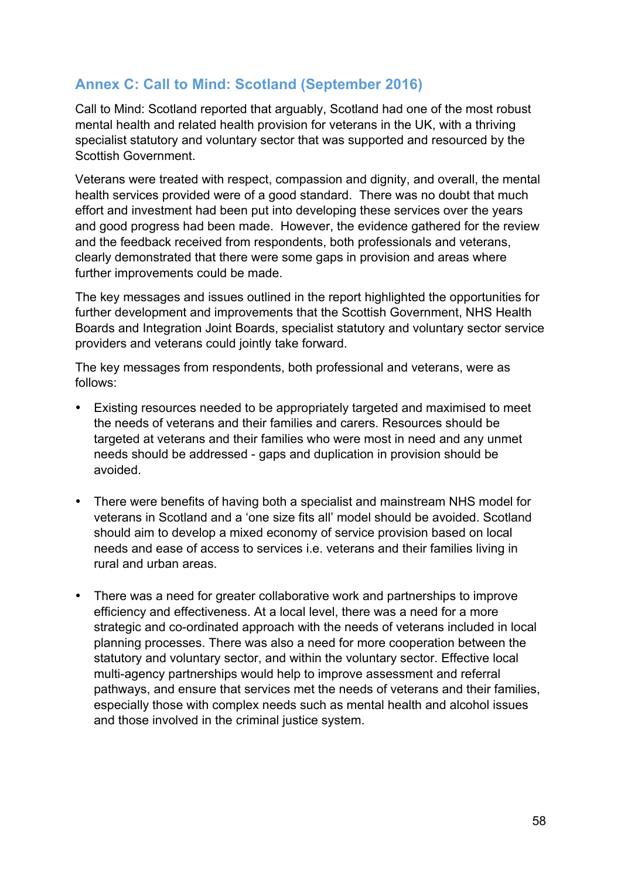## Annex C: Call to Mind: Scotland (September 2016)

Call to Mind: Scotland reported that arguably, Scotland had one of the most robust mental health and related health provision for veterans in the UK, with a thriving specialist statutory and voluntary sector that was supported and resourced by the Scottish Government.

Veterans were treated with respect, compassion and dignity, and overall, the mental health services provided were of a good standard. There was no doubt that much effort and investment had been put into developing these services over the years and good progress had been made. However, the evidence gathered for the review and the feedback received from respondents, both professionals and veterans, clearly demonstrated that there were some gaps in provision and areas where further improvements could be made.

The key messages and issues outlined in the report highlighted the opportunities for further development and improvements that the Scottish Government, NHS Health Boards and Integration Joint Boards, specialist statutory and voluntary sector service providers and veterans could jointly take forward.

The key messages from respondents, both professional and veterans, were as follows:

- Existing resources needed to be appropriately targeted and maximised to meet the needs of veterans and their families and carers. Resources should be targeted at veterans and their families who were most in need and any unmet needs should be addressed - gaps and duplication in provision should be avoided.

- There were benefits of having both a specialist and mainstream NHS model for veterans in Scotland and a 'one size fits all' model should be avoided. Scotland should aim to develop a mixed economy of service provision based on local needs and ease of access to services i.e. veterans and their families living in rural and urban areas.

- There was a need for greater collaborative work and partnerships to improve efficiency and effectiveness. At a local level, there was a need for a more strategic and co-ordinated approach with the needs of veterans included in local planning processes. There was also a need for more cooperation between the statutory and voluntary sector, and within the voluntary sector. Effective local multi-agency partnerships would help to improve assessment and referral pathways, and ensure that services met the needs of veterans and their families, especially those with complex needs such as mental health and alcohol issues and those involved in the criminal justice system.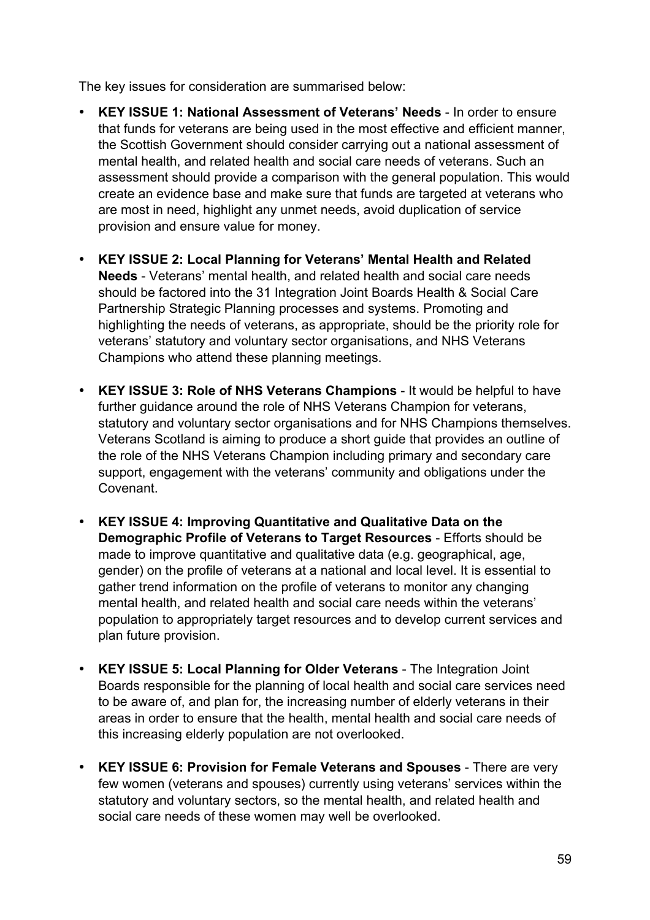The key issues for consideration are summarised below:

- **KEY ISSUE 1: National Assessment of Veterans' Needs** - In order to ensure that funds for veterans are being used in the most effective and efficient manner, the Scottish Government should consider carrying out a national assessment of mental health, and related health and social care needs of veterans. Such an assessment should provide a comparison with the general population. This would create an evidence base and make sure that funds are targeted at veterans who are most in need, highlight any unmet needs, avoid duplication of service provision and ensure value for money.

- **KEY ISSUE 2: Local Planning for Veterans' Mental Health and Related Needs** - Veterans' mental health, and related health and social care needs should be factored into the 31 Integration Joint Boards Health & Social Care Partnership Strategic Planning processes and systems. Promoting and highlighting the needs of veterans, as appropriate, should be the priority role for veterans' statutory and voluntary sector organisations, and NHS Veterans Champions who attend these planning meetings.

- **KEY ISSUE 3: Role of NHS Veterans Champions** - It would be helpful to have further guidance around the role of NHS Veterans Champion for veterans, statutory and voluntary sector organisations and for NHS Champions themselves. Veterans Scotland is aiming to produce a short guide that provides an outline of the role of the NHS Veterans Champion including primary and secondary care support, engagement with the veterans' community and obligations under the Covenant.

- **KEY ISSUE 4: Improving Quantitative and Qualitative Data on the Demographic Profile of Veterans to Target Resources** - Efforts should be made to improve quantitative and qualitative data (e.g. geographical, age, gender) on the profile of veterans at a national and local level. It is essential to gather trend information on the profile of veterans to monitor any changing mental health, and related health and social care needs within the veterans' population to appropriately target resources and to develop current services and plan future provision.

- **KEY ISSUE 5: Local Planning for Older Veterans** - The Integration Joint Boards responsible for the planning of local health and social care services need to be aware of, and plan for, the increasing number of elderly veterans in their areas in order to ensure that the health, mental health and social care needs of this increasing elderly population are not overlooked.

- **KEY ISSUE 6: Provision for Female Veterans and Spouses** - There are very few women (veterans and spouses) currently using veterans' services within the statutory and voluntary sectors, so the mental health, and related health and social care needs of these women may well be overlooked.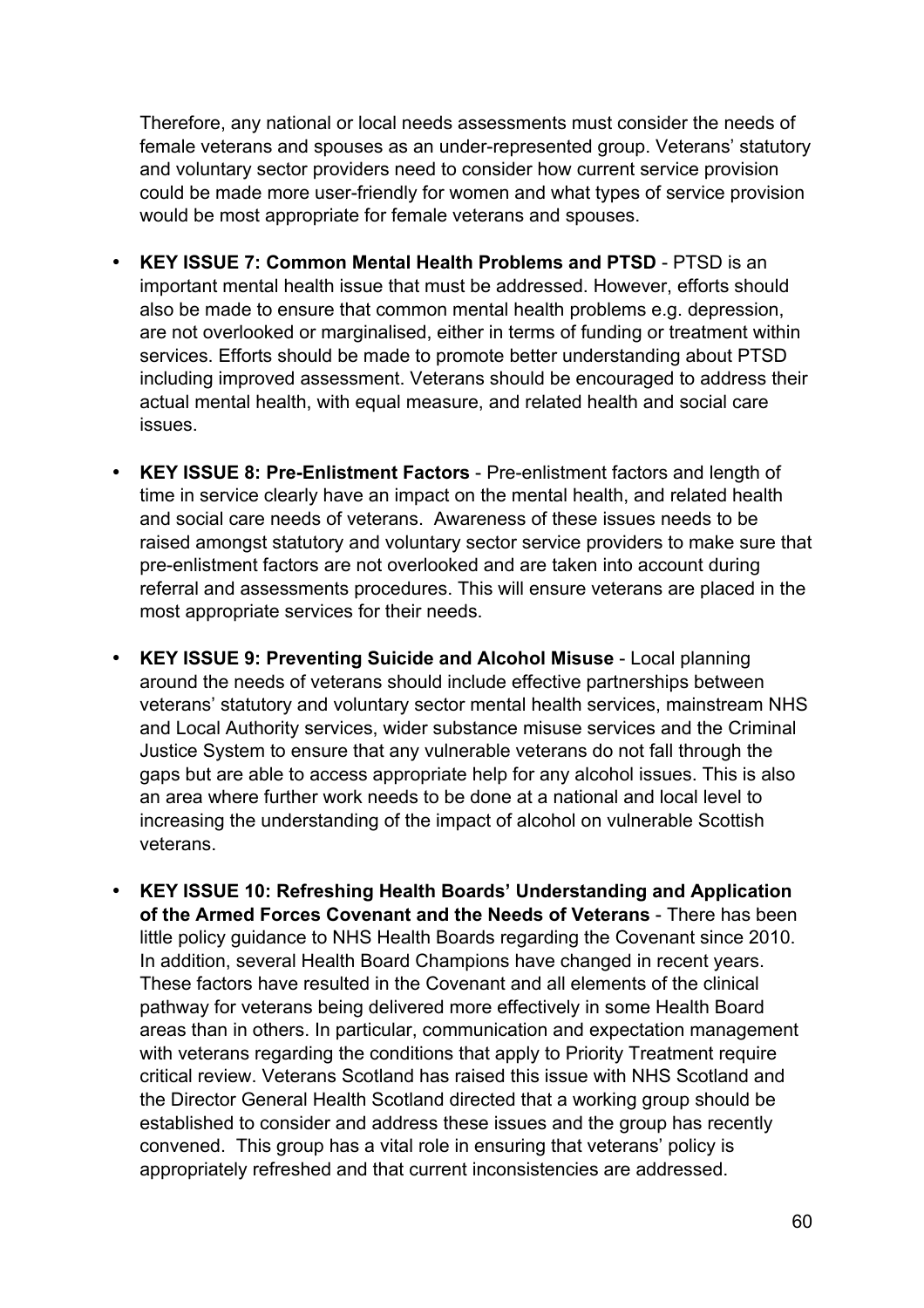Therefore, any national or local needs assessments must consider the needs of female veterans and spouses as an under-represented group. Veterans' statutory and voluntary sector providers need to consider how current service provision could be made more user-friendly for women and what types of service provision would be most appropriate for female veterans and spouses.

- **KEY ISSUE 7: Common Mental Health Problems and PTSD** - PTSD is an important mental health issue that must be addressed. However, efforts should also be made to ensure that common mental health problems e.g. depression, are not overlooked or marginalised, either in terms of funding or treatment within services. Efforts should be made to promote better understanding about PTSD including improved assessment. Veterans should be encouraged to address their actual mental health, with equal measure, and related health and social care issues.

- **KEY ISSUE 8: Pre-Enlistment Factors** - Pre-enlistment factors and length of time in service clearly have an impact on the mental health, and related health and social care needs of veterans. Awareness of these issues needs to be raised amongst statutory and voluntary sector service providers to make sure that pre-enlistment factors are not overlooked and are taken into account during referral and assessments procedures. This will ensure veterans are placed in the most appropriate services for their needs.

- **KEY ISSUE 9: Preventing Suicide and Alcohol Misuse** - Local planning around the needs of veterans should include effective partnerships between veterans' statutory and voluntary sector mental health services, mainstream NHS and Local Authority services, wider substance misuse services and the Criminal Justice System to ensure that any vulnerable veterans do not fall through the gaps but are able to access appropriate help for any alcohol issues. This is also an area where further work needs to be done at a national and local level to increasing the understanding of the impact of alcohol on vulnerable Scottish veterans.

- **KEY ISSUE 10: Refreshing Health Boards' Understanding and Application of the Armed Forces Covenant and the Needs of Veterans** - There has been little policy guidance to NHS Health Boards regarding the Covenant since 2010. In addition, several Health Board Champions have changed in recent years. These factors have resulted in the Covenant and all elements of the clinical pathway for veterans being delivered more effectively in some Health Board areas than in others. In particular, communication and expectation management with veterans regarding the conditions that apply to Priority Treatment require critical review. Veterans Scotland has raised this issue with NHS Scotland and the Director General Health Scotland directed that a working group should be established to consider and address these issues and the group has recently convened. This group has a vital role in ensuring that veterans' policy is appropriately refreshed and that current inconsistencies are addressed.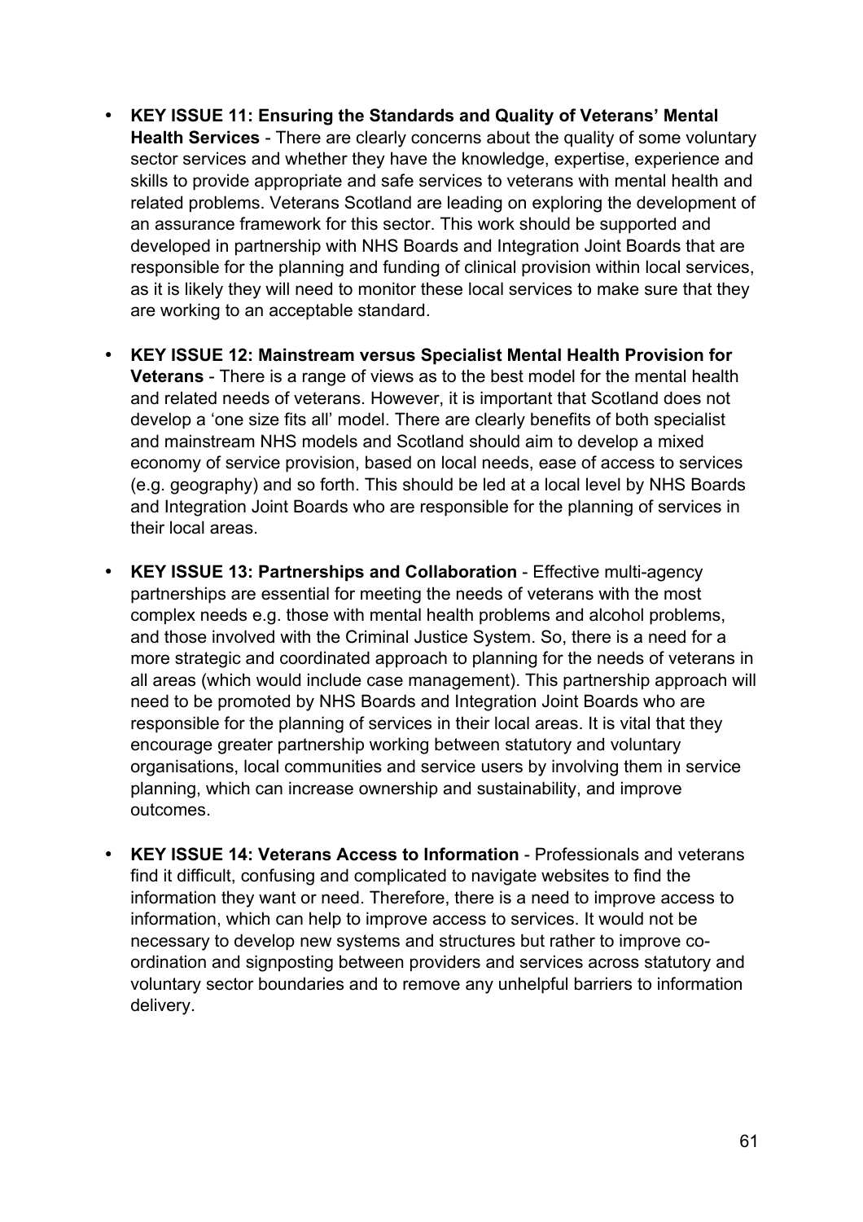- **KEY ISSUE 11: Ensuring the Standards and Quality of Veterans' Mental Health Services** - There are clearly concerns about the quality of some voluntary sector services and whether they have the knowledge, expertise, experience and skills to provide appropriate and safe services to veterans with mental health and related problems. Veterans Scotland are leading on exploring the development of an assurance framework for this sector. This work should be supported and developed in partnership with NHS Boards and Integration Joint Boards that are responsible for the planning and funding of clinical provision within local services, as it is likely they will need to monitor these local services to make sure that they are working to an acceptable standard.

- **KEY ISSUE 12: Mainstream versus Specialist Mental Health Provision for Veterans** - There is a range of views as to the best model for the mental health and related needs of veterans. However, it is important that Scotland does not develop a 'one size fits all' model. There are clearly benefits of both specialist and mainstream NHS models and Scotland should aim to develop a mixed economy of service provision, based on local needs, ease of access to services (e.g. geography) and so forth. This should be led at a local level by NHS Boards and Integration Joint Boards who are responsible for the planning of services in their local areas.

- **KEY ISSUE 13: Partnerships and Collaboration** - Effective multi-agency partnerships are essential for meeting the needs of veterans with the most complex needs e.g. those with mental health problems and alcohol problems, and those involved with the Criminal Justice System. So, there is a need for a more strategic and coordinated approach to planning for the needs of veterans in all areas (which would include case management). This partnership approach will need to be promoted by NHS Boards and Integration Joint Boards who are responsible for the planning of services in their local areas. It is vital that they encourage greater partnership working between statutory and voluntary organisations, local communities and service users by involving them in service planning, which can increase ownership and sustainability, and improve outcomes.

- **KEY ISSUE 14: Veterans Access to Information** - Professionals and veterans find it difficult, confusing and complicated to navigate websites to find the information they want or need. Therefore, there is a need to improve access to information, which can help to improve access to services. It would not be necessary to develop new systems and structures but rather to improve co-ordination and signposting between providers and services across statutory and voluntary sector boundaries and to remove any unhelpful barriers to information delivery.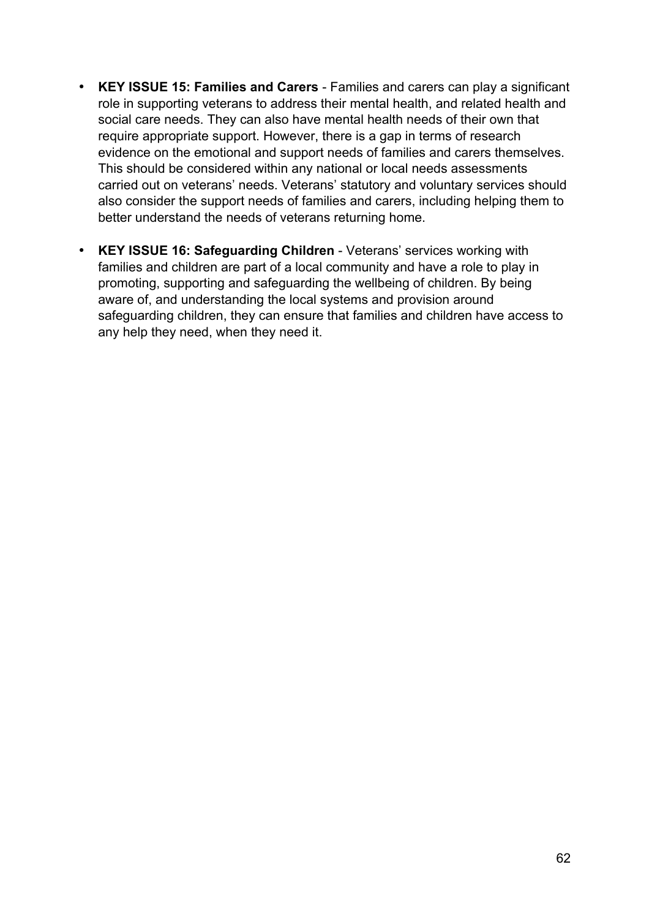- **KEY ISSUE 15: Families and Carers** - Families and carers can play a significant role in supporting veterans to address their mental health, and related health and social care needs. They can also have mental health needs of their own that require appropriate support. However, there is a gap in terms of research evidence on the emotional and support needs of families and carers themselves. This should be considered within any national or local needs assessments carried out on veterans' needs. Veterans' statutory and voluntary services should also consider the support needs of families and carers, including helping them to better understand the needs of veterans returning home.

- **KEY ISSUE 16: Safeguarding Children** - Veterans' services working with families and children are part of a local community and have a role to play in promoting, supporting and safeguarding the wellbeing of children. By being aware of, and understanding the local systems and provision around safeguarding children, they can ensure that families and children have access to any help they need, when they need it.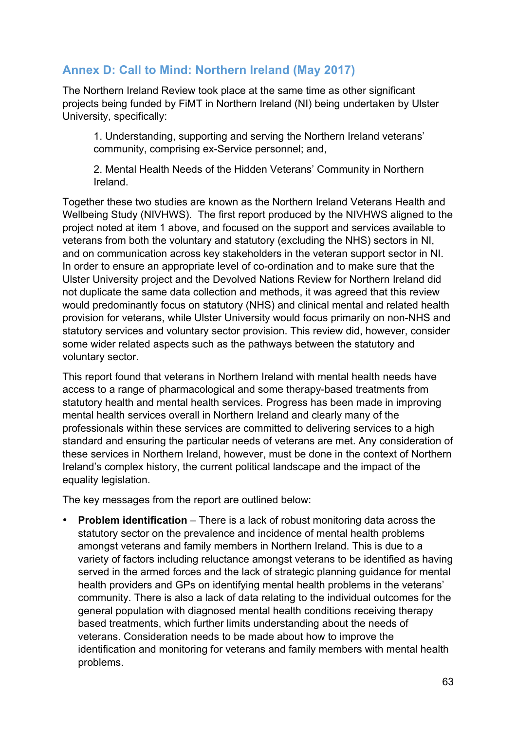## Annex D: Call to Mind: Northern Ireland (May 2017)

The Northern Ireland Review took place at the same time as other significant projects being funded by FiMT in Northern Ireland (NI) being undertaken by Ulster University, specifically:

> 1. Understanding, supporting and serving the Northern Ireland veterans' community, comprising ex-Service personnel; and,
>
> 2. Mental Health Needs of the Hidden Veterans' Community in Northern Ireland.

Together these two studies are known as the Northern Ireland Veterans Health and Wellbeing Study (NIVHWS). The first report produced by the NIVHWS aligned to the project noted at item 1 above, and focused on the support and services available to veterans from both the voluntary and statutory (excluding the NHS) sectors in NI, and on communication across key stakeholders in the veteran support sector in NI. In order to ensure an appropriate level of co-ordination and to make sure that the Ulster University project and the Devolved Nations Review for Northern Ireland did not duplicate the same data collection and methods, it was agreed that this review would predominantly focus on statutory (NHS) and clinical mental and related health provision for veterans, while Ulster University would focus primarily on non-NHS and statutory services and voluntary sector provision. This review did, however, consider some wider related aspects such as the pathways between the statutory and voluntary sector.

This report found that veterans in Northern Ireland with mental health needs have access to a range of pharmacological and some therapy-based treatments from statutory health and mental health services. Progress has been made in improving mental health services overall in Northern Ireland and clearly many of the professionals within these services are committed to delivering services to a high standard and ensuring the particular needs of veterans are met. Any consideration of these services in Northern Ireland, however, must be done in the context of Northern Ireland's complex history, the current political landscape and the impact of the equality legislation.

The key messages from the report are outlined below:

- **Problem identification** – There is a lack of robust monitoring data across the statutory sector on the prevalence and incidence of mental health problems amongst veterans and family members in Northern Ireland. This is due to a variety of factors including reluctance amongst veterans to be identified as having served in the armed forces and the lack of strategic planning guidance for mental health providers and GPs on identifying mental health problems in the veterans' community. There is also a lack of data relating to the individual outcomes for the general population with diagnosed mental health conditions receiving therapy based treatments, which further limits understanding about the needs of veterans. Consideration needs to be made about how to improve the identification and monitoring for veterans and family members with mental health problems.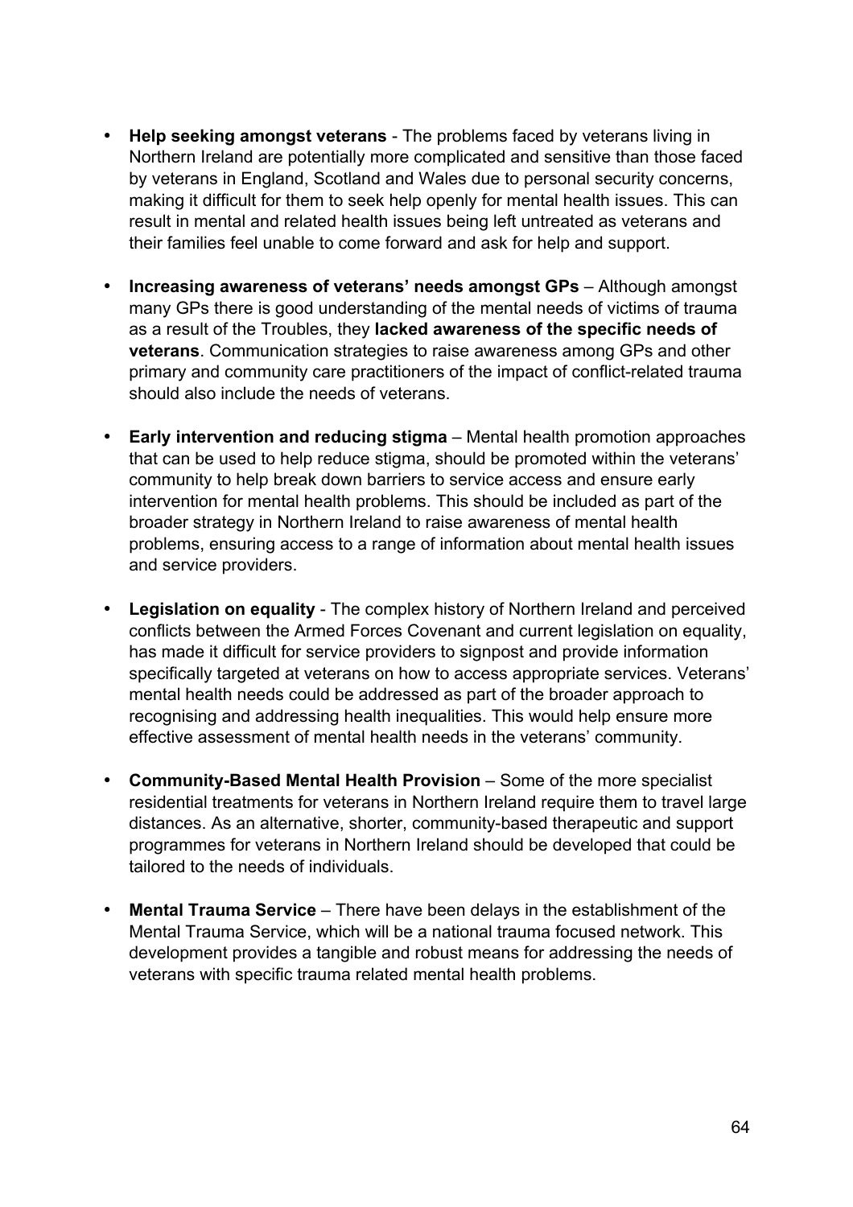- **Help seeking amongst veterans** - The problems faced by veterans living in Northern Ireland are potentially more complicated and sensitive than those faced by veterans in England, Scotland and Wales due to personal security concerns, making it difficult for them to seek help openly for mental health issues. This can result in mental and related health issues being left untreated as veterans and their families feel unable to come forward and ask for help and support.

- **Increasing awareness of veterans' needs amongst GPs** – Although amongst many GPs there is good understanding of the mental needs of victims of trauma as a result of the Troubles, they **lacked awareness of the specific needs of veterans**. Communication strategies to raise awareness among GPs and other primary and community care practitioners of the impact of conflict-related trauma should also include the needs of veterans.

- **Early intervention and reducing stigma** – Mental health promotion approaches that can be used to help reduce stigma, should be promoted within the veterans' community to help break down barriers to service access and ensure early intervention for mental health problems. This should be included as part of the broader strategy in Northern Ireland to raise awareness of mental health problems, ensuring access to a range of information about mental health issues and service providers.

- **Legislation on equality** - The complex history of Northern Ireland and perceived conflicts between the Armed Forces Covenant and current legislation on equality, has made it difficult for service providers to signpost and provide information specifically targeted at veterans on how to access appropriate services. Veterans' mental health needs could be addressed as part of the broader approach to recognising and addressing health inequalities. This would help ensure more effective assessment of mental health needs in the veterans' community.

- **Community-Based Mental Health Provision** – Some of the more specialist residential treatments for veterans in Northern Ireland require them to travel large distances. As an alternative, shorter, community-based therapeutic and support programmes for veterans in Northern Ireland should be developed that could be tailored to the needs of individuals.

- **Mental Trauma Service** – There have been delays in the establishment of the Mental Trauma Service, which will be a national trauma focused network. This development provides a tangible and robust means for addressing the needs of veterans with specific trauma related mental health problems.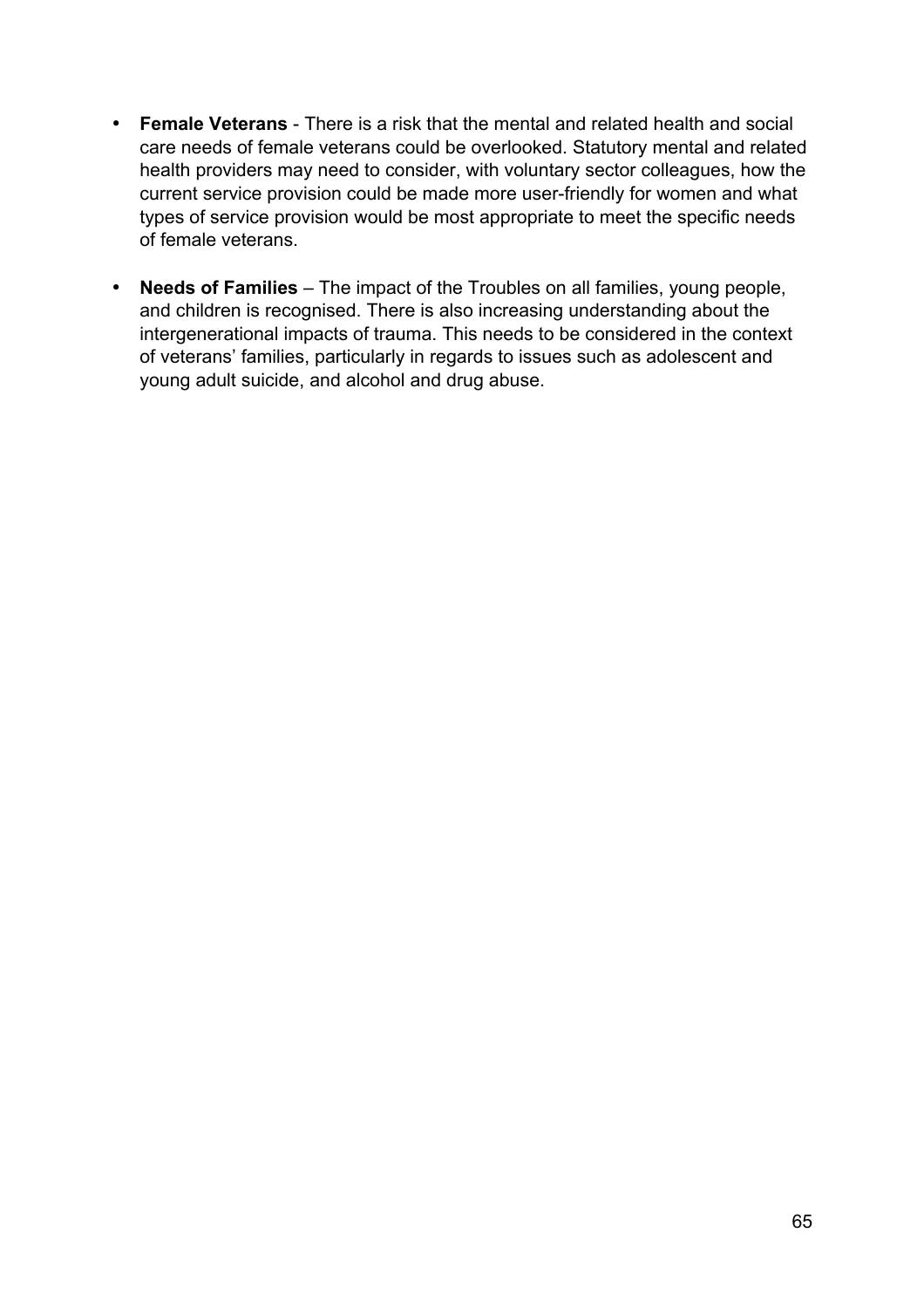- **Female Veterans** - There is a risk that the mental and related health and social care needs of female veterans could be overlooked. Statutory mental and related health providers may need to consider, with voluntary sector colleagues, how the current service provision could be made more user-friendly for women and what types of service provision would be most appropriate to meet the specific needs of female veterans.

- **Needs of Families** – The impact of the Troubles on all families, young people, and children is recognised. There is also increasing understanding about the intergenerational impacts of trauma. This needs to be considered in the context of veterans' families, particularly in regards to issues such as adolescent and young adult suicide, and alcohol and drug abuse.